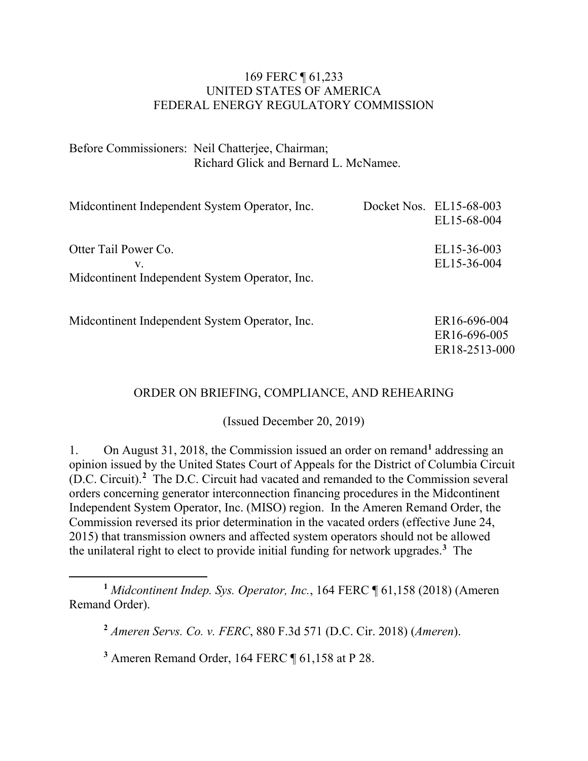169 FERC ¶ 61,233
UNITED STATES OF AMERICA
FEDERAL ENERGY REGULATORY COMMISSION

Before Commissioners: Neil Chatterjee, Chairman;
Richard Glick and Bernard L. McNamee.

| | | |
|---|---|---|
| Midcontinent Independent System Operator, Inc. | Docket Nos. | EL15-68-003<br>EL15-68-004 |
| Otter Tail Power Co.<br>v.<br>Midcontinent Independent System Operator, Inc. | | EL15-36-003<br>EL15-36-004 |
| Midcontinent Independent System Operator, Inc. | | ER16-696-004<br>ER16-696-005<br>ER18-2513-000 |

ORDER ON BRIEFING, COMPLIANCE, AND REHEARING

(Issued December 20, 2019)

1. On August 31, 2018, the Commission issued an order on remand[1] addressing an opinion issued by the United States Court of Appeals for the District of Columbia Circuit (D.C. Circuit).[2] The D.C. Circuit had vacated and remanded to the Commission several orders concerning generator interconnection financing procedures in the Midcontinent Independent System Operator, Inc. (MISO) region. In the Ameren Remand Order, the Commission reversed its prior determination in the vacated orders (effective June 24, 2015) that transmission owners and affected system operators should not be allowed the unilateral right to elect to provide initial funding for network upgrades.[3] The

---

[1] *Midcontinent Indep. Sys. Operator, Inc.*, 164 FERC ¶ 61,158 (2018) (Ameren Remand Order).

[2] *Ameren Servs. Co. v. FERC*, 880 F.3d 571 (D.C. Cir. 2018) (*Ameren*).

[3] Ameren Remand Order, 164 FERC ¶ 61,158 at P 28.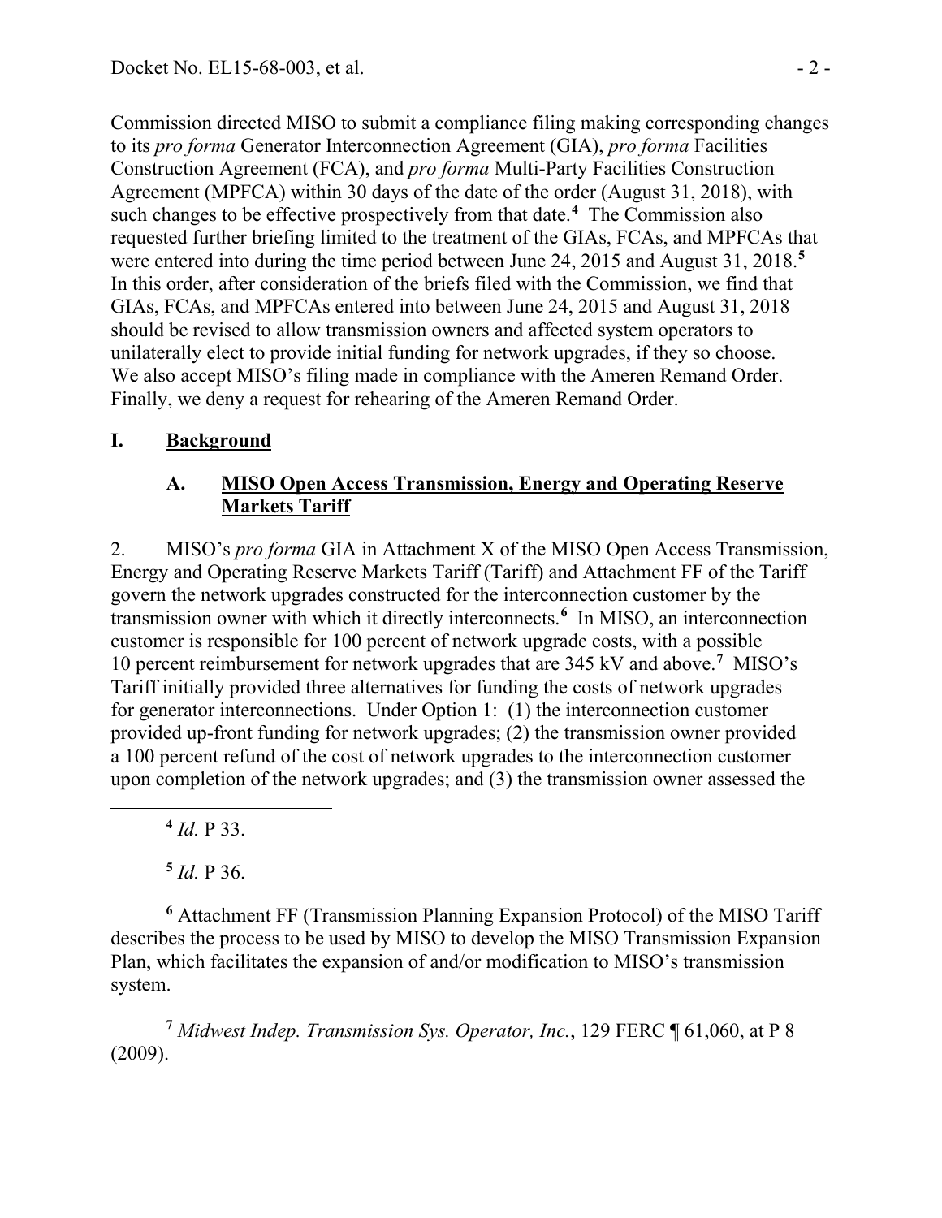Commission directed MISO to submit a compliance filing making corresponding changes to its *pro forma* Generator Interconnection Agreement (GIA), *pro forma* Facilities Construction Agreement (FCA), and *pro forma* Multi-Party Facilities Construction Agreement (MPFCA) within 30 days of the date of the order (August 31, 2018), with such changes to be effective prospectively from that date.[4] The Commission also requested further briefing limited to the treatment of the GIAs, FCAs, and MPFCAs that were entered into during the time period between June 24, 2015 and August 31, 2018.[5] In this order, after consideration of the briefs filed with the Commission, we find that GIAs, FCAs, and MPFCAs entered into between June 24, 2015 and August 31, 2018 should be revised to allow transmission owners and affected system operators to unilaterally elect to provide initial funding for network upgrades, if they so choose. We also accept MISO's filing made in compliance with the Ameren Remand Order. Finally, we deny a request for rehearing of the Ameren Remand Order.

# I. Background

## A. MISO Open Access Transmission, Energy and Operating Reserve Markets Tariff

2. MISO's *pro forma* GIA in Attachment X of the MISO Open Access Transmission, Energy and Operating Reserve Markets Tariff (Tariff) and Attachment FF of the Tariff govern the network upgrades constructed for the interconnection customer by the transmission owner with which it directly interconnects.[6] In MISO, an interconnection customer is responsible for 100 percent of network upgrade costs, with a possible 10 percent reimbursement for network upgrades that are 345 kV and above.[7] MISO's Tariff initially provided three alternatives for funding the costs of network upgrades for generator interconnections. Under Option 1: (1) the interconnection customer provided up-front funding for network upgrades; (2) the transmission owner provided a 100 percent refund of the cost of network upgrades to the interconnection customer upon completion of the network upgrades; and (3) the transmission owner assessed the

---

[4] *Id.* P 33.

[5] *Id.* P 36.

[6] Attachment FF (Transmission Planning Expansion Protocol) of the MISO Tariff describes the process to be used by MISO to develop the MISO Transmission Expansion Plan, which facilitates the expansion of and/or modification to MISO's transmission system.

[7] *Midwest Indep. Transmission Sys. Operator, Inc.*, 129 FERC ¶ 61,060, at P 8 (2009).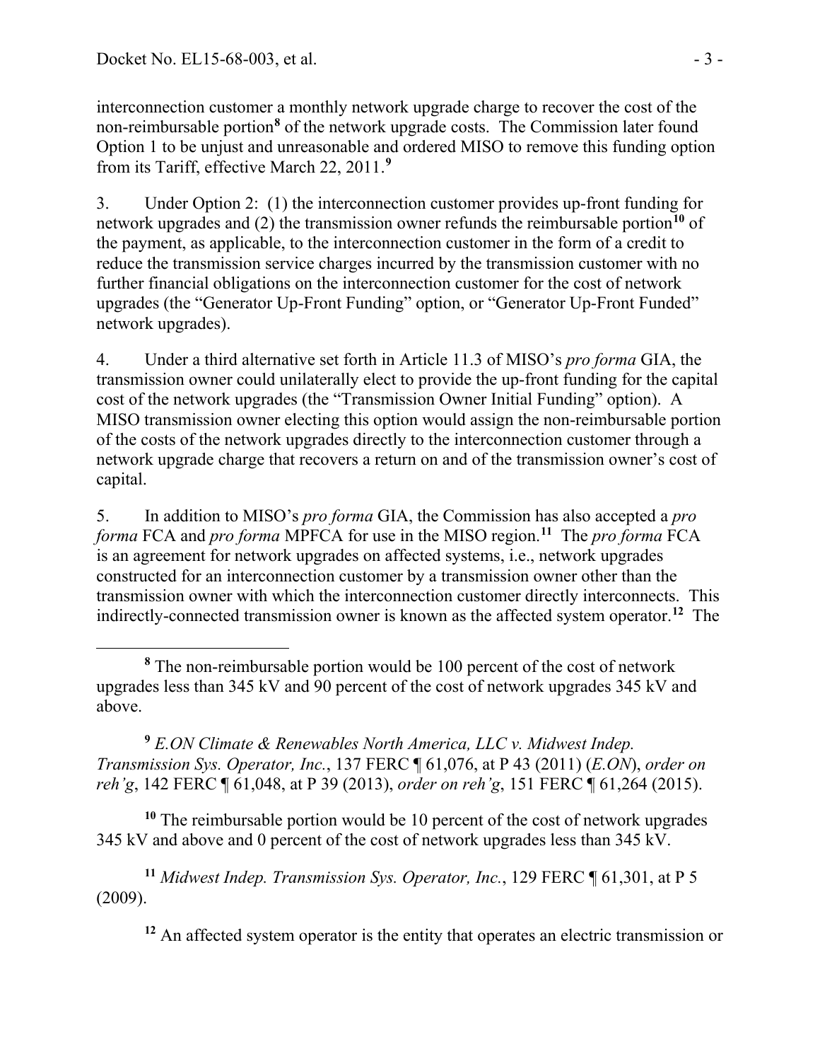interconnection customer a monthly network upgrade charge to recover the cost of the non-reimbursable portion[8] of the network upgrade costs. The Commission later found Option 1 to be unjust and unreasonable and ordered MISO to remove this funding option from its Tariff, effective March 22, 2011.[9]

3. Under Option 2: (1) the interconnection customer provides up-front funding for network upgrades and (2) the transmission owner refunds the reimbursable portion[10] of the payment, as applicable, to the interconnection customer in the form of a credit to reduce the transmission service charges incurred by the transmission customer with no further financial obligations on the interconnection customer for the cost of network upgrades (the "Generator Up-Front Funding" option, or "Generator Up-Front Funded" network upgrades).

4. Under a third alternative set forth in Article 11.3 of MISO's *pro forma* GIA, the transmission owner could unilaterally elect to provide the up-front funding for the capital cost of the network upgrades (the "Transmission Owner Initial Funding" option). A MISO transmission owner electing this option would assign the non-reimbursable portion of the costs of the network upgrades directly to the interconnection customer through a network upgrade charge that recovers a return on and of the transmission owner's cost of capital.

5. In addition to MISO's *pro forma* GIA, the Commission has also accepted a *pro forma* FCA and *pro forma* MPFCA for use in the MISO region.[11] The *pro forma* FCA is an agreement for network upgrades on affected systems, i.e., network upgrades constructed for an interconnection customer by a transmission owner other than the transmission owner with which the interconnection customer directly interconnects. This indirectly-connected transmission owner is known as the affected system operator.[12] The

---

[8] The non-reimbursable portion would be 100 percent of the cost of network upgrades less than 345 kV and 90 percent of the cost of network upgrades 345 kV and above.

[9] *E.ON Climate & Renewables North America, LLC v. Midwest Indep. Transmission Sys. Operator, Inc.*, 137 FERC ¶ 61,076, at P 43 (2011) (*E.ON*), *order on reh'g*, 142 FERC ¶ 61,048, at P 39 (2013), *order on reh'g*, 151 FERC ¶ 61,264 (2015).

[10] The reimbursable portion would be 10 percent of the cost of network upgrades 345 kV and above and 0 percent of the cost of network upgrades less than 345 kV.

[11] *Midwest Indep. Transmission Sys. Operator, Inc.*, 129 FERC ¶ 61,301, at P 5 (2009).

[12] An affected system operator is the entity that operates an electric transmission or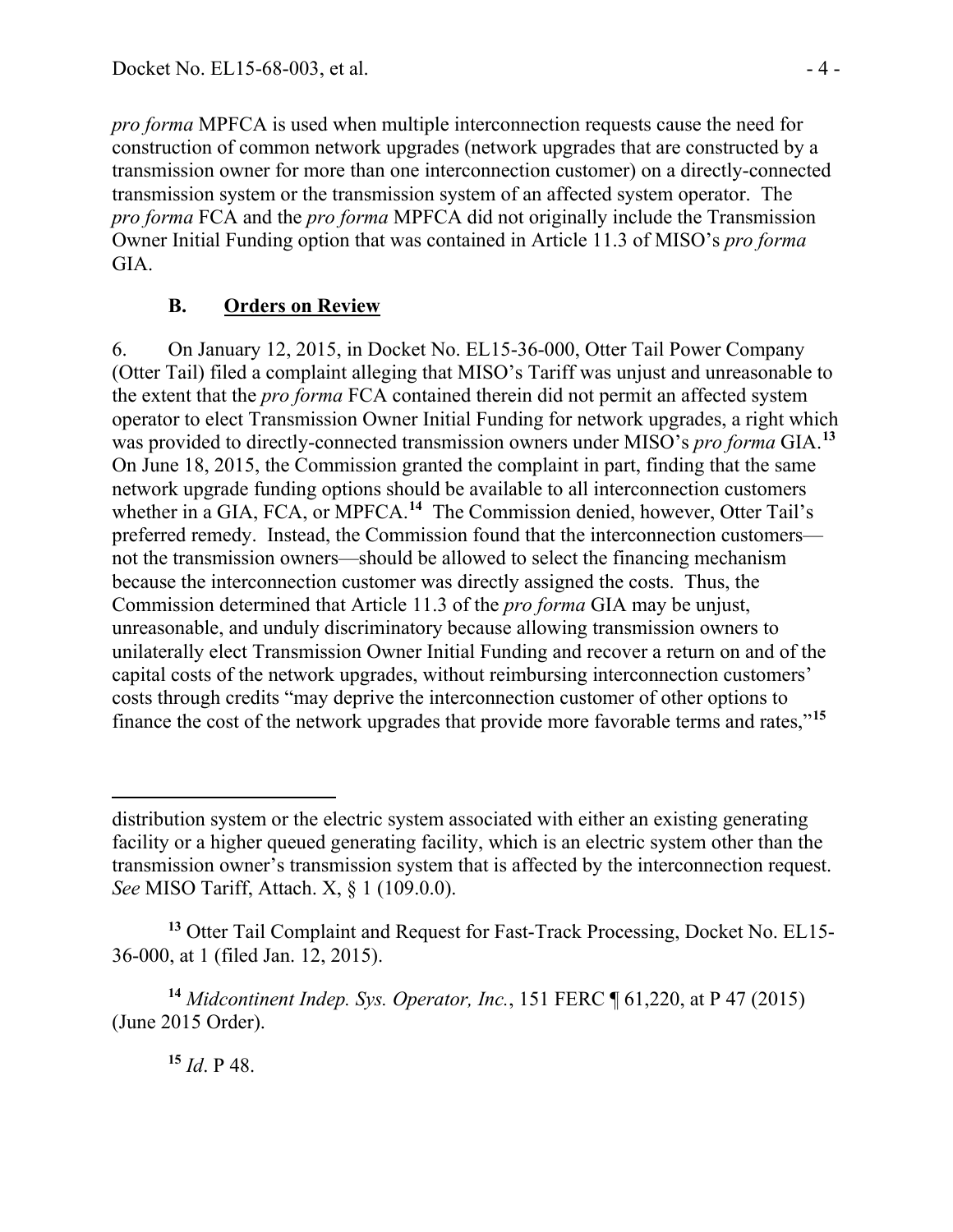*pro forma* MPFCA is used when multiple interconnection requests cause the need for construction of common network upgrades (network upgrades that are constructed by a transmission owner for more than one interconnection customer) on a directly-connected transmission system or the transmission system of an affected system operator. The *pro forma* FCA and the *pro forma* MPFCA did not originally include the Transmission Owner Initial Funding option that was contained in Article 11.3 of MISO's *pro forma* GIA.

### B. Orders on Review

6. On January 12, 2015, in Docket No. EL15-36-000, Otter Tail Power Company (Otter Tail) filed a complaint alleging that MISO's Tariff was unjust and unreasonable to the extent that the *pro forma* FCA contained therein did not permit an affected system operator to elect Transmission Owner Initial Funding for network upgrades, a right which was provided to directly-connected transmission owners under MISO's *pro forma* GIA.[13] On June 18, 2015, the Commission granted the complaint in part, finding that the same network upgrade funding options should be available to all interconnection customers whether in a GIA, FCA, or MPFCA.[14] The Commission denied, however, Otter Tail's preferred remedy. Instead, the Commission found that the interconnection customers—not the transmission owners—should be allowed to select the financing mechanism because the interconnection customer was directly assigned the costs. Thus, the Commission determined that Article 11.3 of the *pro forma* GIA may be unjust, unreasonable, and unduly discriminatory because allowing transmission owners to unilaterally elect Transmission Owner Initial Funding and recover a return on and of the capital costs of the network upgrades, without reimbursing interconnection customers' costs through credits "may deprive the interconnection customer of other options to finance the cost of the network upgrades that provide more favorable terms and rates,"[15]

---

distribution system or the electric system associated with either an existing generating facility or a higher queued generating facility, which is an electric system other than the transmission owner's transmission system that is affected by the interconnection request. *See* MISO Tariff, Attach. X, § 1 (109.0.0).

[13] Otter Tail Complaint and Request for Fast-Track Processing, Docket No. EL15-36-000, at 1 (filed Jan. 12, 2015).

[14] *Midcontinent Indep. Sys. Operator, Inc.*, 151 FERC ¶ 61,220, at P 47 (2015) (June 2015 Order).

[15] *Id*. P 48.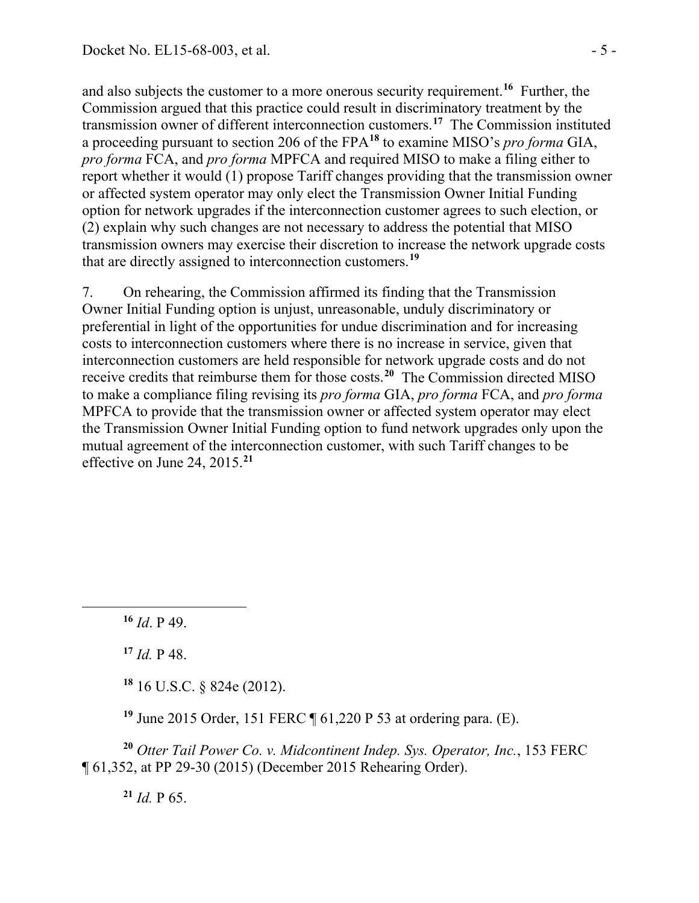and also subjects the customer to a more onerous security requirement.[16] Further, the Commission argued that this practice could result in discriminatory treatment by the transmission owner of different interconnection customers.[17] The Commission instituted a proceeding pursuant to section 206 of the FPA[18] to examine MISO's *pro forma* GIA, *pro forma* FCA, and *pro forma* MPFCA and required MISO to make a filing either to report whether it would (1) propose Tariff changes providing that the transmission owner or affected system operator may only elect the Transmission Owner Initial Funding option for network upgrades if the interconnection customer agrees to such election, or (2) explain why such changes are not necessary to address the potential that MISO transmission owners may exercise their discretion to increase the network upgrade costs that are directly assigned to interconnection customers.[19]

7. On rehearing, the Commission affirmed its finding that the Transmission Owner Initial Funding option is unjust, unreasonable, unduly discriminatory or preferential in light of the opportunities for undue discrimination and for increasing costs to interconnection customers where there is no increase in service, given that interconnection customers are held responsible for network upgrade costs and do not receive credits that reimburse them for those costs.[20] The Commission directed MISO to make a compliance filing revising its *pro forma* GIA, *pro forma* FCA, and *pro forma* MPFCA to provide that the transmission owner or affected system operator may elect the Transmission Owner Initial Funding option to fund network upgrades only upon the mutual agreement of the interconnection customer, with such Tariff changes to be effective on June 24, 2015.[21]

---

[16] *Id*. P 49.

[17] *Id.* P 48.

[18] 16 U.S.C. § 824e (2012).

[19] June 2015 Order, 151 FERC ¶ 61,220 P 53 at ordering para. (E).

[20] *Otter Tail Power Co. v. Midcontinent Indep. Sys. Operator, Inc.*, 153 FERC ¶ 61,352, at PP 29-30 (2015) (December 2015 Rehearing Order).

[21] *Id.* P 65.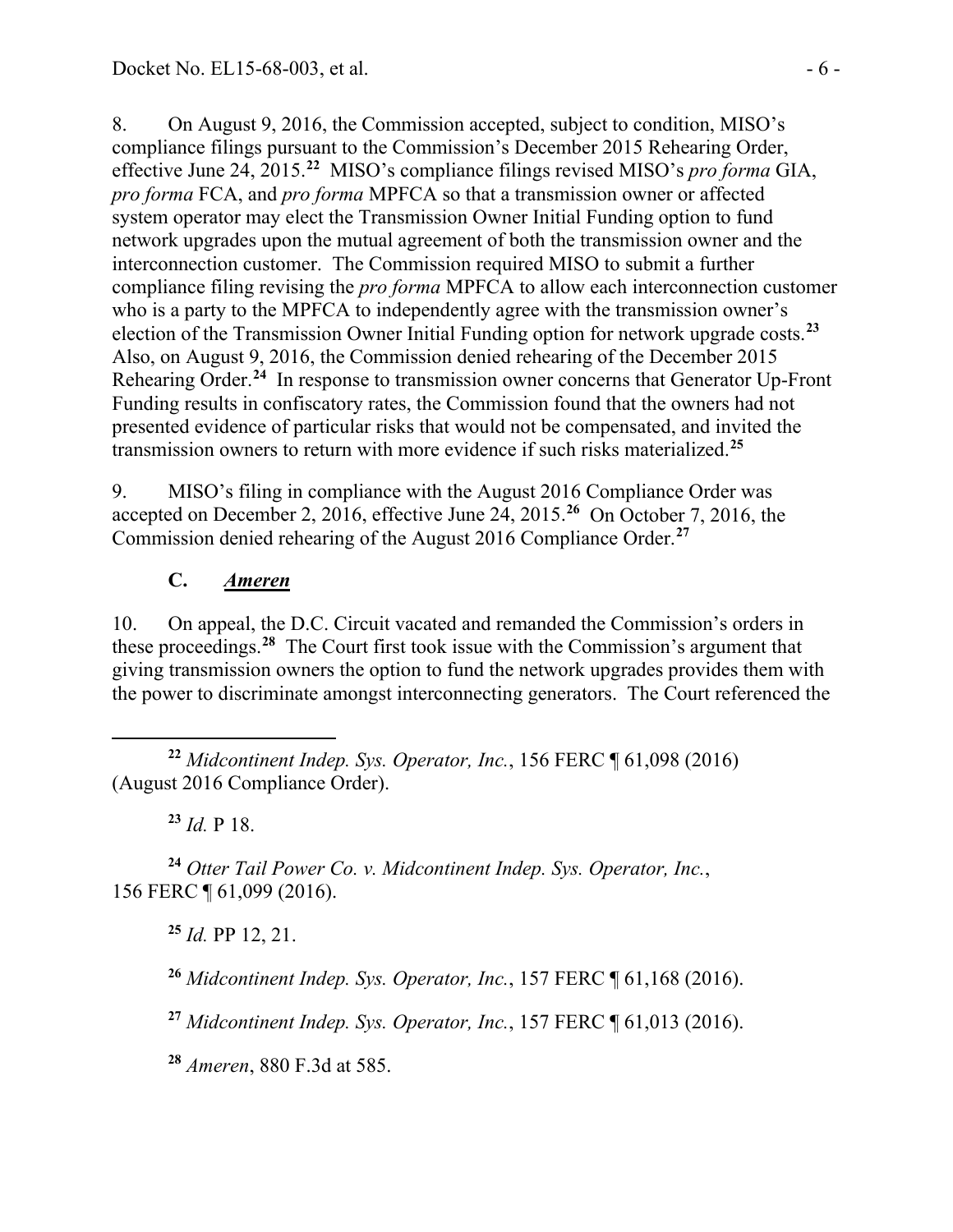8. On August 9, 2016, the Commission accepted, subject to condition, MISO's compliance filings pursuant to the Commission's December 2015 Rehearing Order, effective June 24, 2015.[22] MISO's compliance filings revised MISO's *pro forma* GIA, *pro forma* FCA, and *pro forma* MPFCA so that a transmission owner or affected system operator may elect the Transmission Owner Initial Funding option to fund network upgrades upon the mutual agreement of both the transmission owner and the interconnection customer. The Commission required MISO to submit a further compliance filing revising the *pro forma* MPFCA to allow each interconnection customer who is a party to the MPFCA to independently agree with the transmission owner's election of the Transmission Owner Initial Funding option for network upgrade costs.[23] Also, on August 9, 2016, the Commission denied rehearing of the December 2015 Rehearing Order.[24] In response to transmission owner concerns that Generator Up-Front Funding results in confiscatory rates, the Commission found that the owners had not presented evidence of particular risks that would not be compensated, and invited the transmission owners to return with more evidence if such risks materialized.[25]

9. MISO's filing in compliance with the August 2016 Compliance Order was accepted on December 2, 2016, effective June 24, 2015.[26] On October 7, 2016, the Commission denied rehearing of the August 2016 Compliance Order.[27]

### C. *Ameren*

10. On appeal, the D.C. Circuit vacated and remanded the Commission's orders in these proceedings.[28] The Court first took issue with the Commission's argument that giving transmission owners the option to fund the network upgrades provides them with the power to discriminate amongst interconnecting generators. The Court referenced the

---

[22] *Midcontinent Indep. Sys. Operator, Inc.*, 156 FERC ¶ 61,098 (2016) (August 2016 Compliance Order).

[23] *Id.* P 18.

[24] *Otter Tail Power Co. v. Midcontinent Indep. Sys. Operator, Inc.*, 156 FERC ¶ 61,099 (2016).

[25] *Id.* PP 12, 21.

[26] *Midcontinent Indep. Sys. Operator, Inc.*, 157 FERC ¶ 61,168 (2016).

[27] *Midcontinent Indep. Sys. Operator, Inc.*, 157 FERC ¶ 61,013 (2016).

[28] *Ameren*, 880 F.3d at 585.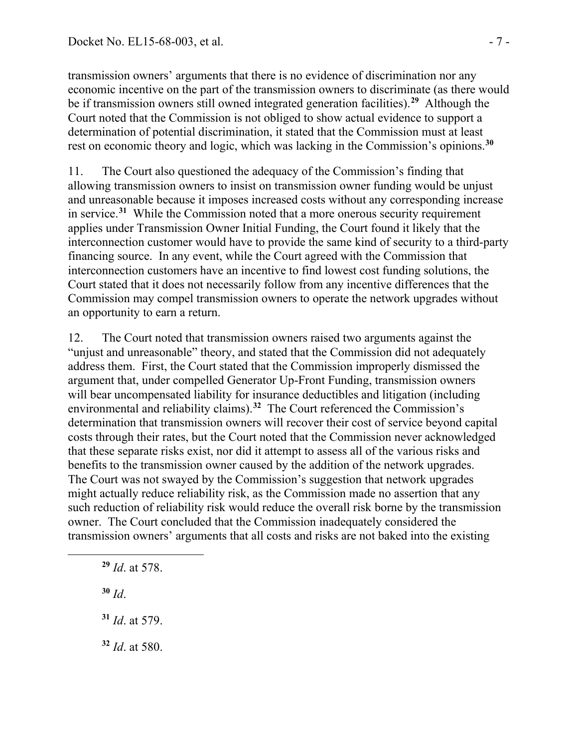transmission owners' arguments that there is no evidence of discrimination nor any economic incentive on the part of the transmission owners to discriminate (as there would be if transmission owners still owned integrated generation facilities).[29] Although the Court noted that the Commission is not obliged to show actual evidence to support a determination of potential discrimination, it stated that the Commission must at least rest on economic theory and logic, which was lacking in the Commission's opinions.[30]

11. The Court also questioned the adequacy of the Commission's finding that allowing transmission owners to insist on transmission owner funding would be unjust and unreasonable because it imposes increased costs without any corresponding increase in service.[31] While the Commission noted that a more onerous security requirement applies under Transmission Owner Initial Funding, the Court found it likely that the interconnection customer would have to provide the same kind of security to a third-party financing source. In any event, while the Court agreed with the Commission that interconnection customers have an incentive to find lowest cost funding solutions, the Court stated that it does not necessarily follow from any incentive differences that the Commission may compel transmission owners to operate the network upgrades without an opportunity to earn a return.

12. The Court noted that transmission owners raised two arguments against the "unjust and unreasonable" theory, and stated that the Commission did not adequately address them. First, the Court stated that the Commission improperly dismissed the argument that, under compelled Generator Up-Front Funding, transmission owners will bear uncompensated liability for insurance deductibles and litigation (including environmental and reliability claims).[32] The Court referenced the Commission's determination that transmission owners will recover their cost of service beyond capital costs through their rates, but the Court noted that the Commission never acknowledged that these separate risks exist, nor did it attempt to assess all of the various risks and benefits to the transmission owner caused by the addition of the network upgrades. The Court was not swayed by the Commission's suggestion that network upgrades might actually reduce reliability risk, as the Commission made no assertion that any such reduction of reliability risk would reduce the overall risk borne by the transmission owner. The Court concluded that the Commission inadequately considered the transmission owners' arguments that all costs and risks are not baked into the existing

---

[29] *Id*. at 578.

[30] *Id*.

[31] *Id*. at 579.

[32] *Id*. at 580.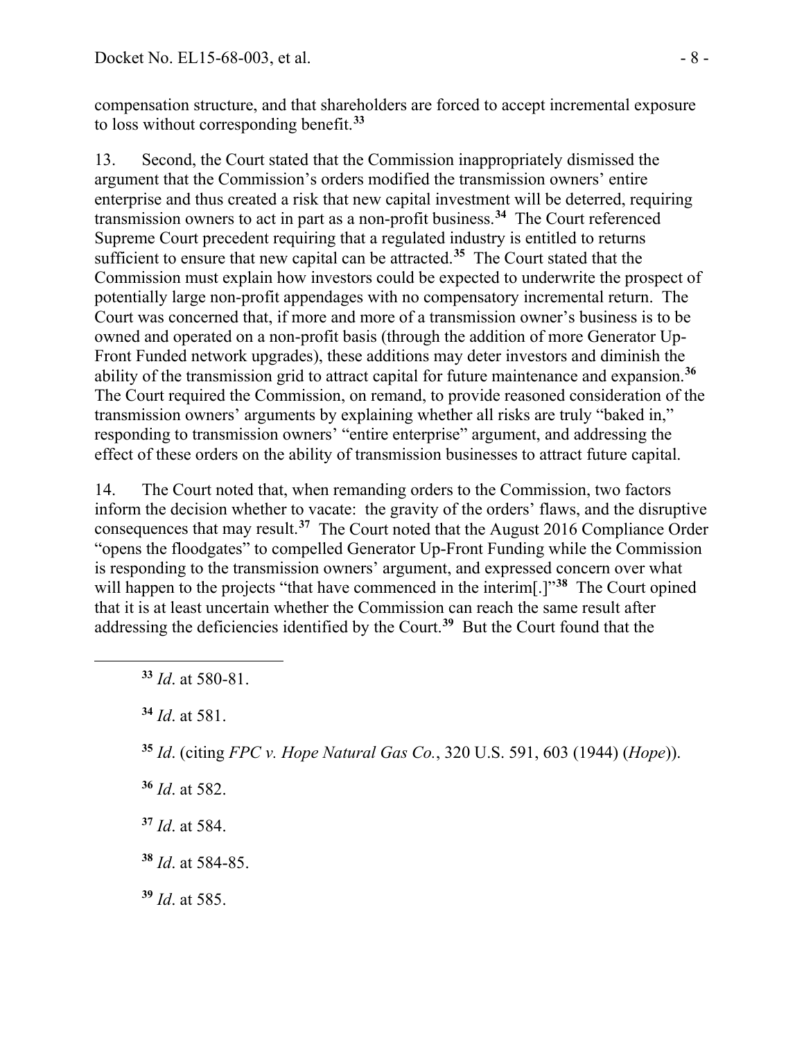compensation structure, and that shareholders are forced to accept incremental exposure to loss without corresponding benefit.[33]

13. Second, the Court stated that the Commission inappropriately dismissed the argument that the Commission's orders modified the transmission owners' entire enterprise and thus created a risk that new capital investment will be deterred, requiring transmission owners to act in part as a non-profit business.[34] The Court referenced Supreme Court precedent requiring that a regulated industry is entitled to returns sufficient to ensure that new capital can be attracted.[35] The Court stated that the Commission must explain how investors could be expected to underwrite the prospect of potentially large non-profit appendages with no compensatory incremental return. The Court was concerned that, if more and more of a transmission owner's business is to be owned and operated on a non-profit basis (through the addition of more Generator Up-Front Funded network upgrades), these additions may deter investors and diminish the ability of the transmission grid to attract capital for future maintenance and expansion.[36] The Court required the Commission, on remand, to provide reasoned consideration of the transmission owners' arguments by explaining whether all risks are truly "baked in," responding to transmission owners' "entire enterprise" argument, and addressing the effect of these orders on the ability of transmission businesses to attract future capital.

14. The Court noted that, when remanding orders to the Commission, two factors inform the decision whether to vacate: the gravity of the orders' flaws, and the disruptive consequences that may result.[37] The Court noted that the August 2016 Compliance Order "opens the floodgates" to compelled Generator Up-Front Funding while the Commission is responding to the transmission owners' argument, and expressed concern over what will happen to the projects "that have commenced in the interim[.]"[38] The Court opined that it is at least uncertain whether the Commission can reach the same result after addressing the deficiencies identified by the Court.[39] But the Court found that the

---

[33] *Id*. at 580-81.

[34] *Id*. at 581.

[35] *Id*. (citing *FPC v. Hope Natural Gas Co.*, 320 U.S. 591, 603 (1944) (*Hope*)).

[36] *Id*. at 582.

[37] *Id*. at 584.

[38] *Id*. at 584-85.

[39] *Id*. at 585.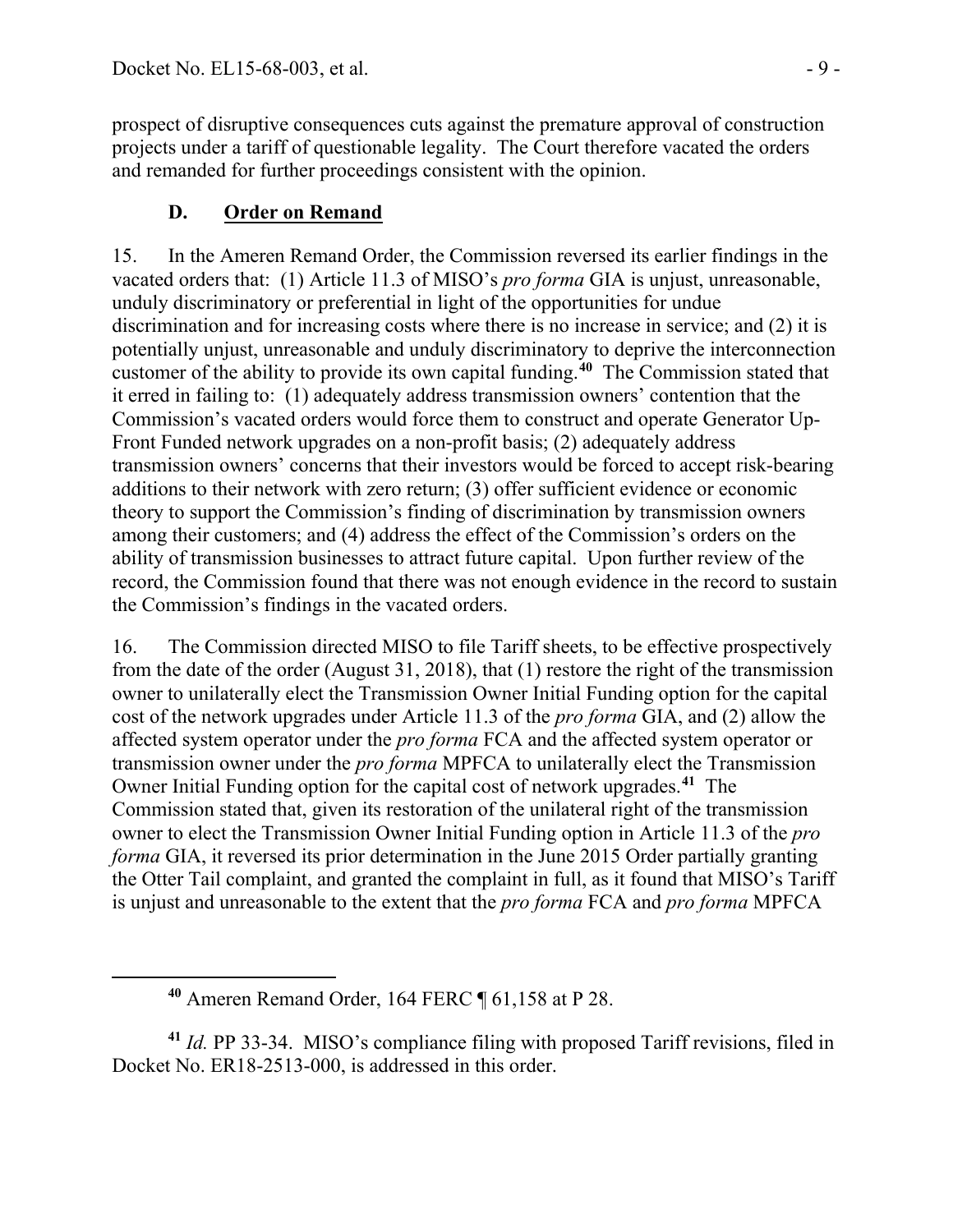prospect of disruptive consequences cuts against the premature approval of construction projects under a tariff of questionable legality. The Court therefore vacated the orders and remanded for further proceedings consistent with the opinion.

### D. Order on Remand

15. In the Ameren Remand Order, the Commission reversed its earlier findings in the vacated orders that: (1) Article 11.3 of MISO's *pro forma* GIA is unjust, unreasonable, unduly discriminatory or preferential in light of the opportunities for undue discrimination and for increasing costs where there is no increase in service; and (2) it is potentially unjust, unreasonable and unduly discriminatory to deprive the interconnection customer of the ability to provide its own capital funding.[40] The Commission stated that it erred in failing to: (1) adequately address transmission owners' contention that the Commission's vacated orders would force them to construct and operate Generator Up-Front Funded network upgrades on a non-profit basis; (2) adequately address transmission owners' concerns that their investors would be forced to accept risk-bearing additions to their network with zero return; (3) offer sufficient evidence or economic theory to support the Commission's finding of discrimination by transmission owners among their customers; and (4) address the effect of the Commission's orders on the ability of transmission businesses to attract future capital. Upon further review of the record, the Commission found that there was not enough evidence in the record to sustain the Commission's findings in the vacated orders.

16. The Commission directed MISO to file Tariff sheets, to be effective prospectively from the date of the order (August 31, 2018), that (1) restore the right of the transmission owner to unilaterally elect the Transmission Owner Initial Funding option for the capital cost of the network upgrades under Article 11.3 of the *pro forma* GIA, and (2) allow the affected system operator under the *pro forma* FCA and the affected system operator or transmission owner under the *pro forma* MPFCA to unilaterally elect the Transmission Owner Initial Funding option for the capital cost of network upgrades.[41] The Commission stated that, given its restoration of the unilateral right of the transmission owner to elect the Transmission Owner Initial Funding option in Article 11.3 of the *pro forma* GIA, it reversed its prior determination in the June 2015 Order partially granting the Otter Tail complaint, and granted the complaint in full, as it found that MISO's Tariff is unjust and unreasonable to the extent that the *pro forma* FCA and *pro forma* MPFCA

---

[40] Ameren Remand Order, 164 FERC ¶ 61,158 at P 28.

[41] *Id.* PP 33-34. MISO's compliance filing with proposed Tariff revisions, filed in Docket No. ER18-2513-000, is addressed in this order.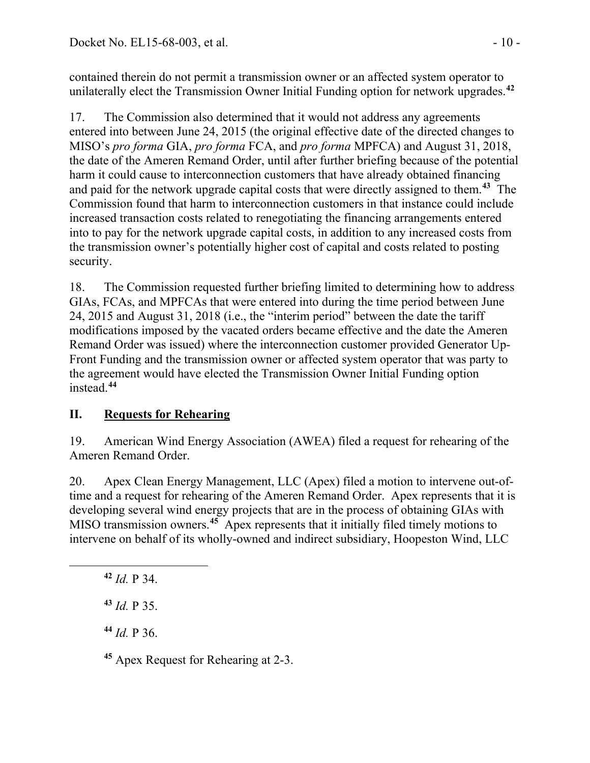contained therein do not permit a transmission owner or an affected system operator to unilaterally elect the Transmission Owner Initial Funding option for network upgrades.[42]

17. The Commission also determined that it would not address any agreements entered into between June 24, 2015 (the original effective date of the directed changes to MISO's *pro forma* GIA, *pro forma* FCA, and *pro forma* MPFCA) and August 31, 2018, the date of the Ameren Remand Order, until after further briefing because of the potential harm it could cause to interconnection customers that have already obtained financing and paid for the network upgrade capital costs that were directly assigned to them.[43] The Commission found that harm to interconnection customers in that instance could include increased transaction costs related to renegotiating the financing arrangements entered into to pay for the network upgrade capital costs, in addition to any increased costs from the transmission owner's potentially higher cost of capital and costs related to posting security.

18. The Commission requested further briefing limited to determining how to address GIAs, FCAs, and MPFCAs that were entered into during the time period between June 24, 2015 and August 31, 2018 (i.e., the "interim period" between the date the tariff modifications imposed by the vacated orders became effective and the date the Ameren Remand Order was issued) where the interconnection customer provided Generator Up-Front Funding and the transmission owner or affected system operator that was party to the agreement would have elected the Transmission Owner Initial Funding option instead.[44]

## II. Requests for Rehearing

19. American Wind Energy Association (AWEA) filed a request for rehearing of the Ameren Remand Order.

20. Apex Clean Energy Management, LLC (Apex) filed a motion to intervene out-of-time and a request for rehearing of the Ameren Remand Order. Apex represents that it is developing several wind energy projects that are in the process of obtaining GIAs with MISO transmission owners.[45] Apex represents that it initially filed timely motions to intervene on behalf of its wholly-owned and indirect subsidiary, Hoopeston Wind, LLC

---

[42] *Id.* P 34.

[43] *Id.* P 35.

[44] *Id.* P 36.

[45] Apex Request for Rehearing at 2-3.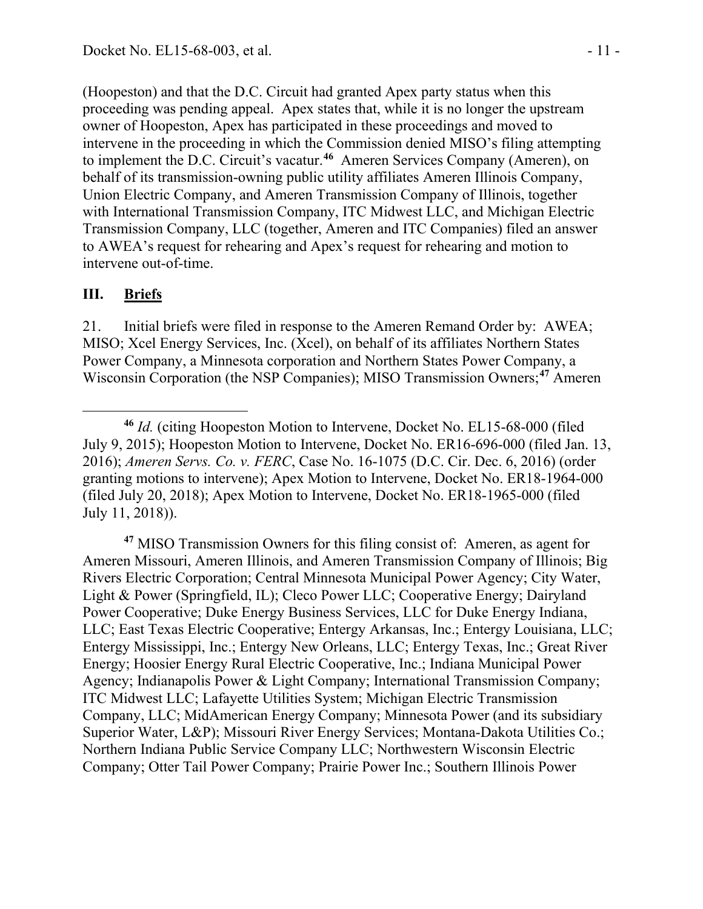(Hoopeston) and that the D.C. Circuit had granted Apex party status when this proceeding was pending appeal. Apex states that, while it is no longer the upstream owner of Hoopeston, Apex has participated in these proceedings and moved to intervene in the proceeding in which the Commission denied MISO's filing attempting to implement the D.C. Circuit's vacatur.[46] Ameren Services Company (Ameren), on behalf of its transmission-owning public utility affiliates Ameren Illinois Company, Union Electric Company, and Ameren Transmission Company of Illinois, together with International Transmission Company, ITC Midwest LLC, and Michigan Electric Transmission Company, LLC (together, Ameren and ITC Companies) filed an answer to AWEA's request for rehearing and Apex's request for rehearing and motion to intervene out-of-time.

## III. **Briefs**

21. Initial briefs were filed in response to the Ameren Remand Order by: AWEA; MISO; Xcel Energy Services, Inc. (Xcel), on behalf of its affiliates Northern States Power Company, a Minnesota corporation and Northern States Power Company, a Wisconsin Corporation (the NSP Companies); MISO Transmission Owners;[47] Ameren

---

[46] *Id.* (citing Hoopeston Motion to Intervene, Docket No. EL15-68-000 (filed July 9, 2015); Hoopeston Motion to Intervene, Docket No. ER16-696-000 (filed Jan. 13, 2016); *Ameren Servs. Co. v. FERC*, Case No. 16-1075 (D.C. Cir. Dec. 6, 2016) (order granting motions to intervene); Apex Motion to Intervene, Docket No. ER18-1964-000 (filed July 20, 2018); Apex Motion to Intervene, Docket No. ER18-1965-000 (filed July 11, 2018)).

[47] MISO Transmission Owners for this filing consist of: Ameren, as agent for Ameren Missouri, Ameren Illinois, and Ameren Transmission Company of Illinois; Big Rivers Electric Corporation; Central Minnesota Municipal Power Agency; City Water, Light & Power (Springfield, IL); Cleco Power LLC; Cooperative Energy; Dairyland Power Cooperative; Duke Energy Business Services, LLC for Duke Energy Indiana, LLC; East Texas Electric Cooperative; Entergy Arkansas, Inc.; Entergy Louisiana, LLC; Entergy Mississippi, Inc.; Entergy New Orleans, LLC; Entergy Texas, Inc.; Great River Energy; Hoosier Energy Rural Electric Cooperative, Inc.; Indiana Municipal Power Agency; Indianapolis Power & Light Company; International Transmission Company; ITC Midwest LLC; Lafayette Utilities System; Michigan Electric Transmission Company, LLC; MidAmerican Energy Company; Minnesota Power (and its subsidiary Superior Water, L&P); Missouri River Energy Services; Montana-Dakota Utilities Co.; Northern Indiana Public Service Company LLC; Northwestern Wisconsin Electric Company; Otter Tail Power Company; Prairie Power Inc.; Southern Illinois Power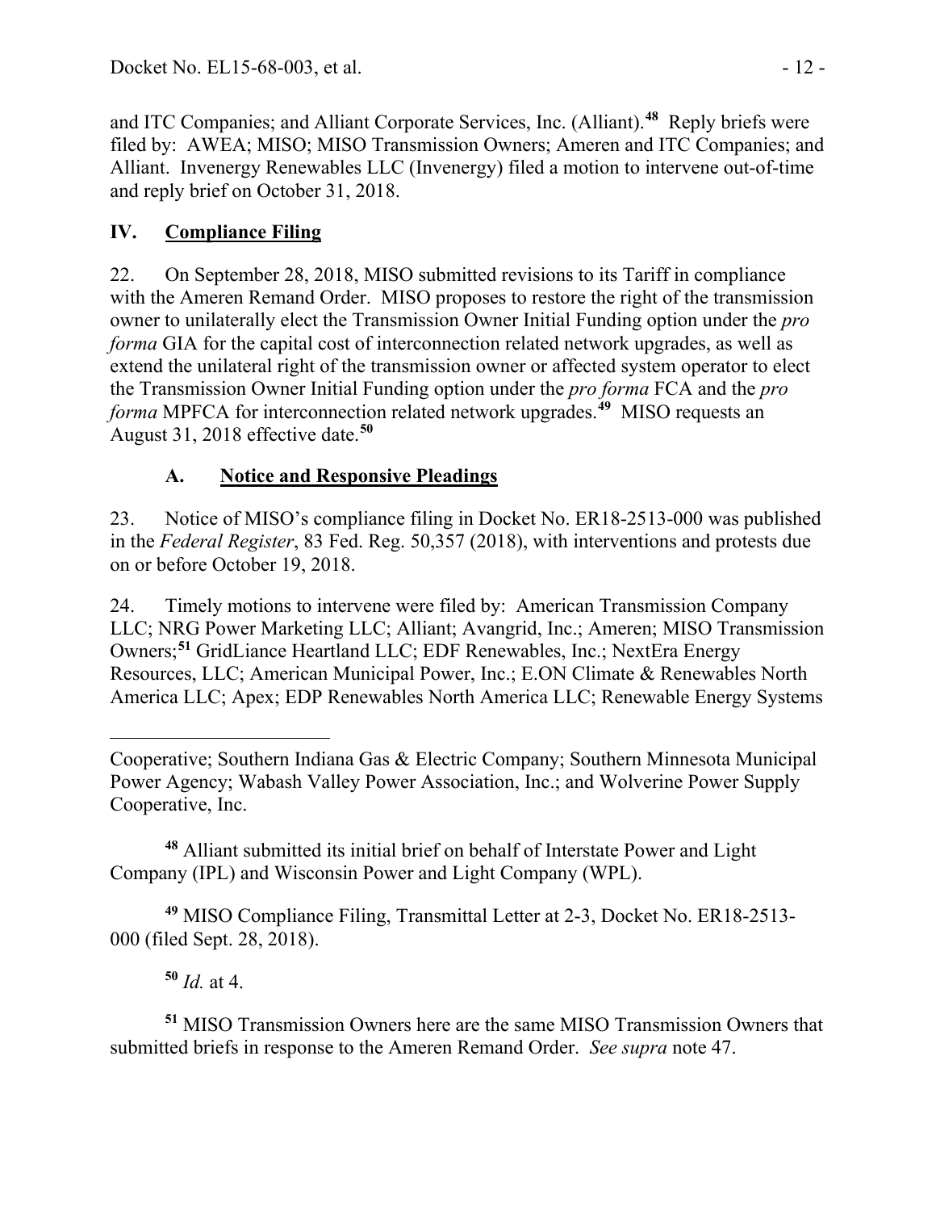and ITC Companies; and Alliant Corporate Services, Inc. (Alliant).[48] Reply briefs were filed by: AWEA; MISO; MISO Transmission Owners; Ameren and ITC Companies; and Alliant. Invenergy Renewables LLC (Invenergy) filed a motion to intervene out-of-time and reply brief on October 31, 2018.

## IV. Compliance Filing

22. On September 28, 2018, MISO submitted revisions to its Tariff in compliance with the Ameren Remand Order. MISO proposes to restore the right of the transmission owner to unilaterally elect the Transmission Owner Initial Funding option under the *pro forma* GIA for the capital cost of interconnection related network upgrades, as well as extend the unilateral right of the transmission owner or affected system operator to elect the Transmission Owner Initial Funding option under the *pro forma* FCA and the *pro forma* MPFCA for interconnection related network upgrades.[49] MISO requests an August 31, 2018 effective date.[50]

### A. Notice and Responsive Pleadings

23. Notice of MISO's compliance filing in Docket No. ER18-2513-000 was published in the *Federal Register*, 83 Fed. Reg. 50,357 (2018), with interventions and protests due on or before October 19, 2018.

24. Timely motions to intervene were filed by: American Transmission Company LLC; NRG Power Marketing LLC; Alliant; Avangrid, Inc.; Ameren; MISO Transmission Owners;[51] GridLiance Heartland LLC; EDF Renewables, Inc.; NextEra Energy Resources, LLC; American Municipal Power, Inc.; E.ON Climate & Renewables North America LLC; Apex; EDP Renewables North America LLC; Renewable Energy Systems

---

Cooperative; Southern Indiana Gas & Electric Company; Southern Minnesota Municipal Power Agency; Wabash Valley Power Association, Inc.; and Wolverine Power Supply Cooperative, Inc.

[48] Alliant submitted its initial brief on behalf of Interstate Power and Light Company (IPL) and Wisconsin Power and Light Company (WPL).

[49] MISO Compliance Filing, Transmittal Letter at 2-3, Docket No. ER18-2513-000 (filed Sept. 28, 2018).

[50] *Id.* at 4.

[51] MISO Transmission Owners here are the same MISO Transmission Owners that submitted briefs in response to the Ameren Remand Order. *See supra* note 47.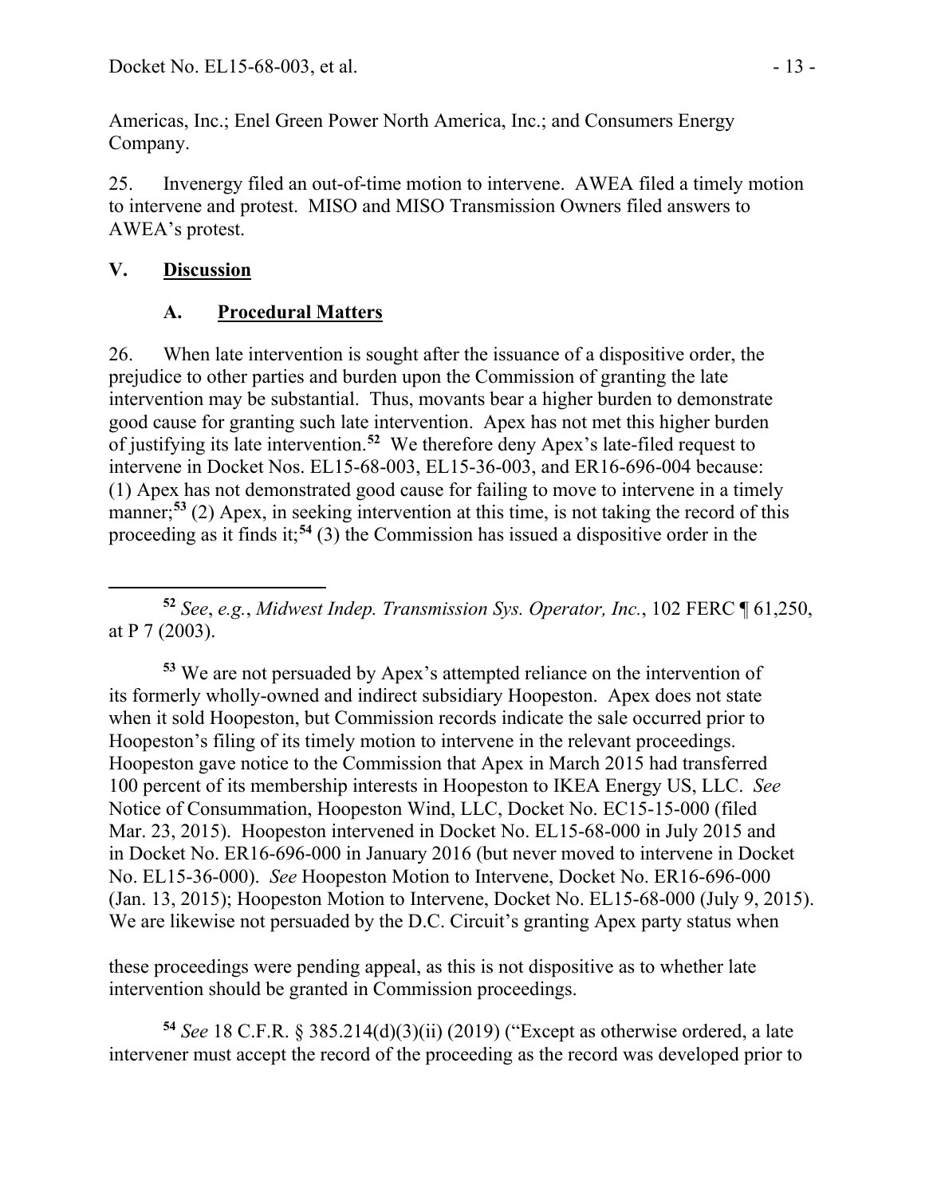Americas, Inc.; Enel Green Power North America, Inc.; and Consumers Energy Company.

25. Invenergy filed an out-of-time motion to intervene. AWEA filed a timely motion to intervene and protest. MISO and MISO Transmission Owners filed answers to AWEA's protest.

## V. Discussion

### A. Procedural Matters

26. When late intervention is sought after the issuance of a dispositive order, the prejudice to other parties and burden upon the Commission of granting the late intervention may be substantial. Thus, movants bear a higher burden to demonstrate good cause for granting such late intervention. Apex has not met this higher burden of justifying its late intervention.[52] We therefore deny Apex's late-filed request to intervene in Docket Nos. EL15-68-003, EL15-36-003, and ER16-696-004 because: (1) Apex has not demonstrated good cause for failing to move to intervene in a timely manner;[53] (2) Apex, in seeking intervention at this time, is not taking the record of this proceeding as it finds it;[54] (3) the Commission has issued a dispositive order in the

---

[52] *See*, *e.g.*, *Midwest Indep. Transmission Sys. Operator, Inc.*, 102 FERC ¶ 61,250, at P 7 (2003).

[53] We are not persuaded by Apex's attempted reliance on the intervention of its formerly wholly-owned and indirect subsidiary Hoopeston. Apex does not state when it sold Hoopeston, but Commission records indicate the sale occurred prior to Hoopeston's filing of its timely motion to intervene in the relevant proceedings. Hoopeston gave notice to the Commission that Apex in March 2015 had transferred 100 percent of its membership interests in Hoopeston to IKEA Energy US, LLC. *See* Notice of Consummation, Hoopeston Wind, LLC, Docket No. EC15-15-000 (filed Mar. 23, 2015). Hoopeston intervened in Docket No. EL15-68-000 in July 2015 and in Docket No. ER16-696-000 in January 2016 (but never moved to intervene in Docket No. EL15-36-000). *See* Hoopeston Motion to Intervene, Docket No. ER16-696-000 (Jan. 13, 2015); Hoopeston Motion to Intervene, Docket No. EL15-68-000 (July 9, 2015). We are likewise not persuaded by the D.C. Circuit's granting Apex party status when these proceedings were pending appeal, as this is not dispositive as to whether late intervention should be granted in Commission proceedings.

[54] *See* 18 C.F.R. § 385.214(d)(3)(ii) (2019) ("Except as otherwise ordered, a late intervener must accept the record of the proceeding as the record was developed prior to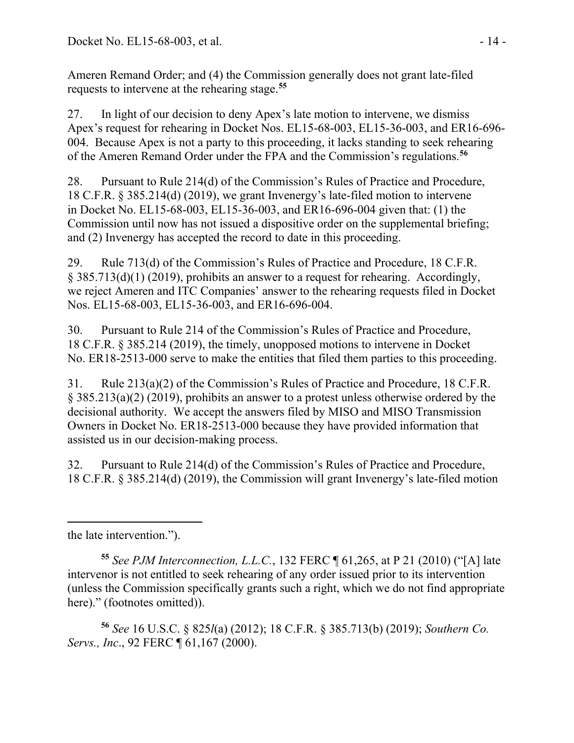Ameren Remand Order; and (4) the Commission generally does not grant late-filed requests to intervene at the rehearing stage.[55]

27. In light of our decision to deny Apex's late motion to intervene, we dismiss Apex's request for rehearing in Docket Nos. EL15-68-003, EL15-36-003, and ER16-696-004. Because Apex is not a party to this proceeding, it lacks standing to seek rehearing of the Ameren Remand Order under the FPA and the Commission's regulations.[56]

28. Pursuant to Rule 214(d) of the Commission's Rules of Practice and Procedure, 18 C.F.R. § 385.214(d) (2019), we grant Invenergy's late-filed motion to intervene in Docket No. EL15-68-003, EL15-36-003, and ER16-696-004 given that: (1) the Commission until now has not issued a dispositive order on the supplemental briefing; and (2) Invenergy has accepted the record to date in this proceeding.

29. Rule 713(d) of the Commission's Rules of Practice and Procedure, 18 C.F.R. § 385.713(d)(1) (2019), prohibits an answer to a request for rehearing. Accordingly, we reject Ameren and ITC Companies' answer to the rehearing requests filed in Docket Nos. EL15-68-003, EL15-36-003, and ER16-696-004.

30. Pursuant to Rule 214 of the Commission's Rules of Practice and Procedure, 18 C.F.R. § 385.214 (2019), the timely, unopposed motions to intervene in Docket No. ER18-2513-000 serve to make the entities that filed them parties to this proceeding.

31. Rule 213(a)(2) of the Commission's Rules of Practice and Procedure, 18 C.F.R. § 385.213(a)(2) (2019), prohibits an answer to a protest unless otherwise ordered by the decisional authority. We accept the answers filed by MISO and MISO Transmission Owners in Docket No. ER18-2513-000 because they have provided information that assisted us in our decision-making process.

32. Pursuant to Rule 214(d) of the Commission's Rules of Practice and Procedure, 18 C.F.R. § 385.214(d) (2019), the Commission will grant Invenergy's late-filed motion

---

the late intervention.").

[55] *See PJM Interconnection, L.L.C.*, 132 FERC ¶ 61,265, at P 21 (2010) ("[A] late intervenor is not entitled to seek rehearing of any order issued prior to its intervention (unless the Commission specifically grants such a right, which we do not find appropriate here)." (footnotes omitted)).

[56] *See* 16 U.S.C. § 825*l*(a) (2012); 18 C.F.R. § 385.713(b) (2019); *Southern Co. Servs., Inc*., 92 FERC ¶ 61,167 (2000).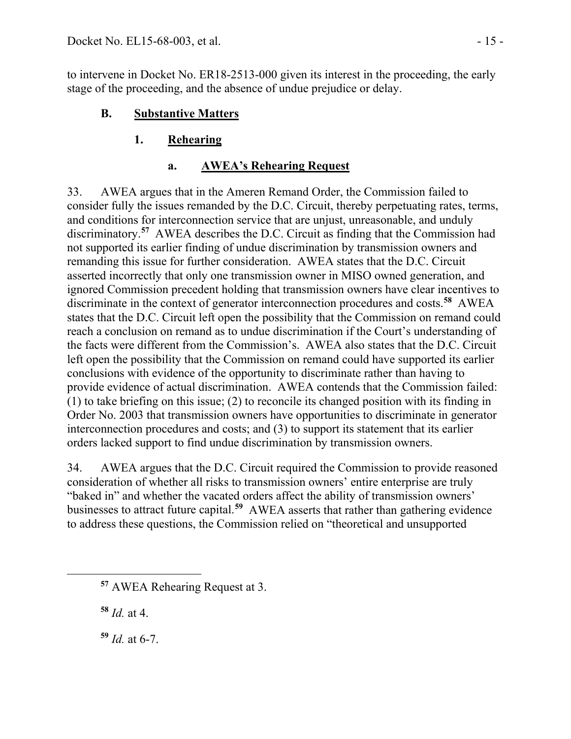to intervene in Docket No. ER18-2513-000 given its interest in the proceeding, the early stage of the proceeding, and the absence of undue prejudice or delay.

## B. Substantive Matters

### 1. Rehearing

#### a. AWEA's Rehearing Request

33. AWEA argues that in the Ameren Remand Order, the Commission failed to consider fully the issues remanded by the D.C. Circuit, thereby perpetuating rates, terms, and conditions for interconnection service that are unjust, unreasonable, and unduly discriminatory.[57] AWEA describes the D.C. Circuit as finding that the Commission had not supported its earlier finding of undue discrimination by transmission owners and remanding this issue for further consideration. AWEA states that the D.C. Circuit asserted incorrectly that only one transmission owner in MISO owned generation, and ignored Commission precedent holding that transmission owners have clear incentives to discriminate in the context of generator interconnection procedures and costs.[58] AWEA states that the D.C. Circuit left open the possibility that the Commission on remand could reach a conclusion on remand as to undue discrimination if the Court's understanding of the facts were different from the Commission's. AWEA also states that the D.C. Circuit left open the possibility that the Commission on remand could have supported its earlier conclusions with evidence of the opportunity to discriminate rather than having to provide evidence of actual discrimination. AWEA contends that the Commission failed: (1) to take briefing on this issue; (2) to reconcile its changed position with its finding in Order No. 2003 that transmission owners have opportunities to discriminate in generator interconnection procedures and costs; and (3) to support its statement that its earlier orders lacked support to find undue discrimination by transmission owners.

34. AWEA argues that the D.C. Circuit required the Commission to provide reasoned consideration of whether all risks to transmission owners' entire enterprise are truly "baked in" and whether the vacated orders affect the ability of transmission owners' businesses to attract future capital.[59] AWEA asserts that rather than gathering evidence to address these questions, the Commission relied on "theoretical and unsupported

---

[57] AWEA Rehearing Request at 3.

[58] *Id.* at 4.

[59] *Id.* at 6-7.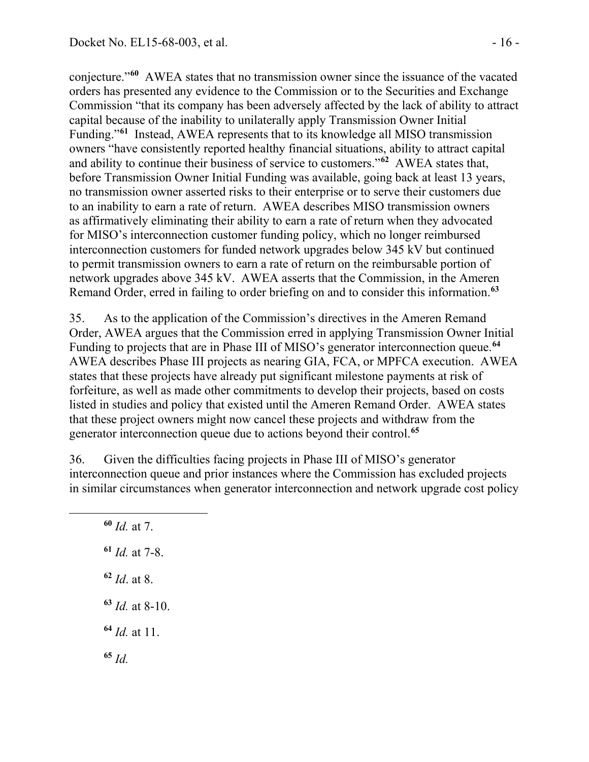conjecture."[60] AWEA states that no transmission owner since the issuance of the vacated orders has presented any evidence to the Commission or to the Securities and Exchange Commission "that its company has been adversely affected by the lack of ability to attract capital because of the inability to unilaterally apply Transmission Owner Initial Funding."[61] Instead, AWEA represents that to its knowledge all MISO transmission owners "have consistently reported healthy financial situations, ability to attract capital and ability to continue their business of service to customers."[62] AWEA states that, before Transmission Owner Initial Funding was available, going back at least 13 years, no transmission owner asserted risks to their enterprise or to serve their customers due to an inability to earn a rate of return. AWEA describes MISO transmission owners as affirmatively eliminating their ability to earn a rate of return when they advocated for MISO's interconnection customer funding policy, which no longer reimbursed interconnection customers for funded network upgrades below 345 kV but continued to permit transmission owners to earn a rate of return on the reimbursable portion of network upgrades above 345 kV. AWEA asserts that the Commission, in the Ameren Remand Order, erred in failing to order briefing on and to consider this information.[63]

35. As to the application of the Commission's directives in the Ameren Remand Order, AWEA argues that the Commission erred in applying Transmission Owner Initial Funding to projects that are in Phase III of MISO's generator interconnection queue.[64] AWEA describes Phase III projects as nearing GIA, FCA, or MPFCA execution. AWEA states that these projects have already put significant milestone payments at risk of forfeiture, as well as made other commitments to develop their projects, based on costs listed in studies and policy that existed until the Ameren Remand Order. AWEA states that these project owners might now cancel these projects and withdraw from the generator interconnection queue due to actions beyond their control.[65]

36. Given the difficulties facing projects in Phase III of MISO's generator interconnection queue and prior instances where the Commission has excluded projects in similar circumstances when generator interconnection and network upgrade cost policy

---

[60] *Id.* at 7.

[61] *Id.* at 7-8.

[62] *Id*. at 8.

[63] *Id.* at 8-10.

[64] *Id.* at 11.

[65] *Id.*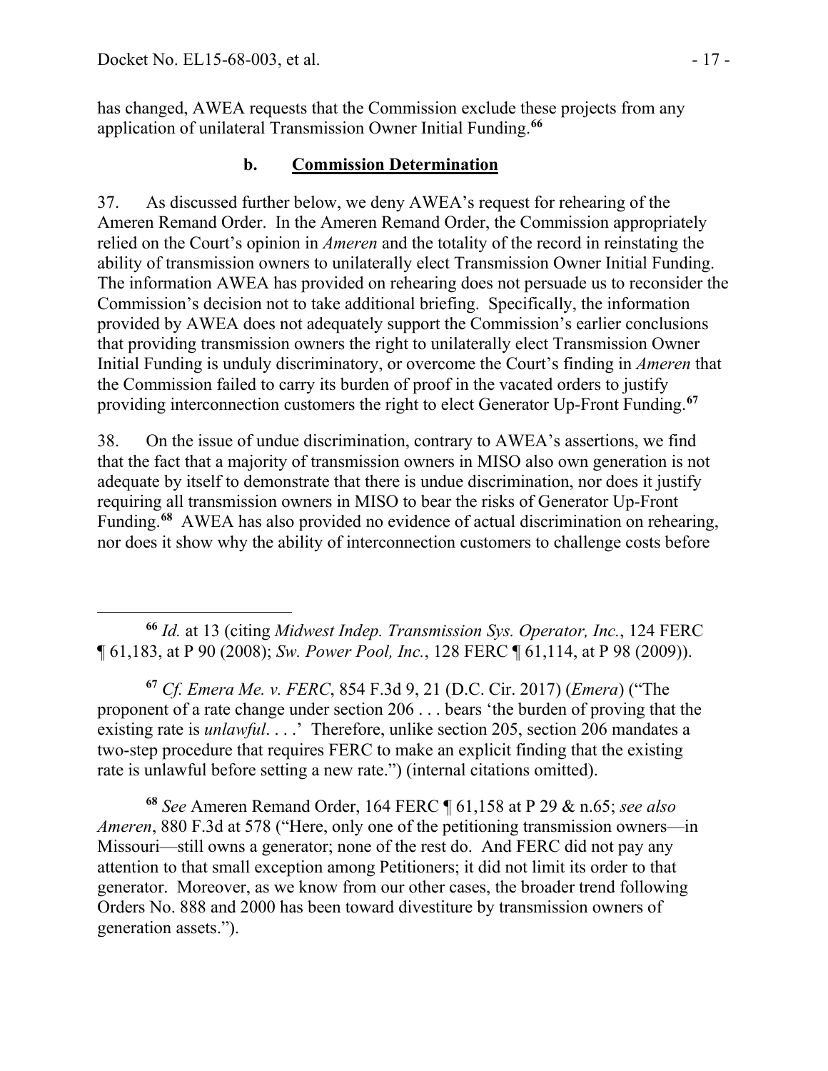has changed, AWEA requests that the Commission exclude these projects from any application of unilateral Transmission Owner Initial Funding.[66]

### b. **Commission Determination**

37. As discussed further below, we deny AWEA's request for rehearing of the Ameren Remand Order. In the Ameren Remand Order, the Commission appropriately relied on the Court's opinion in *Ameren* and the totality of the record in reinstating the ability of transmission owners to unilaterally elect Transmission Owner Initial Funding. The information AWEA has provided on rehearing does not persuade us to reconsider the Commission's decision not to take additional briefing. Specifically, the information provided by AWEA does not adequately support the Commission's earlier conclusions that providing transmission owners the right to unilaterally elect Transmission Owner Initial Funding is unduly discriminatory, or overcome the Court's finding in *Ameren* that the Commission failed to carry its burden of proof in the vacated orders to justify providing interconnection customers the right to elect Generator Up-Front Funding.[67]

38. On the issue of undue discrimination, contrary to AWEA's assertions, we find that the fact that a majority of transmission owners in MISO also own generation is not adequate by itself to demonstrate that there is undue discrimination, nor does it justify requiring all transmission owners in MISO to bear the risks of Generator Up-Front Funding.[68] AWEA has also provided no evidence of actual discrimination on rehearing, nor does it show why the ability of interconnection customers to challenge costs before

---

[66] *Id.* at 13 (citing *Midwest Indep. Transmission Sys. Operator, Inc.*, 124 FERC ¶ 61,183, at P 90 (2008); *Sw. Power Pool, Inc.*, 128 FERC ¶ 61,114, at P 98 (2009)).

[67] *Cf. Emera Me. v. FERC*, 854 F.3d 9, 21 (D.C. Cir. 2017) (*Emera*) ("The proponent of a rate change under section 206 . . . bears 'the burden of proving that the existing rate is *unlawful*. . . .' Therefore, unlike section 205, section 206 mandates a two-step procedure that requires FERC to make an explicit finding that the existing rate is unlawful before setting a new rate.") (internal citations omitted).

[68] *See* Ameren Remand Order, 164 FERC ¶ 61,158 at P 29 & n.65; *see also Ameren*, 880 F.3d at 578 ("Here, only one of the petitioning transmission owners—in Missouri—still owns a generator; none of the rest do. And FERC did not pay any attention to that small exception among Petitioners; it did not limit its order to that generator. Moreover, as we know from our other cases, the broader trend following Orders No. 888 and 2000 has been toward divestiture by transmission owners of generation assets.").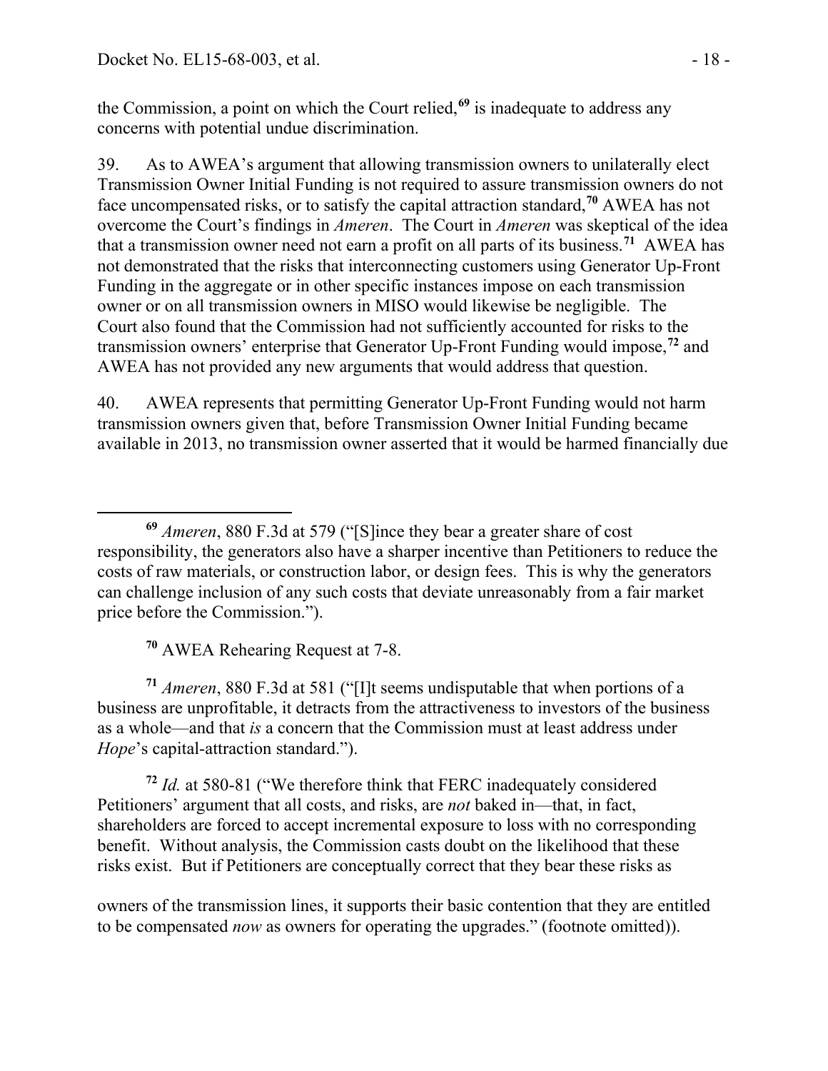the Commission, a point on which the Court relied,[69] is inadequate to address any concerns with potential undue discrimination.

39. As to AWEA's argument that allowing transmission owners to unilaterally elect Transmission Owner Initial Funding is not required to assure transmission owners do not face uncompensated risks, or to satisfy the capital attraction standard,[70] AWEA has not overcome the Court's findings in *Ameren*. The Court in *Ameren* was skeptical of the idea that a transmission owner need not earn a profit on all parts of its business.[71] AWEA has not demonstrated that the risks that interconnecting customers using Generator Up-Front Funding in the aggregate or in other specific instances impose on each transmission owner or on all transmission owners in MISO would likewise be negligible. The Court also found that the Commission had not sufficiently accounted for risks to the transmission owners' enterprise that Generator Up-Front Funding would impose,[72] and AWEA has not provided any new arguments that would address that question.

40. AWEA represents that permitting Generator Up-Front Funding would not harm transmission owners given that, before Transmission Owner Initial Funding became available in 2013, no transmission owner asserted that it would be harmed financially due

---

[69] *Ameren*, 880 F.3d at 579 ("[S]ince they bear a greater share of cost responsibility, the generators also have a sharper incentive than Petitioners to reduce the costs of raw materials, or construction labor, or design fees. This is why the generators can challenge inclusion of any such costs that deviate unreasonably from a fair market price before the Commission.").

[70] AWEA Rehearing Request at 7-8.

[71] *Ameren*, 880 F.3d at 581 ("[I]t seems undisputable that when portions of a business are unprofitable, it detracts from the attractiveness to investors of the business as a whole—and that *is* a concern that the Commission must at least address under *Hope*'s capital-attraction standard.").

[72] *Id.* at 580-81 ("We therefore think that FERC inadequately considered Petitioners' argument that all costs, and risks, are *not* baked in—that, in fact, shareholders are forced to accept incremental exposure to loss with no corresponding benefit. Without analysis, the Commission casts doubt on the likelihood that these risks exist. But if Petitioners are conceptually correct that they bear these risks as owners of the transmission lines, it supports their basic contention that they are entitled to be compensated *now* as owners for operating the upgrades." (footnote omitted)).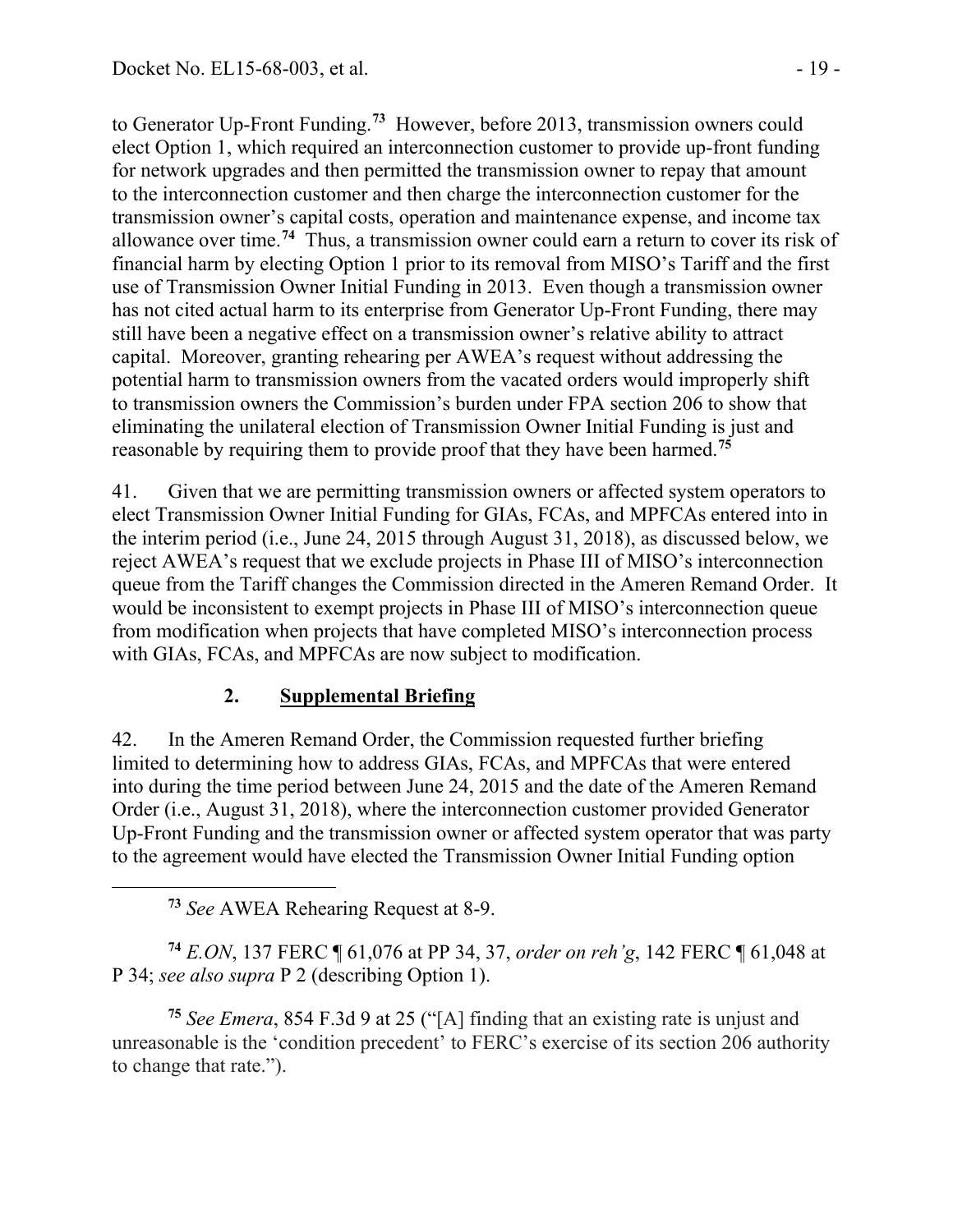to Generator Up-Front Funding.[73] However, before 2013, transmission owners could elect Option 1, which required an interconnection customer to provide up-front funding for network upgrades and then permitted the transmission owner to repay that amount to the interconnection customer and then charge the interconnection customer for the transmission owner's capital costs, operation and maintenance expense, and income tax allowance over time.[74] Thus, a transmission owner could earn a return to cover its risk of financial harm by electing Option 1 prior to its removal from MISO's Tariff and the first use of Transmission Owner Initial Funding in 2013. Even though a transmission owner has not cited actual harm to its enterprise from Generator Up-Front Funding, there may still have been a negative effect on a transmission owner's relative ability to attract capital. Moreover, granting rehearing per AWEA's request without addressing the potential harm to transmission owners from the vacated orders would improperly shift to transmission owners the Commission's burden under FPA section 206 to show that eliminating the unilateral election of Transmission Owner Initial Funding is just and reasonable by requiring them to provide proof that they have been harmed.[75]

41. Given that we are permitting transmission owners or affected system operators to elect Transmission Owner Initial Funding for GIAs, FCAs, and MPFCAs entered into in the interim period (i.e., June 24, 2015 through August 31, 2018), as discussed below, we reject AWEA's request that we exclude projects in Phase III of MISO's interconnection queue from the Tariff changes the Commission directed in the Ameren Remand Order. It would be inconsistent to exempt projects in Phase III of MISO's interconnection queue from modification when projects that have completed MISO's interconnection process with GIAs, FCAs, and MPFCAs are now subject to modification.

## 2. Supplemental Briefing

42. In the Ameren Remand Order, the Commission requested further briefing limited to determining how to address GIAs, FCAs, and MPFCAs that were entered into during the time period between June 24, 2015 and the date of the Ameren Remand Order (i.e., August 31, 2018), where the interconnection customer provided Generator Up-Front Funding and the transmission owner or affected system operator that was party to the agreement would have elected the Transmission Owner Initial Funding option

---

[73] *See* AWEA Rehearing Request at 8-9.

[74] *E.ON*, 137 FERC ¶ 61,076 at PP 34, 37, *order on reh'g*, 142 FERC ¶ 61,048 at P 34; *see also supra* P 2 (describing Option 1).

[75] *See Emera*, 854 F.3d 9 at 25 ("[A] finding that an existing rate is unjust and unreasonable is the 'condition precedent' to FERC's exercise of its section 206 authority to change that rate.").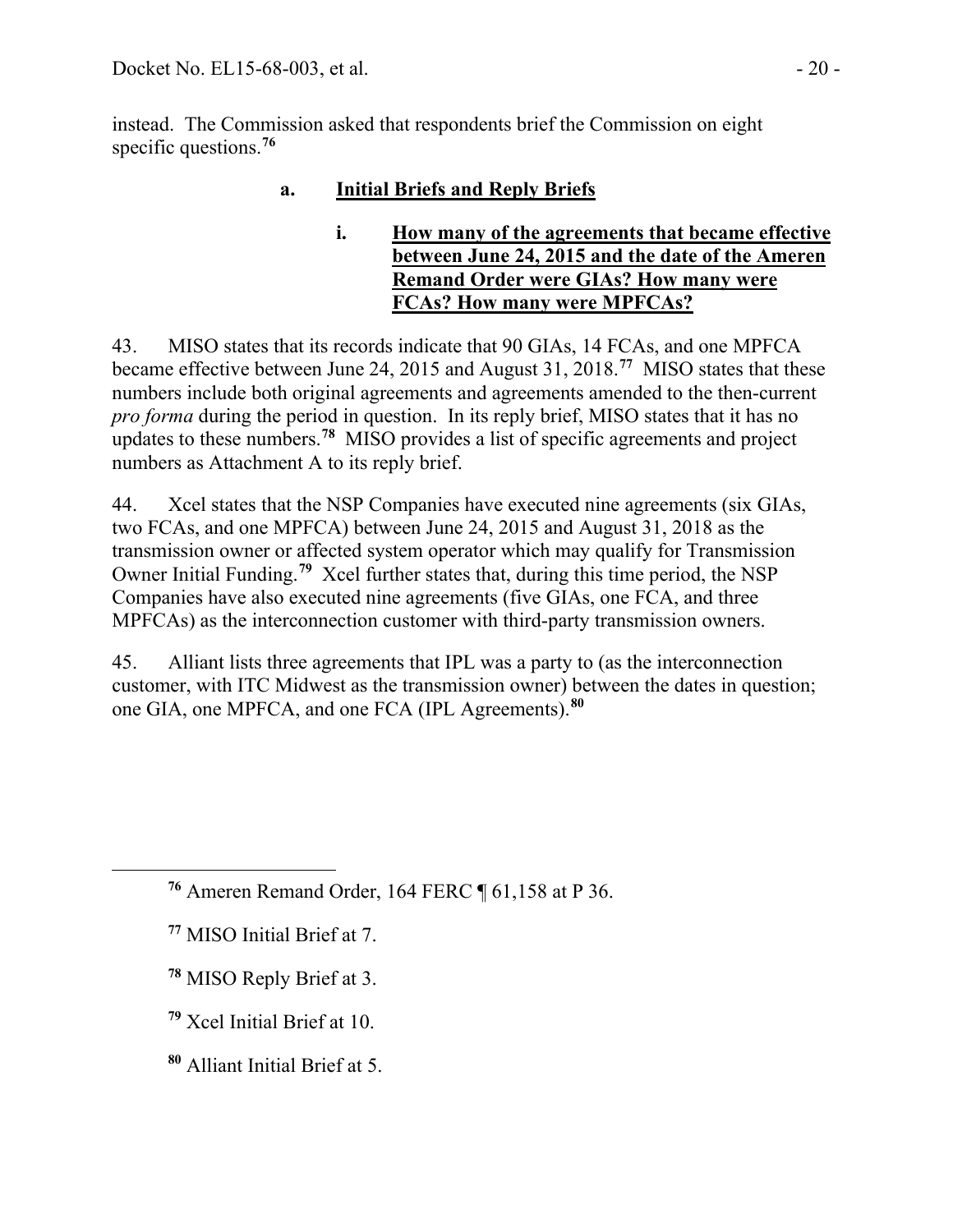instead. The Commission asked that respondents brief the Commission on eight specific questions.[76]

### a. Initial Briefs and Reply Briefs

#### i. How many of the agreements that became effective between June 24, 2015 and the date of the Ameren Remand Order were GIAs? How many were FCAs? How many were MPFCAs?

43. MISO states that its records indicate that 90 GIAs, 14 FCAs, and one MPFCA became effective between June 24, 2015 and August 31, 2018.[77] MISO states that these numbers include both original agreements and agreements amended to the then-current *pro forma* during the period in question. In its reply brief, MISO states that it has no updates to these numbers.[78] MISO provides a list of specific agreements and project numbers as Attachment A to its reply brief.

44. Xcel states that the NSP Companies have executed nine agreements (six GIAs, two FCAs, and one MPFCA) between June 24, 2015 and August 31, 2018 as the transmission owner or affected system operator which may qualify for Transmission Owner Initial Funding.[79] Xcel further states that, during this time period, the NSP Companies have also executed nine agreements (five GIAs, one FCA, and three MPFCAs) as the interconnection customer with third-party transmission owners.

45. Alliant lists three agreements that IPL was a party to (as the interconnection customer, with ITC Midwest as the transmission owner) between the dates in question; one GIA, one MPFCA, and one FCA (IPL Agreements).[80]

---

[76] Ameren Remand Order, 164 FERC ¶ 61,158 at P 36.

[77] MISO Initial Brief at 7.

[78] MISO Reply Brief at 3.

[79] Xcel Initial Brief at 10.

[80] Alliant Initial Brief at 5.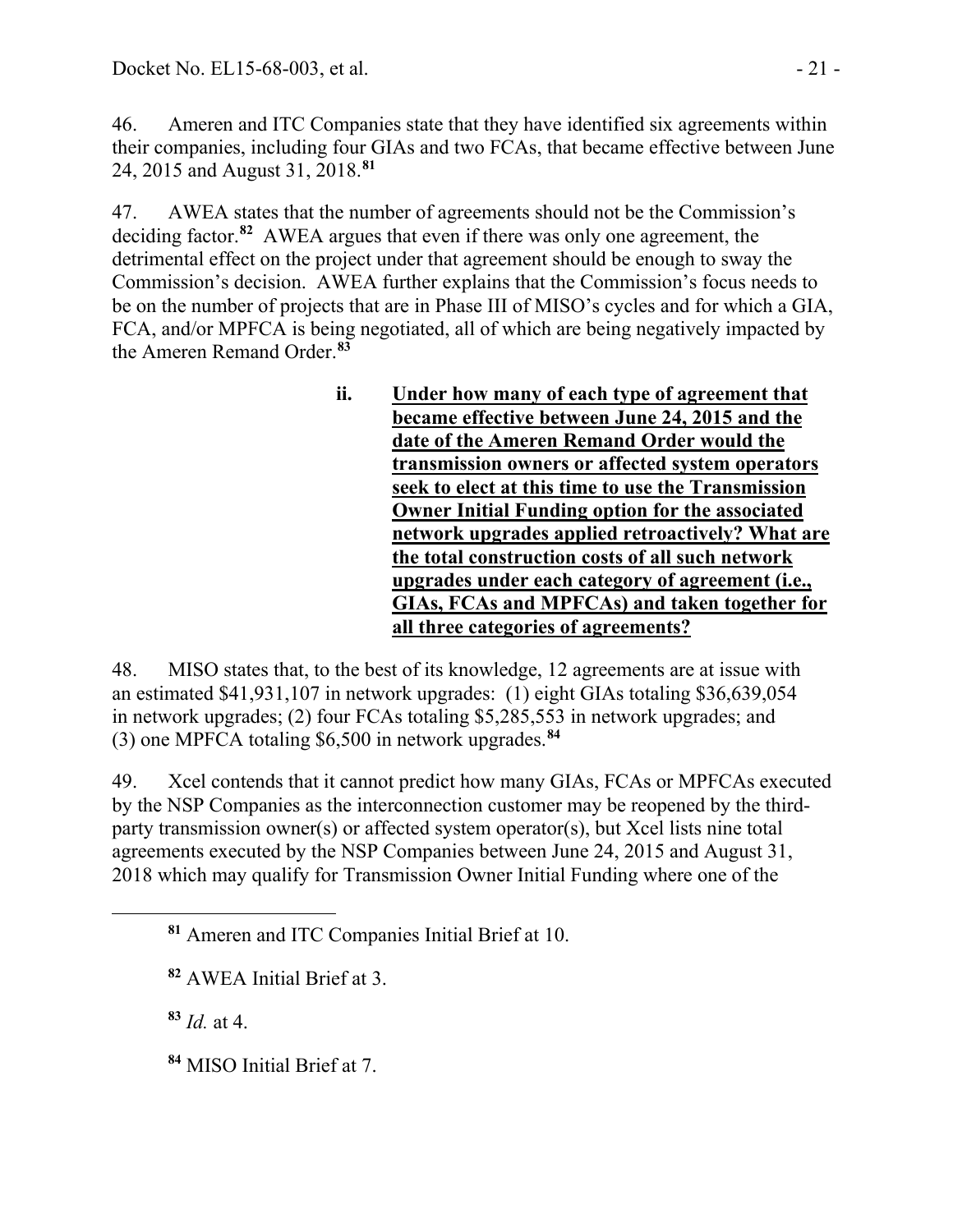46. Ameren and ITC Companies state that they have identified six agreements within their companies, including four GIAs and two FCAs, that became effective between June 24, 2015 and August 31, 2018.[81]

47. AWEA states that the number of agreements should not be the Commission's deciding factor.[82] AWEA argues that even if there was only one agreement, the detrimental effect on the project under that agreement should be enough to sway the Commission's decision. AWEA further explains that the Commission's focus needs to be on the number of projects that are in Phase III of MISO's cycles and for which a GIA, FCA, and/or MPFCA is being negotiated, all of which are being negatively impacted by the Ameren Remand Order.[83]

**ii. <u>Under how many of each type of agreement that became effective between June 24, 2015 and the date of the Ameren Remand Order would the transmission owners or affected system operators seek to elect at this time to use the Transmission Owner Initial Funding option for the associated network upgrades applied retroactively? What are the total construction costs of all such network upgrades under each category of agreement (i.e., GIAs, FCAs and MPFCAs) and taken together for all three categories of agreements?</u>**

48. MISO states that, to the best of its knowledge, 12 agreements are at issue with an estimated $41,931,107 in network upgrades: (1) eight GIAs totaling $36,639,054 in network upgrades; (2) four FCAs totaling $5,285,553 in network upgrades; and (3) one MPFCA totaling $6,500 in network upgrades.[84]

49. Xcel contends that it cannot predict how many GIAs, FCAs or MPFCAs executed by the NSP Companies as the interconnection customer may be reopened by the third-party transmission owner(s) or affected system operator(s), but Xcel lists nine total agreements executed by the NSP Companies between June 24, 2015 and August 31, 2018 which may qualify for Transmission Owner Initial Funding where one of the

---

[81] Ameren and ITC Companies Initial Brief at 10.

[82] AWEA Initial Brief at 3.

[83] *Id.* at 4.

[84] MISO Initial Brief at 7.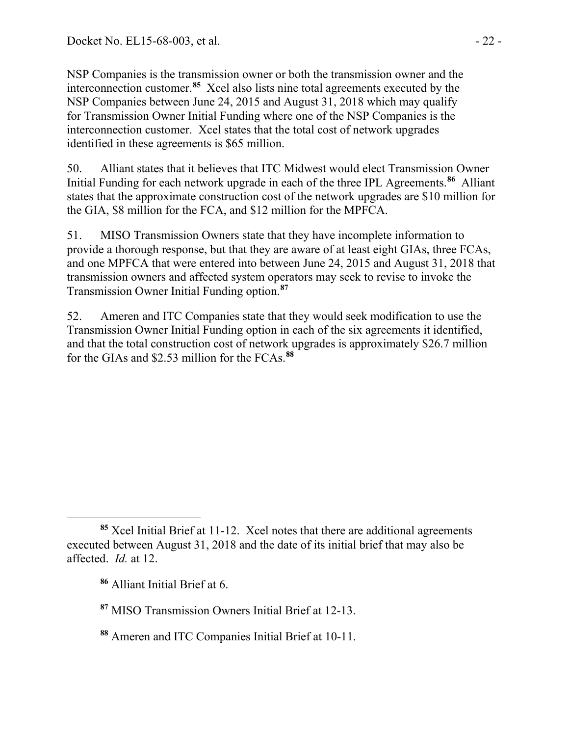NSP Companies is the transmission owner or both the transmission owner and the interconnection customer.[85] Xcel also lists nine total agreements executed by the NSP Companies between June 24, 2015 and August 31, 2018 which may qualify for Transmission Owner Initial Funding where one of the NSP Companies is the interconnection customer. Xcel states that the total cost of network upgrades identified in these agreements is $65 million.

50. Alliant states that it believes that ITC Midwest would elect Transmission Owner Initial Funding for each network upgrade in each of the three IPL Agreements.[86] Alliant states that the approximate construction cost of the network upgrades are $10 million for the GIA, $8 million for the FCA, and $12 million for the MPFCA.

51. MISO Transmission Owners state that they have incomplete information to provide a thorough response, but that they are aware of at least eight GIAs, three FCAs, and one MPFCA that were entered into between June 24, 2015 and August 31, 2018 that transmission owners and affected system operators may seek to revise to invoke the Transmission Owner Initial Funding option.[87]

52. Ameren and ITC Companies state that they would seek modification to use the Transmission Owner Initial Funding option in each of the six agreements it identified, and that the total construction cost of network upgrades is approximately $26.7 million for the GIAs and $2.53 million for the FCAs.[88]

---

[85] Xcel Initial Brief at 11-12. Xcel notes that there are additional agreements executed between August 31, 2018 and the date of its initial brief that may also be affected. *Id.* at 12.

[86] Alliant Initial Brief at 6.

[87] MISO Transmission Owners Initial Brief at 12-13.

[88] Ameren and ITC Companies Initial Brief at 10-11.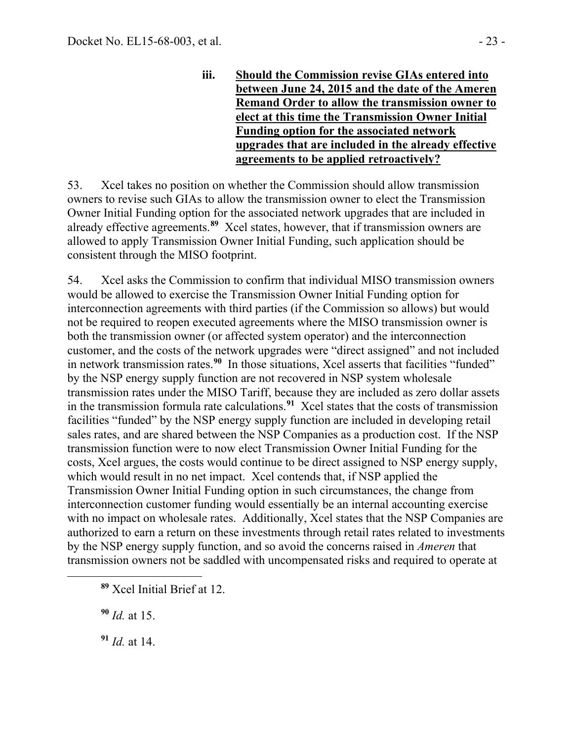**iii. Should the Commission revise GIAs entered into between June 24, 2015 and the date of the Ameren Remand Order to allow the transmission owner to elect at this time the Transmission Owner Initial Funding option for the associated network upgrades that are included in the already effective agreements to be applied retroactively?**

53. Xcel takes no position on whether the Commission should allow transmission owners to revise such GIAs to allow the transmission owner to elect the Transmission Owner Initial Funding option for the associated network upgrades that are included in already effective agreements.[89] Xcel states, however, that if transmission owners are allowed to apply Transmission Owner Initial Funding, such application should be consistent through the MISO footprint.

54. Xcel asks the Commission to confirm that individual MISO transmission owners would be allowed to exercise the Transmission Owner Initial Funding option for interconnection agreements with third parties (if the Commission so allows) but would not be required to reopen executed agreements where the MISO transmission owner is both the transmission owner (or affected system operator) and the interconnection customer, and the costs of the network upgrades were "direct assigned" and not included in network transmission rates.[90] In those situations, Xcel asserts that facilities "funded" by the NSP energy supply function are not recovered in NSP system wholesale transmission rates under the MISO Tariff, because they are included as zero dollar assets in the transmission formula rate calculations.[91] Xcel states that the costs of transmission facilities "funded" by the NSP energy supply function are included in developing retail sales rates, and are shared between the NSP Companies as a production cost. If the NSP transmission function were to now elect Transmission Owner Initial Funding for the costs, Xcel argues, the costs would continue to be direct assigned to NSP energy supply, which would result in no net impact. Xcel contends that, if NSP applied the Transmission Owner Initial Funding option in such circumstances, the change from interconnection customer funding would essentially be an internal accounting exercise with no impact on wholesale rates. Additionally, Xcel states that the NSP Companies are authorized to earn a return on these investments through retail rates related to investments by the NSP energy supply function, and so avoid the concerns raised in *Ameren* that transmission owners not be saddled with uncompensated risks and required to operate at

---

[89] Xcel Initial Brief at 12.

[90] *Id.* at 15.

[91] *Id.* at 14.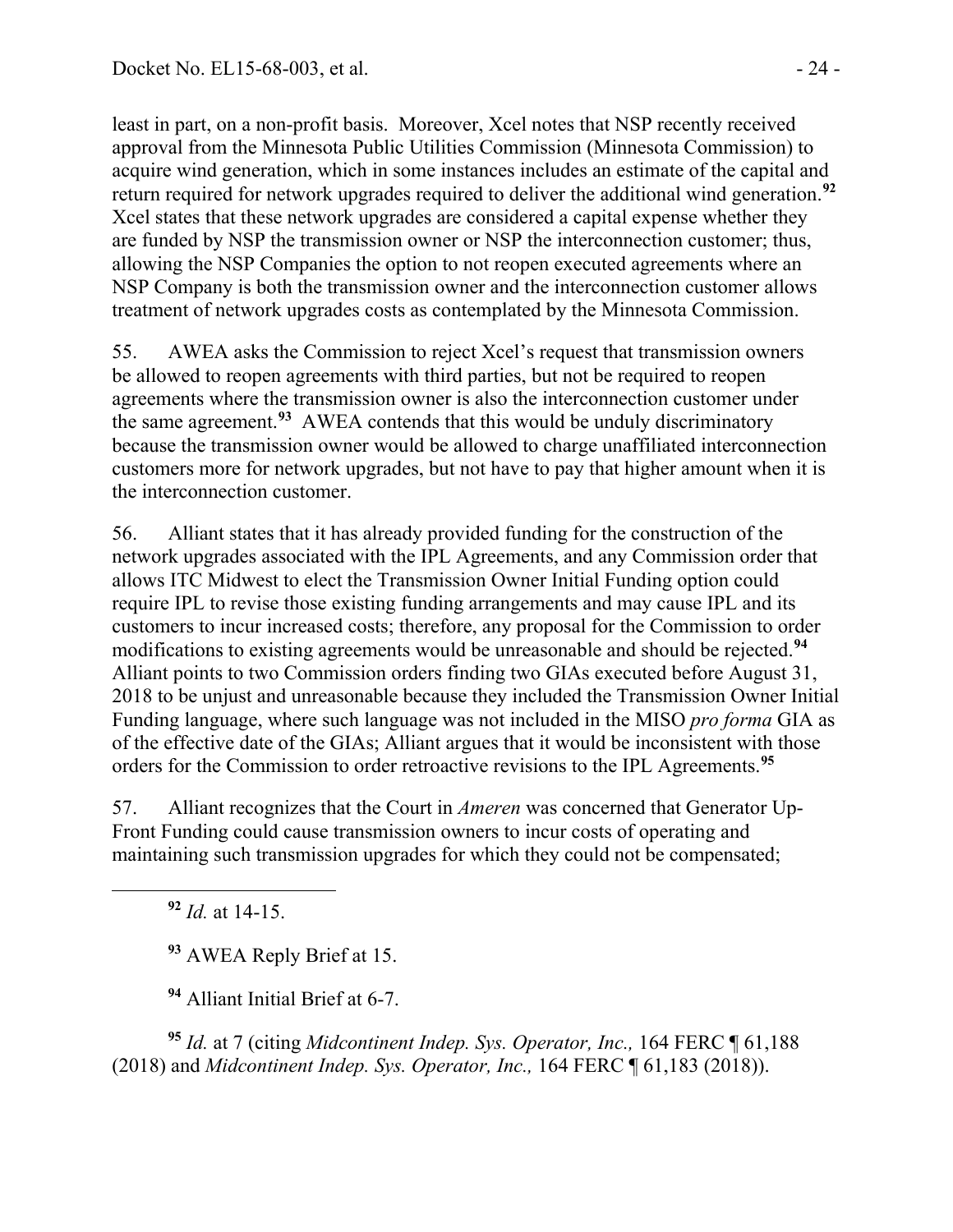least in part, on a non-profit basis. Moreover, Xcel notes that NSP recently received approval from the Minnesota Public Utilities Commission (Minnesota Commission) to acquire wind generation, which in some instances includes an estimate of the capital and return required for network upgrades required to deliver the additional wind generation.[92] Xcel states that these network upgrades are considered a capital expense whether they are funded by NSP the transmission owner or NSP the interconnection customer; thus, allowing the NSP Companies the option to not reopen executed agreements where an NSP Company is both the transmission owner and the interconnection customer allows treatment of network upgrades costs as contemplated by the Minnesota Commission.

55. AWEA asks the Commission to reject Xcel's request that transmission owners be allowed to reopen agreements with third parties, but not be required to reopen agreements where the transmission owner is also the interconnection customer under the same agreement.[93] AWEA contends that this would be unduly discriminatory because the transmission owner would be allowed to charge unaffiliated interconnection customers more for network upgrades, but not have to pay that higher amount when it is the interconnection customer.

56. Alliant states that it has already provided funding for the construction of the network upgrades associated with the IPL Agreements, and any Commission order that allows ITC Midwest to elect the Transmission Owner Initial Funding option could require IPL to revise those existing funding arrangements and may cause IPL and its customers to incur increased costs; therefore, any proposal for the Commission to order modifications to existing agreements would be unreasonable and should be rejected.[94] Alliant points to two Commission orders finding two GIAs executed before August 31, 2018 to be unjust and unreasonable because they included the Transmission Owner Initial Funding language, where such language was not included in the MISO *pro forma* GIA as of the effective date of the GIAs; Alliant argues that it would be inconsistent with those orders for the Commission to order retroactive revisions to the IPL Agreements.[95]

57. Alliant recognizes that the Court in *Ameren* was concerned that Generator Up-Front Funding could cause transmission owners to incur costs of operating and maintaining such transmission upgrades for which they could not be compensated;

---

[92] *Id.* at 14-15.

[93] AWEA Reply Brief at 15.

[94] Alliant Initial Brief at 6-7.

[95] *Id.* at 7 (citing *Midcontinent Indep. Sys. Operator, Inc.,* 164 FERC ¶ 61,188 (2018) and *Midcontinent Indep. Sys. Operator, Inc.,* 164 FERC ¶ 61,183 (2018)).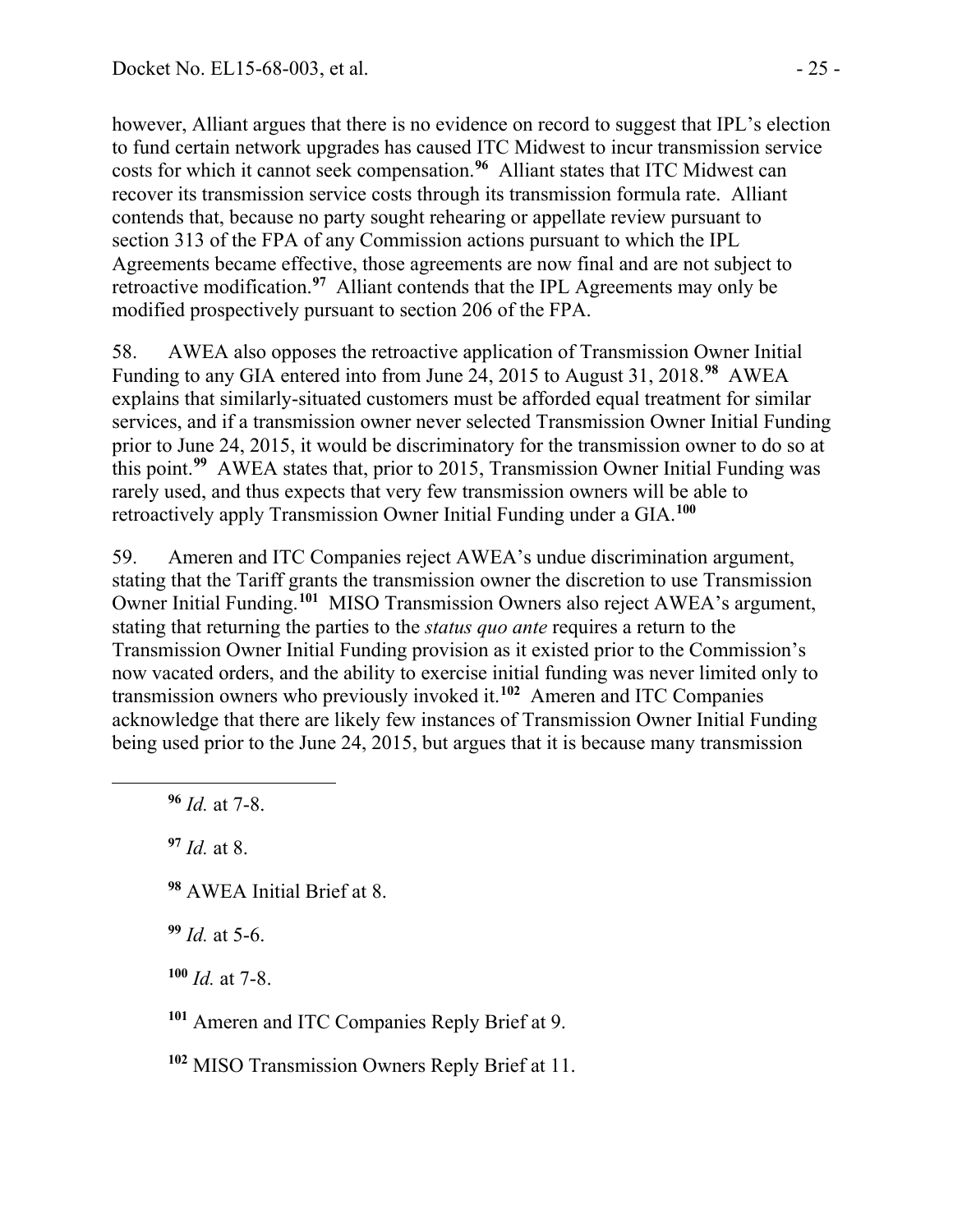however, Alliant argues that there is no evidence on record to suggest that IPL's election to fund certain network upgrades has caused ITC Midwest to incur transmission service costs for which it cannot seek compensation.[96] Alliant states that ITC Midwest can recover its transmission service costs through its transmission formula rate. Alliant contends that, because no party sought rehearing or appellate review pursuant to section 313 of the FPA of any Commission actions pursuant to which the IPL Agreements became effective, those agreements are now final and are not subject to retroactive modification.[97] Alliant contends that the IPL Agreements may only be modified prospectively pursuant to section 206 of the FPA.

58. AWEA also opposes the retroactive application of Transmission Owner Initial Funding to any GIA entered into from June 24, 2015 to August 31, 2018.[98] AWEA explains that similarly-situated customers must be afforded equal treatment for similar services, and if a transmission owner never selected Transmission Owner Initial Funding prior to June 24, 2015, it would be discriminatory for the transmission owner to do so at this point.[99] AWEA states that, prior to 2015, Transmission Owner Initial Funding was rarely used, and thus expects that very few transmission owners will be able to retroactively apply Transmission Owner Initial Funding under a GIA.[100]

59. Ameren and ITC Companies reject AWEA's undue discrimination argument, stating that the Tariff grants the transmission owner the discretion to use Transmission Owner Initial Funding.[101] MISO Transmission Owners also reject AWEA's argument, stating that returning the parties to the *status quo ante* requires a return to the Transmission Owner Initial Funding provision as it existed prior to the Commission's now vacated orders, and the ability to exercise initial funding was never limited only to transmission owners who previously invoked it.[102] Ameren and ITC Companies acknowledge that there are likely few instances of Transmission Owner Initial Funding being used prior to the June 24, 2015, but argues that it is because many transmission

---

[96] *Id.* at 7-8.

[97] *Id.* at 8.

[98] AWEA Initial Brief at 8.

[99] *Id.* at 5-6.

[100] *Id.* at 7-8.

[101] Ameren and ITC Companies Reply Brief at 9.

[102] MISO Transmission Owners Reply Brief at 11.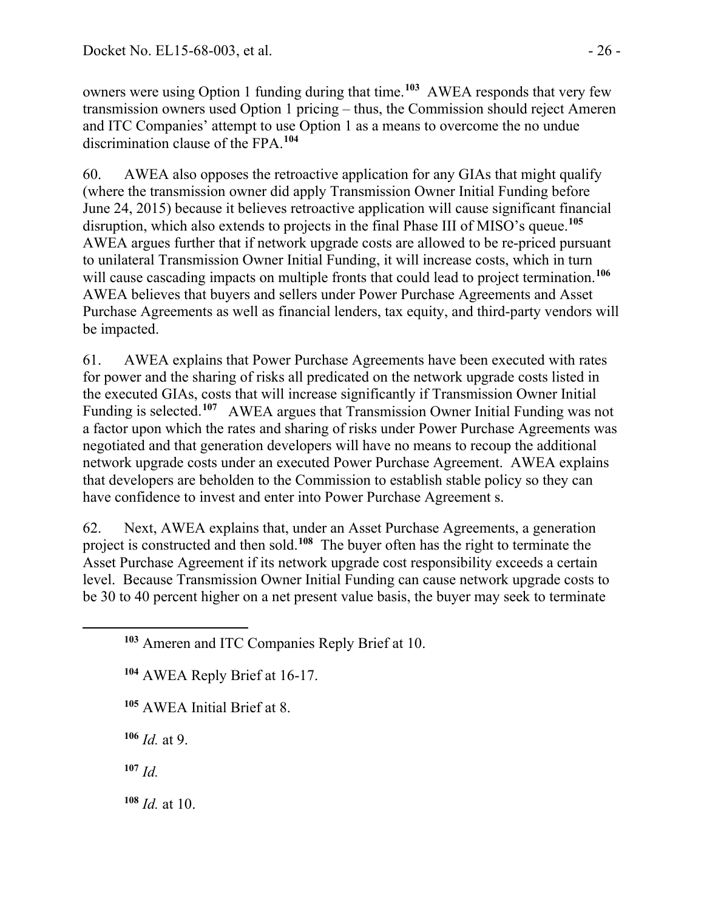owners were using Option 1 funding during that time.[103] AWEA responds that very few transmission owners used Option 1 pricing – thus, the Commission should reject Ameren and ITC Companies' attempt to use Option 1 as a means to overcome the no undue discrimination clause of the FPA.[104]

60. AWEA also opposes the retroactive application for any GIAs that might qualify (where the transmission owner did apply Transmission Owner Initial Funding before June 24, 2015) because it believes retroactive application will cause significant financial disruption, which also extends to projects in the final Phase III of MISO's queue.[105] AWEA argues further that if network upgrade costs are allowed to be re-priced pursuant to unilateral Transmission Owner Initial Funding, it will increase costs, which in turn will cause cascading impacts on multiple fronts that could lead to project termination.[106] AWEA believes that buyers and sellers under Power Purchase Agreements and Asset Purchase Agreements as well as financial lenders, tax equity, and third-party vendors will be impacted.

61. AWEA explains that Power Purchase Agreements have been executed with rates for power and the sharing of risks all predicated on the network upgrade costs listed in the executed GIAs, costs that will increase significantly if Transmission Owner Initial Funding is selected.[107] AWEA argues that Transmission Owner Initial Funding was not a factor upon which the rates and sharing of risks under Power Purchase Agreements was negotiated and that generation developers will have no means to recoup the additional network upgrade costs under an executed Power Purchase Agreement. AWEA explains that developers are beholden to the Commission to establish stable policy so they can have confidence to invest and enter into Power Purchase Agreement s.

62. Next, AWEA explains that, under an Asset Purchase Agreements, a generation project is constructed and then sold.[108] The buyer often has the right to terminate the Asset Purchase Agreement if its network upgrade cost responsibility exceeds a certain level. Because Transmission Owner Initial Funding can cause network upgrade costs to be 30 to 40 percent higher on a net present value basis, the buyer may seek to terminate

---

[103] Ameren and ITC Companies Reply Brief at 10.

[104] AWEA Reply Brief at 16-17.

[105] AWEA Initial Brief at 8.

[106] *Id.* at 9.

[107] *Id.*

[108] *Id.* at 10.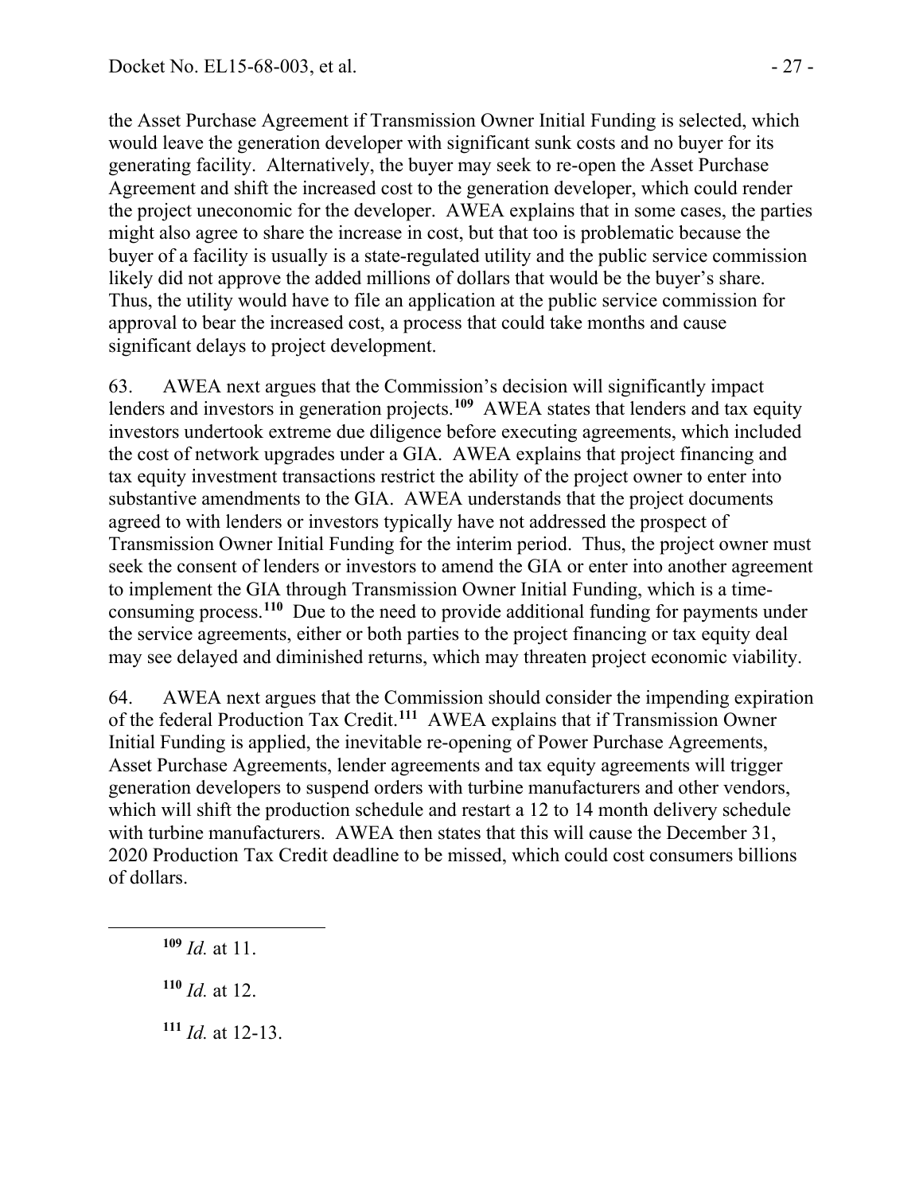the Asset Purchase Agreement if Transmission Owner Initial Funding is selected, which would leave the generation developer with significant sunk costs and no buyer for its generating facility. Alternatively, the buyer may seek to re-open the Asset Purchase Agreement and shift the increased cost to the generation developer, which could render the project uneconomic for the developer. AWEA explains that in some cases, the parties might also agree to share the increase in cost, but that too is problematic because the buyer of a facility is usually is a state-regulated utility and the public service commission likely did not approve the added millions of dollars that would be the buyer's share. Thus, the utility would have to file an application at the public service commission for approval to bear the increased cost, a process that could take months and cause significant delays to project development.

63. AWEA next argues that the Commission's decision will significantly impact lenders and investors in generation projects.[109] AWEA states that lenders and tax equity investors undertook extreme due diligence before executing agreements, which included the cost of network upgrades under a GIA. AWEA explains that project financing and tax equity investment transactions restrict the ability of the project owner to enter into substantive amendments to the GIA. AWEA understands that the project documents agreed to with lenders or investors typically have not addressed the prospect of Transmission Owner Initial Funding for the interim period. Thus, the project owner must seek the consent of lenders or investors to amend the GIA or enter into another agreement to implement the GIA through Transmission Owner Initial Funding, which is a time-consuming process.[110] Due to the need to provide additional funding for payments under the service agreements, either or both parties to the project financing or tax equity deal may see delayed and diminished returns, which may threaten project economic viability.

64. AWEA next argues that the Commission should consider the impending expiration of the federal Production Tax Credit.[111] AWEA explains that if Transmission Owner Initial Funding is applied, the inevitable re-opening of Power Purchase Agreements, Asset Purchase Agreements, lender agreements and tax equity agreements will trigger generation developers to suspend orders with turbine manufacturers and other vendors, which will shift the production schedule and restart a 12 to 14 month delivery schedule with turbine manufacturers. AWEA then states that this will cause the December 31, 2020 Production Tax Credit deadline to be missed, which could cost consumers billions of dollars.

---

[109] *Id.* at 11.

[110] *Id.* at 12.

[111] *Id.* at 12-13.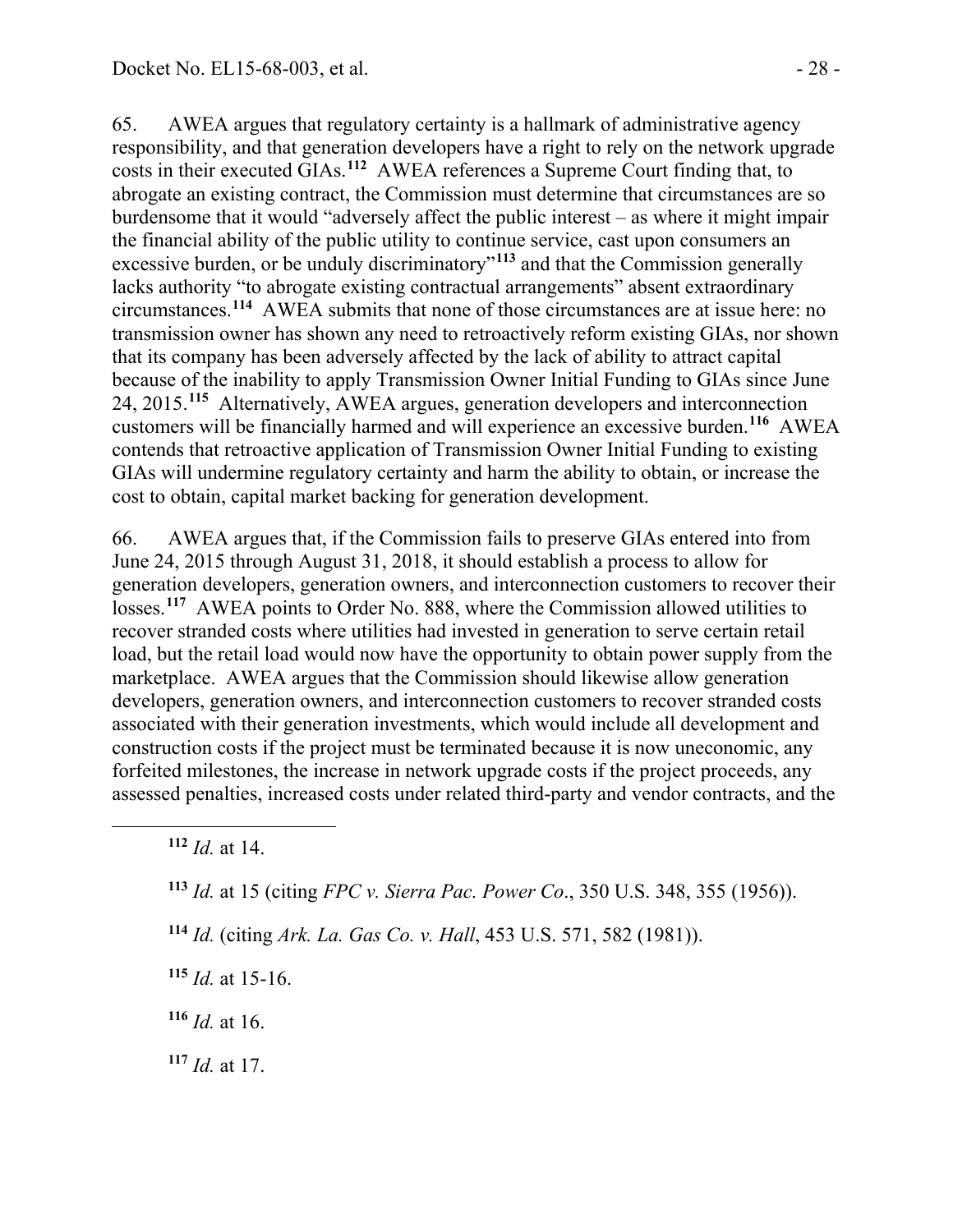65. AWEA argues that regulatory certainty is a hallmark of administrative agency responsibility, and that generation developers have a right to rely on the network upgrade costs in their executed GIAs.[112] AWEA references a Supreme Court finding that, to abrogate an existing contract, the Commission must determine that circumstances are so burdensome that it would "adversely affect the public interest – as where it might impair the financial ability of the public utility to continue service, cast upon consumers an excessive burden, or be unduly discriminatory"[113] and that the Commission generally lacks authority "to abrogate existing contractual arrangements" absent extraordinary circumstances.[114] AWEA submits that none of those circumstances are at issue here: no transmission owner has shown any need to retroactively reform existing GIAs, nor shown that its company has been adversely affected by the lack of ability to attract capital because of the inability to apply Transmission Owner Initial Funding to GIAs since June 24, 2015.[115] Alternatively, AWEA argues, generation developers and interconnection customers will be financially harmed and will experience an excessive burden.[116] AWEA contends that retroactive application of Transmission Owner Initial Funding to existing GIAs will undermine regulatory certainty and harm the ability to obtain, or increase the cost to obtain, capital market backing for generation development.

66. AWEA argues that, if the Commission fails to preserve GIAs entered into from June 24, 2015 through August 31, 2018, it should establish a process to allow for generation developers, generation owners, and interconnection customers to recover their losses.[117] AWEA points to Order No. 888, where the Commission allowed utilities to recover stranded costs where utilities had invested in generation to serve certain retail load, but the retail load would now have the opportunity to obtain power supply from the marketplace. AWEA argues that the Commission should likewise allow generation developers, generation owners, and interconnection customers to recover stranded costs associated with their generation investments, which would include all development and construction costs if the project must be terminated because it is now uneconomic, any forfeited milestones, the increase in network upgrade costs if the project proceeds, any assessed penalties, increased costs under related third-party and vendor contracts, and the

---

[112] *Id.* at 14.

[113] *Id.* at 15 (citing *FPC v. Sierra Pac. Power Co*., 350 U.S. 348, 355 (1956)).

[114] *Id.* (citing *Ark. La. Gas Co. v. Hall*, 453 U.S. 571, 582 (1981)).

[115] *Id.* at 15-16.

[116] *Id.* at 16.

[117] *Id.* at 17.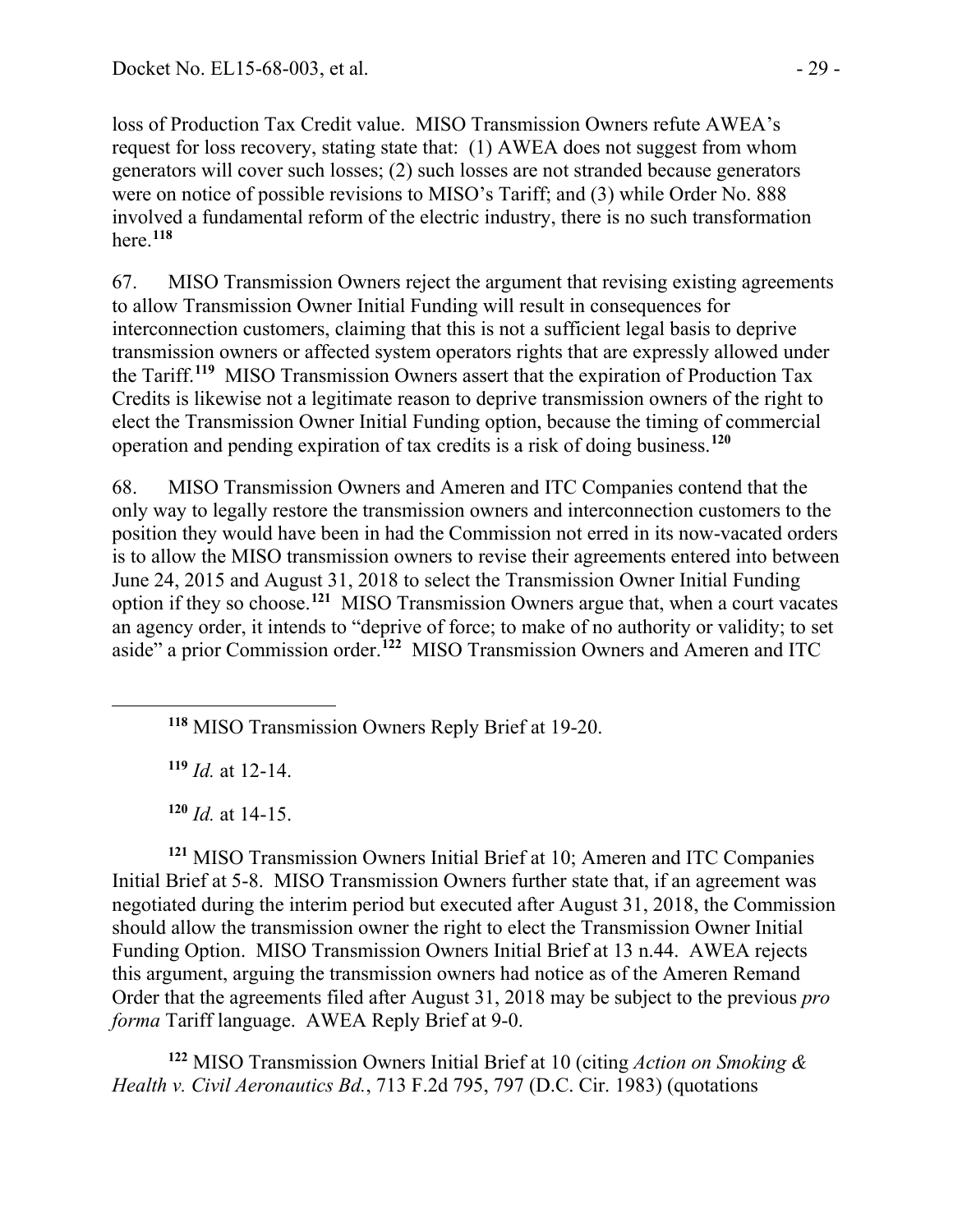loss of Production Tax Credit value. MISO Transmission Owners refute AWEA's request for loss recovery, stating state that: (1) AWEA does not suggest from whom generators will cover such losses; (2) such losses are not stranded because generators were on notice of possible revisions to MISO's Tariff; and (3) while Order No. 888 involved a fundamental reform of the electric industry, there is no such transformation here.[118]

67. MISO Transmission Owners reject the argument that revising existing agreements to allow Transmission Owner Initial Funding will result in consequences for interconnection customers, claiming that this is not a sufficient legal basis to deprive transmission owners or affected system operators rights that are expressly allowed under the Tariff.[119] MISO Transmission Owners assert that the expiration of Production Tax Credits is likewise not a legitimate reason to deprive transmission owners of the right to elect the Transmission Owner Initial Funding option, because the timing of commercial operation and pending expiration of tax credits is a risk of doing business.[120]

68. MISO Transmission Owners and Ameren and ITC Companies contend that the only way to legally restore the transmission owners and interconnection customers to the position they would have been in had the Commission not erred in its now-vacated orders is to allow the MISO transmission owners to revise their agreements entered into between June 24, 2015 and August 31, 2018 to select the Transmission Owner Initial Funding option if they so choose.[121] MISO Transmission Owners argue that, when a court vacates an agency order, it intends to "deprive of force; to make of no authority or validity; to set aside" a prior Commission order.[122] MISO Transmission Owners and Ameren and ITC

---

[118] MISO Transmission Owners Reply Brief at 19-20.

[119] *Id.* at 12-14.

[120] *Id.* at 14-15.

[121] MISO Transmission Owners Initial Brief at 10; Ameren and ITC Companies Initial Brief at 5-8. MISO Transmission Owners further state that, if an agreement was negotiated during the interim period but executed after August 31, 2018, the Commission should allow the transmission owner the right to elect the Transmission Owner Initial Funding Option. MISO Transmission Owners Initial Brief at 13 n.44. AWEA rejects this argument, arguing the transmission owners had notice as of the Ameren Remand Order that the agreements filed after August 31, 2018 may be subject to the previous *pro forma* Tariff language. AWEA Reply Brief at 9-0.

[122] MISO Transmission Owners Initial Brief at 10 (citing *Action on Smoking & Health v. Civil Aeronautics Bd.*, 713 F.2d 795, 797 (D.C. Cir. 1983) (quotations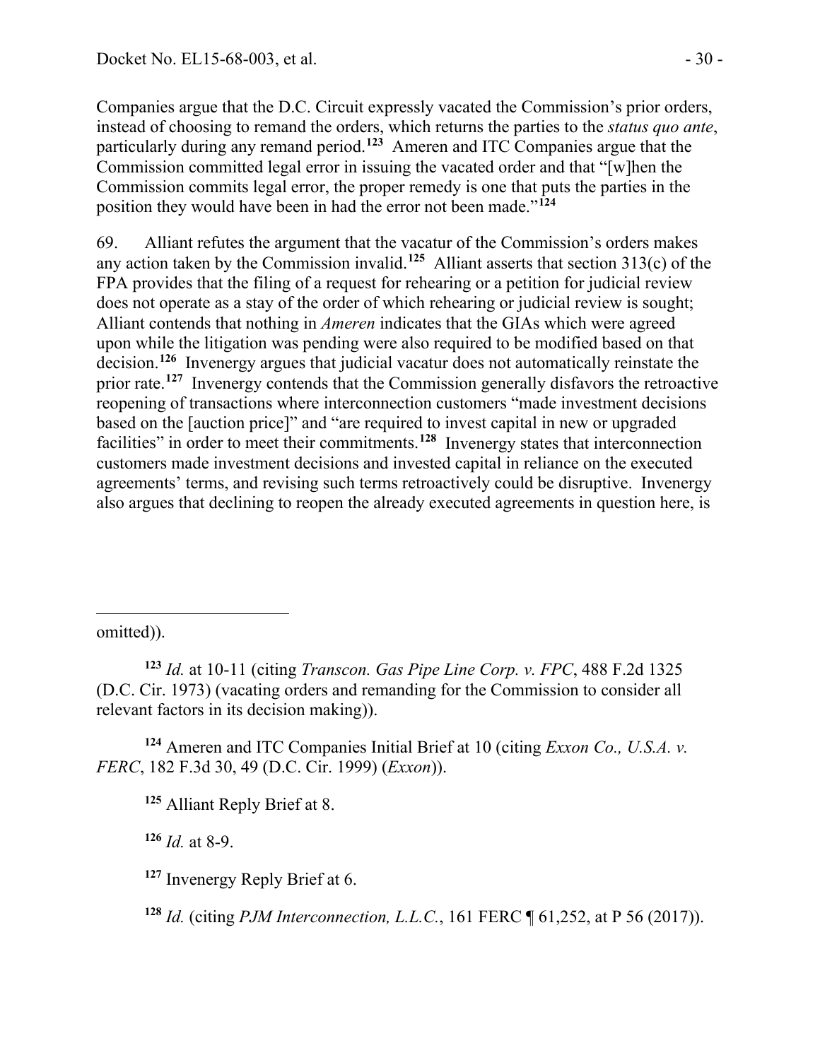Companies argue that the D.C. Circuit expressly vacated the Commission's prior orders, instead of choosing to remand the orders, which returns the parties to the *status quo ante*, particularly during any remand period.[123] Ameren and ITC Companies argue that the Commission committed legal error in issuing the vacated order and that "[w]hen the Commission commits legal error, the proper remedy is one that puts the parties in the position they would have been in had the error not been made."[124]

69. Alliant refutes the argument that the vacatur of the Commission's orders makes any action taken by the Commission invalid.[125] Alliant asserts that section 313(c) of the FPA provides that the filing of a request for rehearing or a petition for judicial review does not operate as a stay of the order of which rehearing or judicial review is sought; Alliant contends that nothing in *Ameren* indicates that the GIAs which were agreed upon while the litigation was pending were also required to be modified based on that decision.[126] Invenergy argues that judicial vacatur does not automatically reinstate the prior rate.[127] Invenergy contends that the Commission generally disfavors the retroactive reopening of transactions where interconnection customers "made investment decisions based on the [auction price]" and "are required to invest capital in new or upgraded facilities" in order to meet their commitments.[128] Invenergy states that interconnection customers made investment decisions and invested capital in reliance on the executed agreements' terms, and revising such terms retroactively could be disruptive. Invenergy also argues that declining to reopen the already executed agreements in question here, is

---

omitted)).

[123] *Id.* at 10-11 (citing *Transcon. Gas Pipe Line Corp. v. FPC*, 488 F.2d 1325 (D.C. Cir. 1973) (vacating orders and remanding for the Commission to consider all relevant factors in its decision making)).

[124] Ameren and ITC Companies Initial Brief at 10 (citing *Exxon Co., U.S.A. v. FERC*, 182 F.3d 30, 49 (D.C. Cir. 1999) (*Exxon*)).

[125] Alliant Reply Brief at 8.

[126] *Id.* at 8-9.

[127] Invenergy Reply Brief at 6.

[128] *Id.* (citing *PJM Interconnection, L.L.C.*, 161 FERC ¶ 61,252, at P 56 (2017)).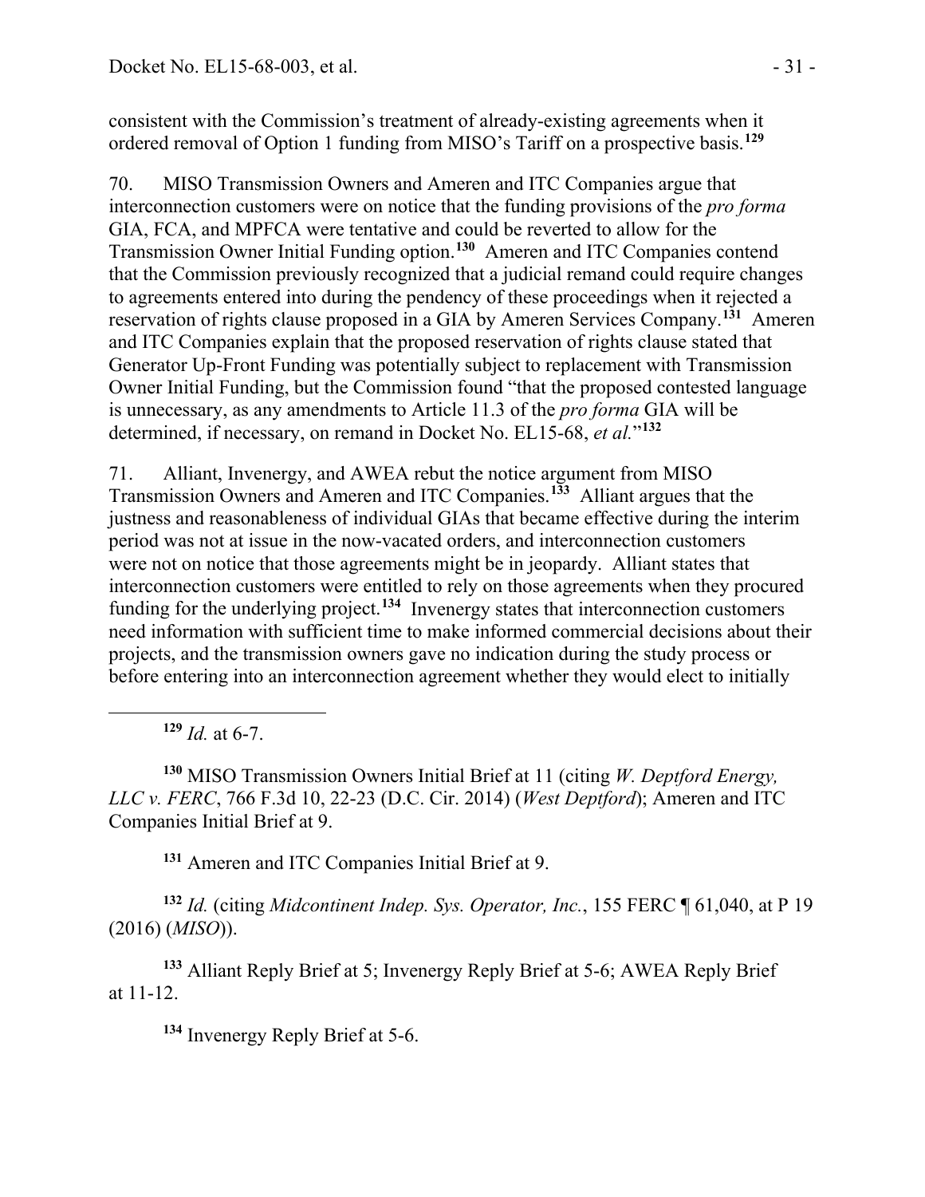consistent with the Commission's treatment of already-existing agreements when it ordered removal of Option 1 funding from MISO's Tariff on a prospective basis.[129]

70. MISO Transmission Owners and Ameren and ITC Companies argue that interconnection customers were on notice that the funding provisions of the *pro forma* GIA, FCA, and MPFCA were tentative and could be reverted to allow for the Transmission Owner Initial Funding option.[130] Ameren and ITC Companies contend that the Commission previously recognized that a judicial remand could require changes to agreements entered into during the pendency of these proceedings when it rejected a reservation of rights clause proposed in a GIA by Ameren Services Company.[131] Ameren and ITC Companies explain that the proposed reservation of rights clause stated that Generator Up-Front Funding was potentially subject to replacement with Transmission Owner Initial Funding, but the Commission found "that the proposed contested language is unnecessary, as any amendments to Article 11.3 of the *pro forma* GIA will be determined, if necessary, on remand in Docket No. EL15-68, *et al.*"[132]

71. Alliant, Invenergy, and AWEA rebut the notice argument from MISO Transmission Owners and Ameren and ITC Companies.[133] Alliant argues that the justness and reasonableness of individual GIAs that became effective during the interim period was not at issue in the now-vacated orders, and interconnection customers were not on notice that those agreements might be in jeopardy. Alliant states that interconnection customers were entitled to rely on those agreements when they procured funding for the underlying project.[134] Invenergy states that interconnection customers need information with sufficient time to make informed commercial decisions about their projects, and the transmission owners gave no indication during the study process or before entering into an interconnection agreement whether they would elect to initially

[129] *Id.* at 6-7.

[130] MISO Transmission Owners Initial Brief at 11 (citing *W. Deptford Energy, LLC v. FERC*, 766 F.3d 10, 22-23 (D.C. Cir. 2014) (*West Deptford*); Ameren and ITC Companies Initial Brief at 9.

[131] Ameren and ITC Companies Initial Brief at 9.

[132] *Id.* (citing *Midcontinent Indep. Sys. Operator, Inc.*, 155 FERC ¶ 61,040, at P 19 (2016) (*MISO*)).

[133] Alliant Reply Brief at 5; Invenergy Reply Brief at 5-6; AWEA Reply Brief at 11-12.

[134] Invenergy Reply Brief at 5-6.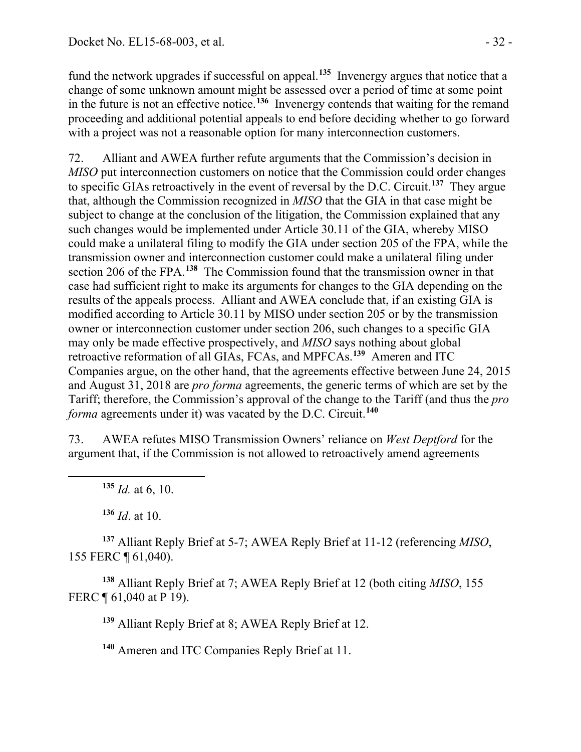fund the network upgrades if successful on appeal.[135] Invenergy argues that notice that a change of some unknown amount might be assessed over a period of time at some point in the future is not an effective notice.[136] Invenergy contends that waiting for the remand proceeding and additional potential appeals to end before deciding whether to go forward with a project was not a reasonable option for many interconnection customers.

72. Alliant and AWEA further refute arguments that the Commission's decision in *MISO* put interconnection customers on notice that the Commission could order changes to specific GIAs retroactively in the event of reversal by the D.C. Circuit.[137] They argue that, although the Commission recognized in *MISO* that the GIA in that case might be subject to change at the conclusion of the litigation, the Commission explained that any such changes would be implemented under Article 30.11 of the GIA, whereby MISO could make a unilateral filing to modify the GIA under section 205 of the FPA, while the transmission owner and interconnection customer could make a unilateral filing under section 206 of the FPA.[138] The Commission found that the transmission owner in that case had sufficient right to make its arguments for changes to the GIA depending on the results of the appeals process. Alliant and AWEA conclude that, if an existing GIA is modified according to Article 30.11 by MISO under section 205 or by the transmission owner or interconnection customer under section 206, such changes to a specific GIA may only be made effective prospectively, and *MISO* says nothing about global retroactive reformation of all GIAs, FCAs, and MPFCAs.[139] Ameren and ITC Companies argue, on the other hand, that the agreements effective between June 24, 2015 and August 31, 2018 are *pro forma* agreements, the generic terms of which are set by the Tariff; therefore, the Commission's approval of the change to the Tariff (and thus the *pro forma* agreements under it) was vacated by the D.C. Circuit.[140]

73. AWEA refutes MISO Transmission Owners' reliance on *West Deptford* for the argument that, if the Commission is not allowed to retroactively amend agreements

---

[135] *Id.* at 6, 10.

[136] *Id*. at 10.

[137] Alliant Reply Brief at 5-7; AWEA Reply Brief at 11-12 (referencing *MISO*, 155 FERC ¶ 61,040).

[138] Alliant Reply Brief at 7; AWEA Reply Brief at 12 (both citing *MISO*, 155 FERC ¶ 61,040 at P 19).

[139] Alliant Reply Brief at 8; AWEA Reply Brief at 12.

[140] Ameren and ITC Companies Reply Brief at 11.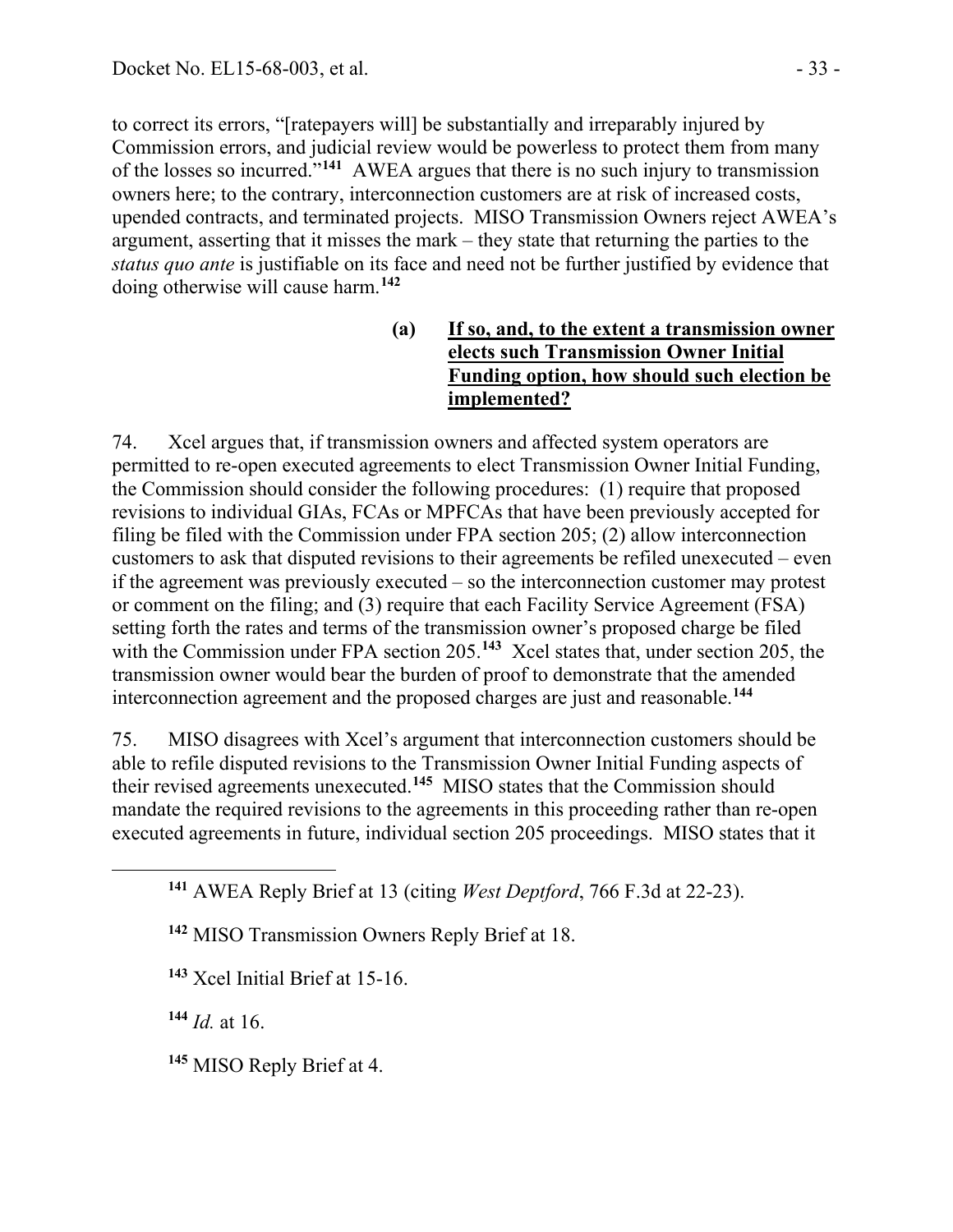to correct its errors, "[ratepayers will] be substantially and irreparably injured by Commission errors, and judicial review would be powerless to protect them from many of the losses so incurred."[141] AWEA argues that there is no such injury to transmission owners here; to the contrary, interconnection customers are at risk of increased costs, upended contracts, and terminated projects. MISO Transmission Owners reject AWEA's argument, asserting that it misses the mark – they state that returning the parties to the *status quo ante* is justifiable on its face and need not be further justified by evidence that doing otherwise will cause harm.[142]

**(a) <u>If so, and, to the extent a transmission owner elects such Transmission Owner Initial Funding option, how should such election be implemented?</u>**

74. Xcel argues that, if transmission owners and affected system operators are permitted to re-open executed agreements to elect Transmission Owner Initial Funding, the Commission should consider the following procedures: (1) require that proposed revisions to individual GIAs, FCAs or MPFCAs that have been previously accepted for filing be filed with the Commission under FPA section 205; (2) allow interconnection customers to ask that disputed revisions to their agreements be refiled unexecuted – even if the agreement was previously executed – so the interconnection customer may protest or comment on the filing; and (3) require that each Facility Service Agreement (FSA) setting forth the rates and terms of the transmission owner's proposed charge be filed with the Commission under FPA section 205.[143] Xcel states that, under section 205, the transmission owner would bear the burden of proof to demonstrate that the amended interconnection agreement and the proposed charges are just and reasonable.[144]

75. MISO disagrees with Xcel's argument that interconnection customers should be able to refile disputed revisions to the Transmission Owner Initial Funding aspects of their revised agreements unexecuted.[145] MISO states that the Commission should mandate the required revisions to the agreements in this proceeding rather than re-open executed agreements in future, individual section 205 proceedings. MISO states that it

---

[141] AWEA Reply Brief at 13 (citing *West Deptford*, 766 F.3d at 22-23).

[142] MISO Transmission Owners Reply Brief at 18.

[143] Xcel Initial Brief at 15-16.

[144] *Id.* at 16.

[145] MISO Reply Brief at 4.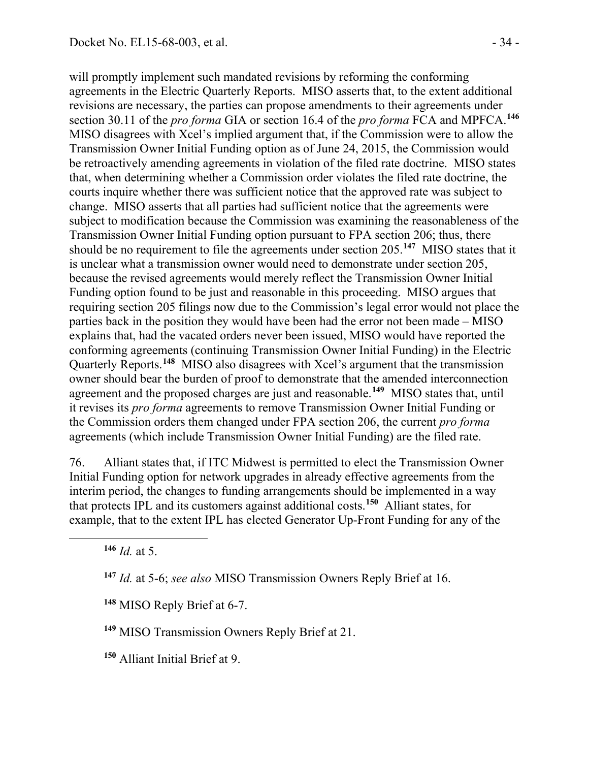will promptly implement such mandated revisions by reforming the conforming agreements in the Electric Quarterly Reports. MISO asserts that, to the extent additional revisions are necessary, the parties can propose amendments to their agreements under section 30.11 of the *pro forma* GIA or section 16.4 of the *pro forma* FCA and MPFCA.[146] MISO disagrees with Xcel's implied argument that, if the Commission were to allow the Transmission Owner Initial Funding option as of June 24, 2015, the Commission would be retroactively amending agreements in violation of the filed rate doctrine. MISO states that, when determining whether a Commission order violates the filed rate doctrine, the courts inquire whether there was sufficient notice that the approved rate was subject to change. MISO asserts that all parties had sufficient notice that the agreements were subject to modification because the Commission was examining the reasonableness of the Transmission Owner Initial Funding option pursuant to FPA section 206; thus, there should be no requirement to file the agreements under section 205.[147] MISO states that it is unclear what a transmission owner would need to demonstrate under section 205, because the revised agreements would merely reflect the Transmission Owner Initial Funding option found to be just and reasonable in this proceeding. MISO argues that requiring section 205 filings now due to the Commission's legal error would not place the parties back in the position they would have been had the error not been made – MISO explains that, had the vacated orders never been issued, MISO would have reported the conforming agreements (continuing Transmission Owner Initial Funding) in the Electric Quarterly Reports.[148] MISO also disagrees with Xcel's argument that the transmission owner should bear the burden of proof to demonstrate that the amended interconnection agreement and the proposed charges are just and reasonable.[149] MISO states that, until it revises its *pro forma* agreements to remove Transmission Owner Initial Funding or the Commission orders them changed under FPA section 206, the current *pro forma* agreements (which include Transmission Owner Initial Funding) are the filed rate.

76. Alliant states that, if ITC Midwest is permitted to elect the Transmission Owner Initial Funding option for network upgrades in already effective agreements from the interim period, the changes to funding arrangements should be implemented in a way that protects IPL and its customers against additional costs.[150] Alliant states, for example, that to the extent IPL has elected Generator Up-Front Funding for any of the

[146] *Id.* at 5.

[147] *Id.* at 5-6; *see also* MISO Transmission Owners Reply Brief at 16.

[148] MISO Reply Brief at 6-7.

[149] MISO Transmission Owners Reply Brief at 21.

[150] Alliant Initial Brief at 9.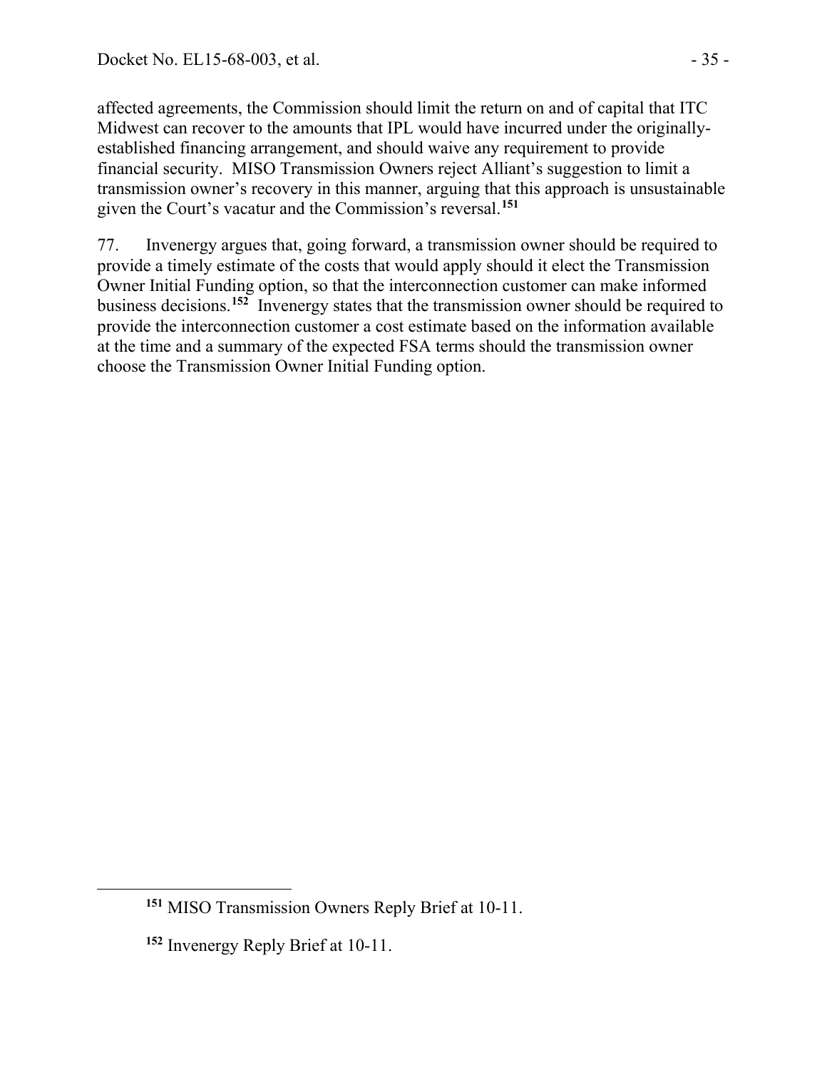affected agreements, the Commission should limit the return on and of capital that ITC Midwest can recover to the amounts that IPL would have incurred under the originally-established financing arrangement, and should waive any requirement to provide financial security. MISO Transmission Owners reject Alliant's suggestion to limit a transmission owner's recovery in this manner, arguing that this approach is unsustainable given the Court's vacatur and the Commission's reversal.[151]

77. Invenergy argues that, going forward, a transmission owner should be required to provide a timely estimate of the costs that would apply should it elect the Transmission Owner Initial Funding option, so that the interconnection customer can make informed business decisions.[152] Invenergy states that the transmission owner should be required to provide the interconnection customer a cost estimate based on the information available at the time and a summary of the expected FSA terms should the transmission owner choose the Transmission Owner Initial Funding option.

---

[151] MISO Transmission Owners Reply Brief at 10-11.

[152] Invenergy Reply Brief at 10-11.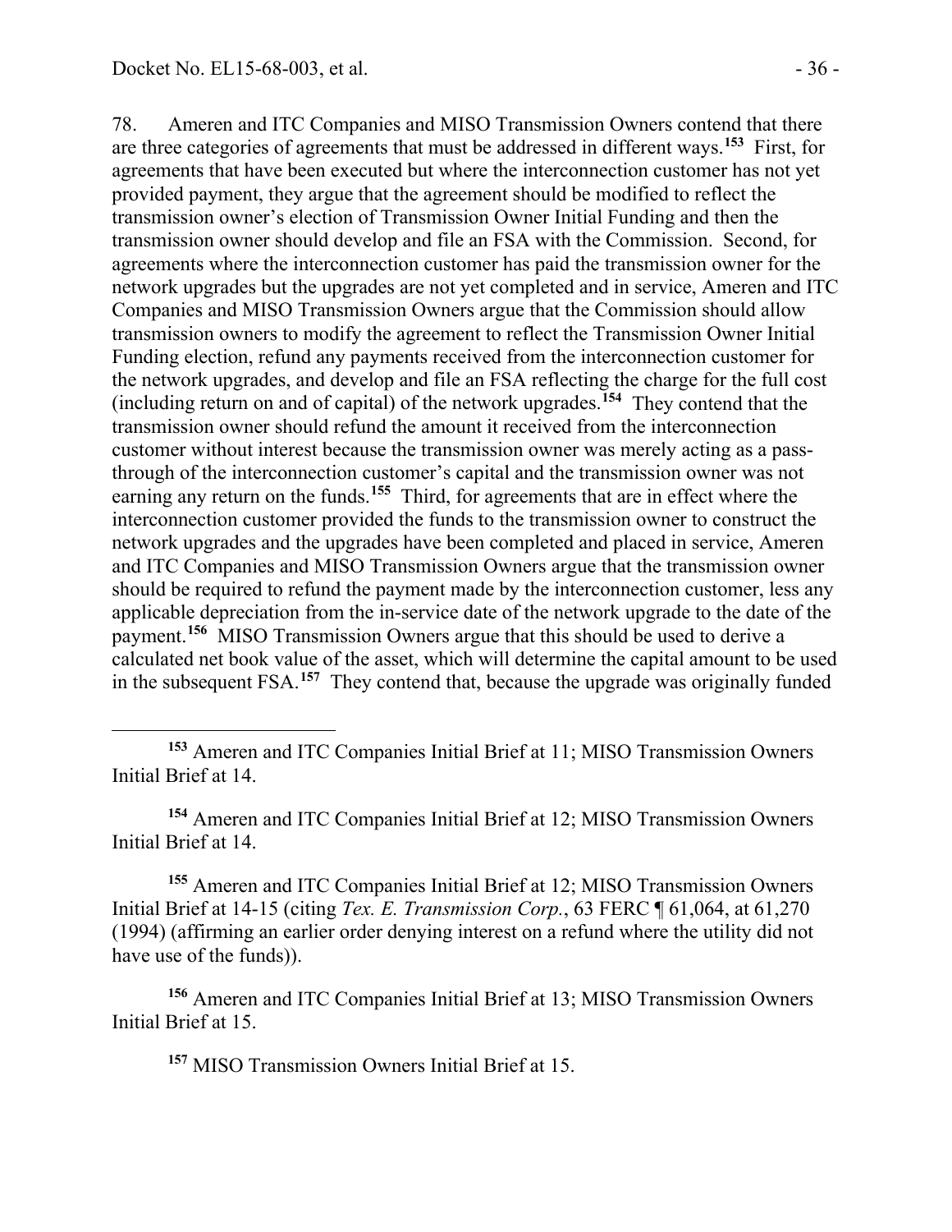78. Ameren and ITC Companies and MISO Transmission Owners contend that there are three categories of agreements that must be addressed in different ways.[153] First, for agreements that have been executed but where the interconnection customer has not yet provided payment, they argue that the agreement should be modified to reflect the transmission owner's election of Transmission Owner Initial Funding and then the transmission owner should develop and file an FSA with the Commission. Second, for agreements where the interconnection customer has paid the transmission owner for the network upgrades but the upgrades are not yet completed and in service, Ameren and ITC Companies and MISO Transmission Owners argue that the Commission should allow transmission owners to modify the agreement to reflect the Transmission Owner Initial Funding election, refund any payments received from the interconnection customer for the network upgrades, and develop and file an FSA reflecting the charge for the full cost (including return on and of capital) of the network upgrades.[154] They contend that the transmission owner should refund the amount it received from the interconnection customer without interest because the transmission owner was merely acting as a pass-through of the interconnection customer's capital and the transmission owner was not earning any return on the funds.[155] Third, for agreements that are in effect where the interconnection customer provided the funds to the transmission owner to construct the network upgrades and the upgrades have been completed and placed in service, Ameren and ITC Companies and MISO Transmission Owners argue that the transmission owner should be required to refund the payment made by the interconnection customer, less any applicable depreciation from the in-service date of the network upgrade to the date of the payment.[156] MISO Transmission Owners argue that this should be used to derive a calculated net book value of the asset, which will determine the capital amount to be used in the subsequent FSA.[157] They contend that, because the upgrade was originally funded

---

[153] Ameren and ITC Companies Initial Brief at 11; MISO Transmission Owners Initial Brief at 14.

[154] Ameren and ITC Companies Initial Brief at 12; MISO Transmission Owners Initial Brief at 14.

[155] Ameren and ITC Companies Initial Brief at 12; MISO Transmission Owners Initial Brief at 14-15 (citing *Tex. E. Transmission Corp.*, 63 FERC ¶ 61,064, at 61,270 (1994) (affirming an earlier order denying interest on a refund where the utility did not have use of the funds)).

[156] Ameren and ITC Companies Initial Brief at 13; MISO Transmission Owners Initial Brief at 15.

[157] MISO Transmission Owners Initial Brief at 15.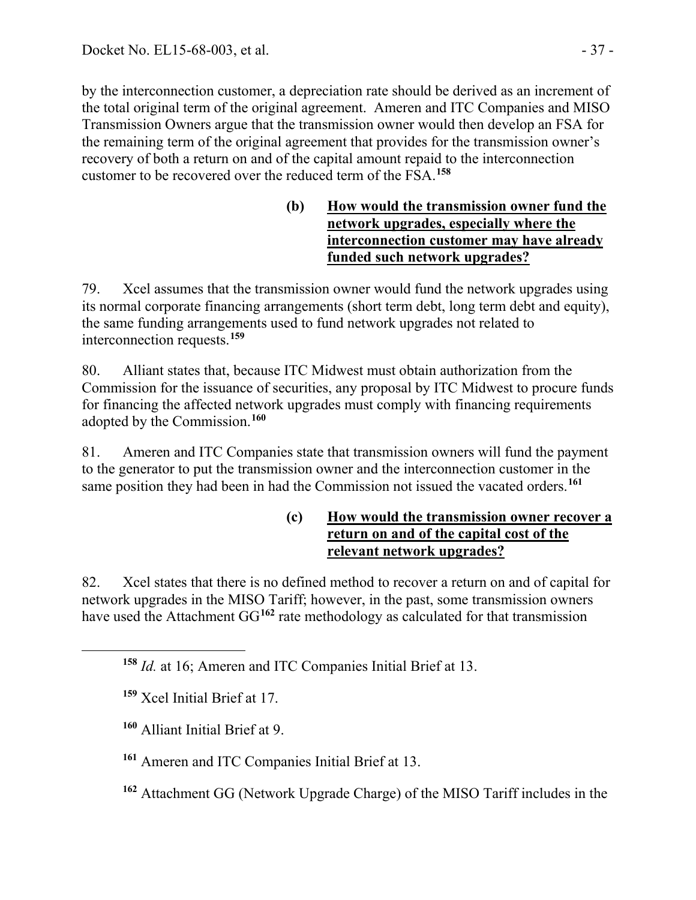by the interconnection customer, a depreciation rate should be derived as an increment of the total original term of the original agreement. Ameren and ITC Companies and MISO Transmission Owners argue that the transmission owner would then develop an FSA for the remaining term of the original agreement that provides for the transmission owner's recovery of both a return on and of the capital amount repaid to the interconnection customer to be recovered over the reduced term of the FSA.[158]

**(b) <u>How would the transmission owner fund the network upgrades, especially where the interconnection customer may have already funded such network upgrades?</u>**

79. Xcel assumes that the transmission owner would fund the network upgrades using its normal corporate financing arrangements (short term debt, long term debt and equity), the same funding arrangements used to fund network upgrades not related to interconnection requests.[159]

80. Alliant states that, because ITC Midwest must obtain authorization from the Commission for the issuance of securities, any proposal by ITC Midwest to procure funds for financing the affected network upgrades must comply with financing requirements adopted by the Commission.[160]

81. Ameren and ITC Companies state that transmission owners will fund the payment to the generator to put the transmission owner and the interconnection customer in the same position they had been in had the Commission not issued the vacated orders.[161]

**(c) <u>How would the transmission owner recover a return on and of the capital cost of the relevant network upgrades?</u>**

82. Xcel states that there is no defined method to recover a return on and of capital for network upgrades in the MISO Tariff; however, in the past, some transmission owners have used the Attachment GG[162] rate methodology as calculated for that transmission

---

[158] *Id.* at 16; Ameren and ITC Companies Initial Brief at 13.

[159] Xcel Initial Brief at 17.

[160] Alliant Initial Brief at 9.

[161] Ameren and ITC Companies Initial Brief at 13.

[162] Attachment GG (Network Upgrade Charge) of the MISO Tariff includes in the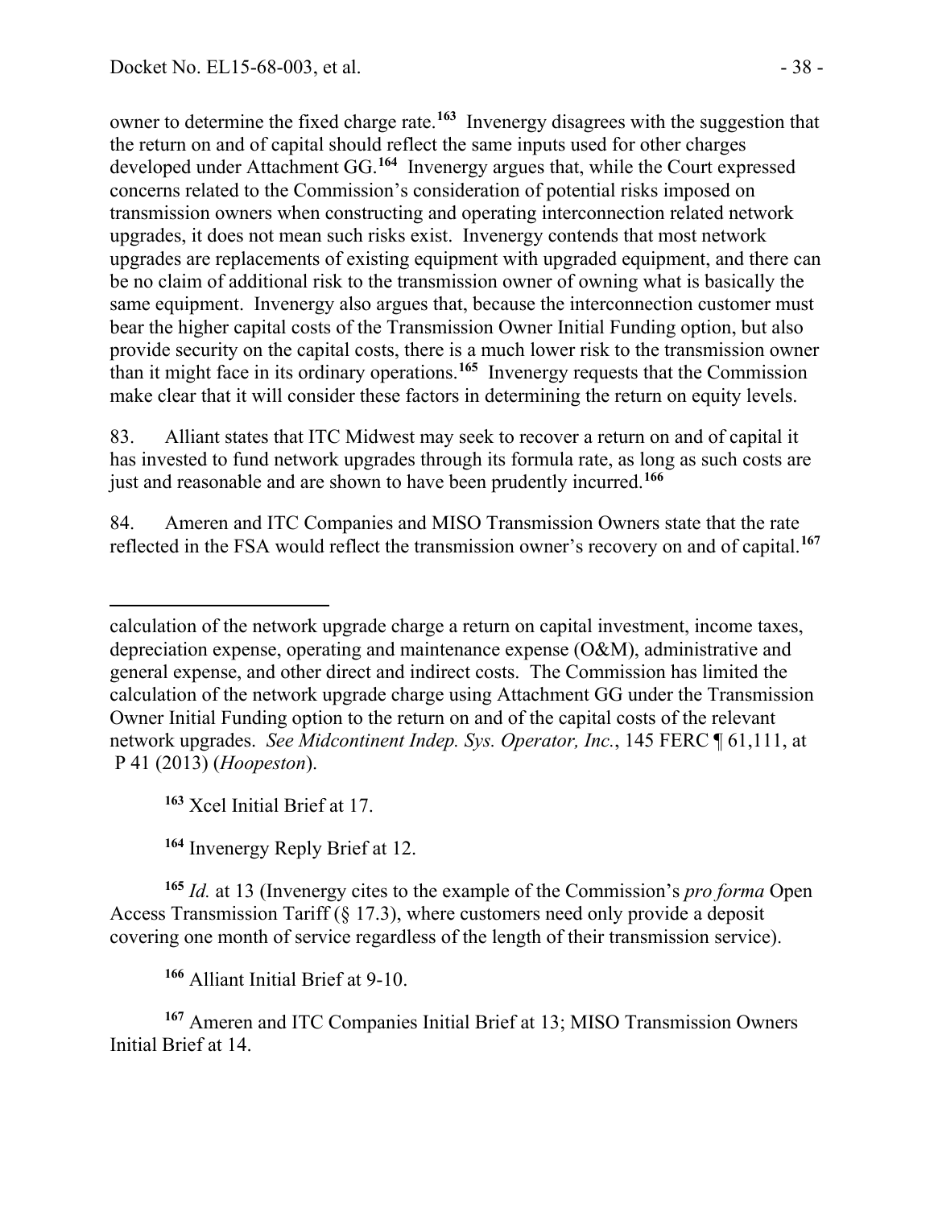owner to determine the fixed charge rate.[163] Invenergy disagrees with the suggestion that the return on and of capital should reflect the same inputs used for other charges developed under Attachment GG.[164] Invenergy argues that, while the Court expressed concerns related to the Commission's consideration of potential risks imposed on transmission owners when constructing and operating interconnection related network upgrades, it does not mean such risks exist. Invenergy contends that most network upgrades are replacements of existing equipment with upgraded equipment, and there can be no claim of additional risk to the transmission owner of owning what is basically the same equipment. Invenergy also argues that, because the interconnection customer must bear the higher capital costs of the Transmission Owner Initial Funding option, but also provide security on the capital costs, there is a much lower risk to the transmission owner than it might face in its ordinary operations.[165] Invenergy requests that the Commission make clear that it will consider these factors in determining the return on equity levels.

83. Alliant states that ITC Midwest may seek to recover a return on and of capital it has invested to fund network upgrades through its formula rate, as long as such costs are just and reasonable and are shown to have been prudently incurred.[166]

84. Ameren and ITC Companies and MISO Transmission Owners state that the rate reflected in the FSA would reflect the transmission owner's recovery on and of capital.[167]

---

calculation of the network upgrade charge a return on capital investment, income taxes, depreciation expense, operating and maintenance expense (O&M), administrative and general expense, and other direct and indirect costs. The Commission has limited the calculation of the network upgrade charge using Attachment GG under the Transmission Owner Initial Funding option to the return on and of the capital costs of the relevant network upgrades. *See Midcontinent Indep. Sys. Operator, Inc.*, 145 FERC ¶ 61,111, at P 41 (2013) (*Hoopeston*).

[163] Xcel Initial Brief at 17.

[164] Invenergy Reply Brief at 12.

[165] *Id.* at 13 (Invenergy cites to the example of the Commission's *pro forma* Open Access Transmission Tariff (§ 17.3), where customers need only provide a deposit covering one month of service regardless of the length of their transmission service).

[166] Alliant Initial Brief at 9-10.

[167] Ameren and ITC Companies Initial Brief at 13; MISO Transmission Owners Initial Brief at 14.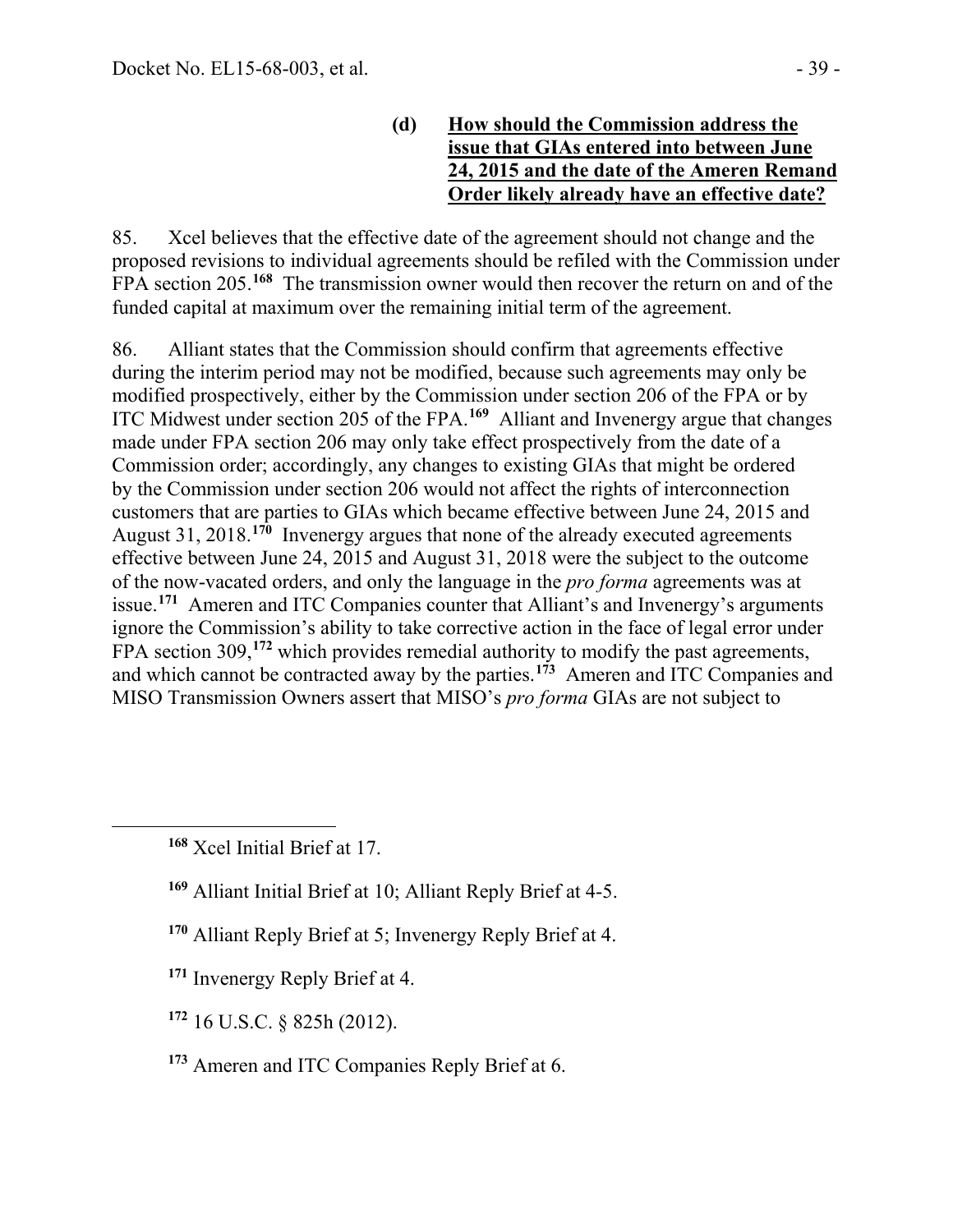#### (d) How should the Commission address the issue that GIAs entered into between June 24, 2015 and the date of the Ameren Remand Order likely already have an effective date?

85. Xcel believes that the effective date of the agreement should not change and the proposed revisions to individual agreements should be refiled with the Commission under FPA section 205.[168] The transmission owner would then recover the return on and of the funded capital at maximum over the remaining initial term of the agreement.

86. Alliant states that the Commission should confirm that agreements effective during the interim period may not be modified, because such agreements may only be modified prospectively, either by the Commission under section 206 of the FPA or by ITC Midwest under section 205 of the FPA.[169] Alliant and Invenergy argue that changes made under FPA section 206 may only take effect prospectively from the date of a Commission order; accordingly, any changes to existing GIAs that might be ordered by the Commission under section 206 would not affect the rights of interconnection customers that are parties to GIAs which became effective between June 24, 2015 and August 31, 2018.[170] Invenergy argues that none of the already executed agreements effective between June 24, 2015 and August 31, 2018 were the subject to the outcome of the now-vacated orders, and only the language in the *pro forma* agreements was at issue.[171] Ameren and ITC Companies counter that Alliant's and Invenergy's arguments ignore the Commission's ability to take corrective action in the face of legal error under FPA section 309,[172] which provides remedial authority to modify the past agreements, and which cannot be contracted away by the parties.[173] Ameren and ITC Companies and MISO Transmission Owners assert that MISO's *pro forma* GIAs are not subject to

---

[168] Xcel Initial Brief at 17.

[169] Alliant Initial Brief at 10; Alliant Reply Brief at 4-5.

[170] Alliant Reply Brief at 5; Invenergy Reply Brief at 4.

[171] Invenergy Reply Brief at 4.

[172] 16 U.S.C. § 825h (2012).

[173] Ameren and ITC Companies Reply Brief at 6.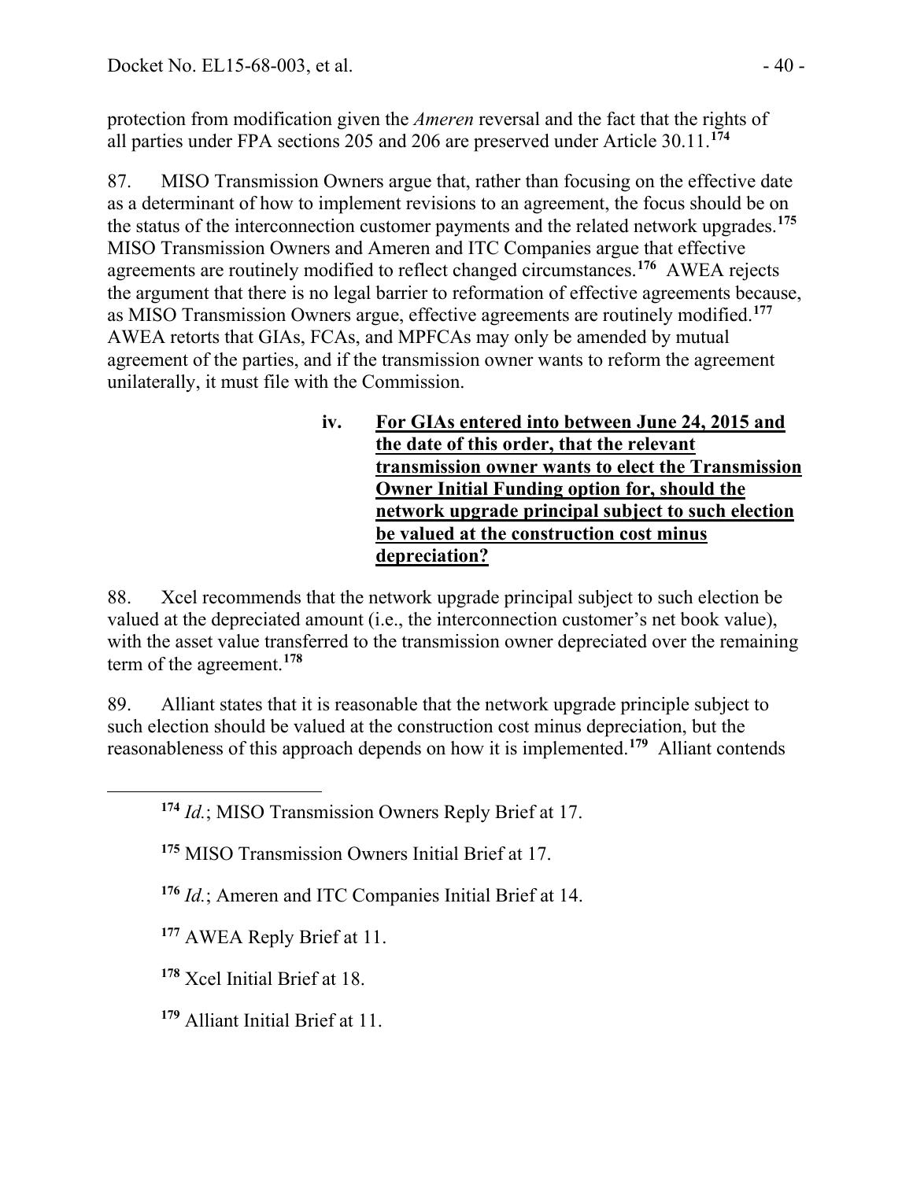protection from modification given the *Ameren* reversal and the fact that the rights of all parties under FPA sections 205 and 206 are preserved under Article 30.11.[174]

87. MISO Transmission Owners argue that, rather than focusing on the effective date as a determinant of how to implement revisions to an agreement, the focus should be on the status of the interconnection customer payments and the related network upgrades.[175] MISO Transmission Owners and Ameren and ITC Companies argue that effective agreements are routinely modified to reflect changed circumstances.[176] AWEA rejects the argument that there is no legal barrier to reformation of effective agreements because, as MISO Transmission Owners argue, effective agreements are routinely modified.[177] AWEA retorts that GIAs, FCAs, and MPFCAs may only be amended by mutual agreement of the parties, and if the transmission owner wants to reform the agreement unilaterally, it must file with the Commission.

#### iv. <u>For GIAs entered into between June 24, 2015 and the date of this order, that the relevant transmission owner wants to elect the Transmission Owner Initial Funding option for, should the network upgrade principal subject to such election be valued at the construction cost minus depreciation?</u>

88. Xcel recommends that the network upgrade principal subject to such election be valued at the depreciated amount (i.e., the interconnection customer's net book value), with the asset value transferred to the transmission owner depreciated over the remaining term of the agreement.[178]

89. Alliant states that it is reasonable that the network upgrade principle subject to such election should be valued at the construction cost minus depreciation, but the reasonableness of this approach depends on how it is implemented.[179] Alliant contends

---

[174] *Id.*; MISO Transmission Owners Reply Brief at 17.

[175] MISO Transmission Owners Initial Brief at 17.

[176] *Id.*; Ameren and ITC Companies Initial Brief at 14.

[177] AWEA Reply Brief at 11.

[178] Xcel Initial Brief at 18.

[179] Alliant Initial Brief at 11.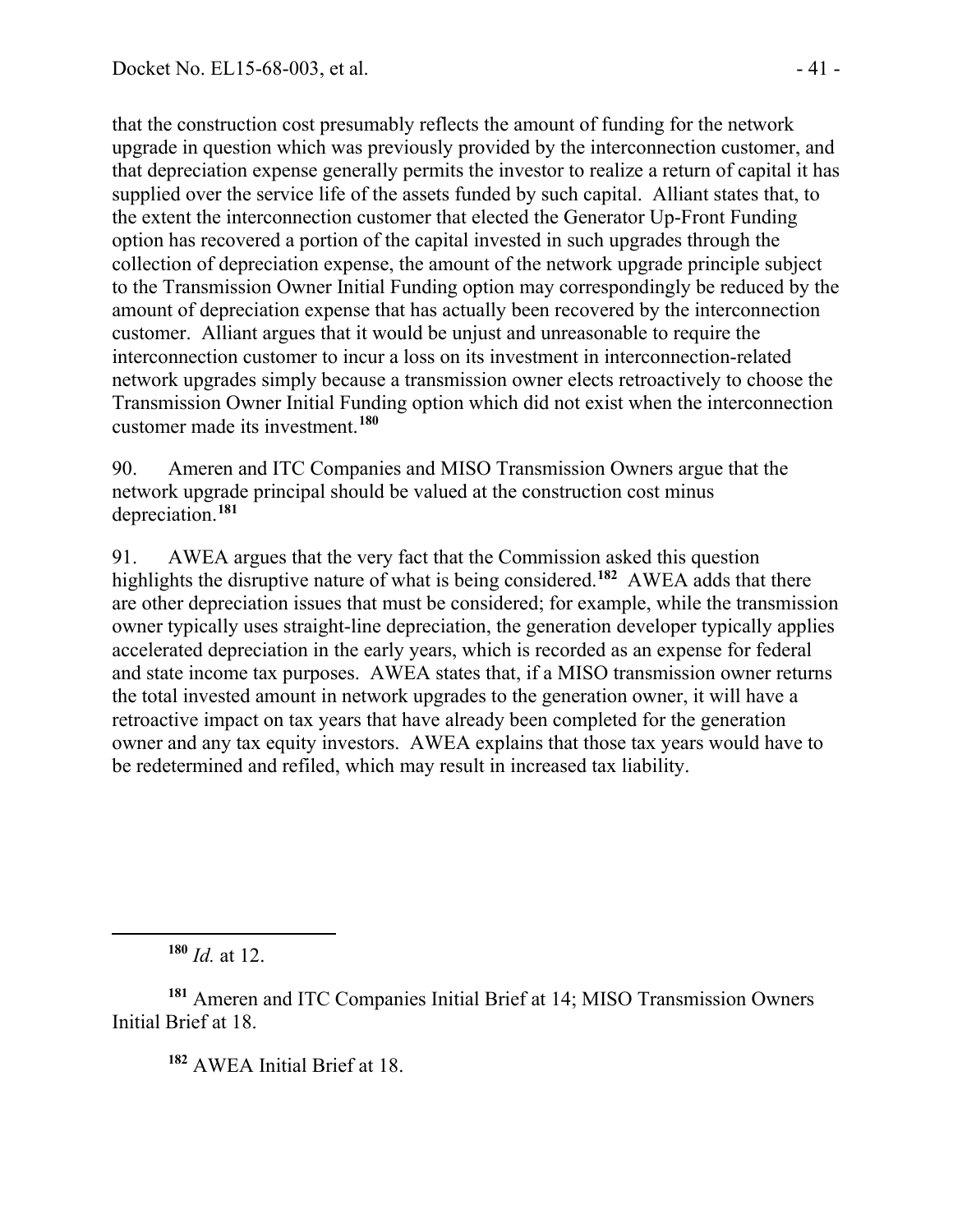that the construction cost presumably reflects the amount of funding for the network upgrade in question which was previously provided by the interconnection customer, and that depreciation expense generally permits the investor to realize a return of capital it has supplied over the service life of the assets funded by such capital. Alliant states that, to the extent the interconnection customer that elected the Generator Up-Front Funding option has recovered a portion of the capital invested in such upgrades through the collection of depreciation expense, the amount of the network upgrade principle subject to the Transmission Owner Initial Funding option may correspondingly be reduced by the amount of depreciation expense that has actually been recovered by the interconnection customer. Alliant argues that it would be unjust and unreasonable to require the interconnection customer to incur a loss on its investment in interconnection-related network upgrades simply because a transmission owner elects retroactively to choose the Transmission Owner Initial Funding option which did not exist when the interconnection customer made its investment.[180]

90. Ameren and ITC Companies and MISO Transmission Owners argue that the network upgrade principal should be valued at the construction cost minus depreciation.[181]

91. AWEA argues that the very fact that the Commission asked this question highlights the disruptive nature of what is being considered.[182] AWEA adds that there are other depreciation issues that must be considered; for example, while the transmission owner typically uses straight-line depreciation, the generation developer typically applies accelerated depreciation in the early years, which is recorded as an expense for federal and state income tax purposes. AWEA states that, if a MISO transmission owner returns the total invested amount in network upgrades to the generation owner, it will have a retroactive impact on tax years that have already been completed for the generation owner and any tax equity investors. AWEA explains that those tax years would have to be redetermined and refiled, which may result in increased tax liability.

---

[180] *Id.* at 12.

[181] Ameren and ITC Companies Initial Brief at 14; MISO Transmission Owners Initial Brief at 18.

[182] AWEA Initial Brief at 18.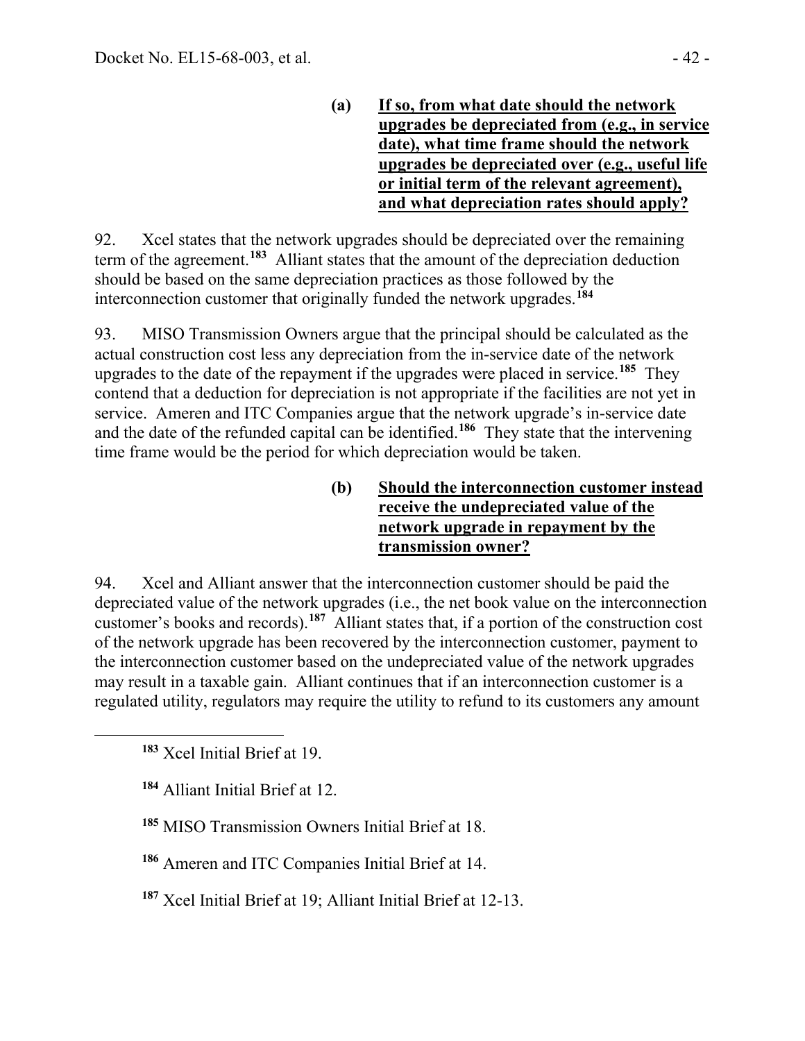**(a) <u>If so, from what date should the network upgrades be depreciated from (e.g., in service date), what time frame should the network upgrades be depreciated over (e.g., useful life or initial term of the relevant agreement), and what depreciation rates should apply?</u>**

92. Xcel states that the network upgrades should be depreciated over the remaining term of the agreement.[183] Alliant states that the amount of the depreciation deduction should be based on the same depreciation practices as those followed by the interconnection customer that originally funded the network upgrades.[184]

93. MISO Transmission Owners argue that the principal should be calculated as the actual construction cost less any depreciation from the in-service date of the network upgrades to the date of the repayment if the upgrades were placed in service.[185] They contend that a deduction for depreciation is not appropriate if the facilities are not yet in service. Ameren and ITC Companies argue that the network upgrade's in-service date and the date of the refunded capital can be identified.[186] They state that the intervening time frame would be the period for which depreciation would be taken.

**(b) <u>Should the interconnection customer instead receive the undepreciated value of the network upgrade in repayment by the transmission owner?</u>**

94. Xcel and Alliant answer that the interconnection customer should be paid the depreciated value of the network upgrades (i.e., the net book value on the interconnection customer's books and records).[187] Alliant states that, if a portion of the construction cost of the network upgrade has been recovered by the interconnection customer, payment to the interconnection customer based on the undepreciated value of the network upgrades may result in a taxable gain. Alliant continues that if an interconnection customer is a regulated utility, regulators may require the utility to refund to its customers any amount

---

[183] Xcel Initial Brief at 19.

[184] Alliant Initial Brief at 12.

[185] MISO Transmission Owners Initial Brief at 18.

[186] Ameren and ITC Companies Initial Brief at 14.

[187] Xcel Initial Brief at 19; Alliant Initial Brief at 12-13.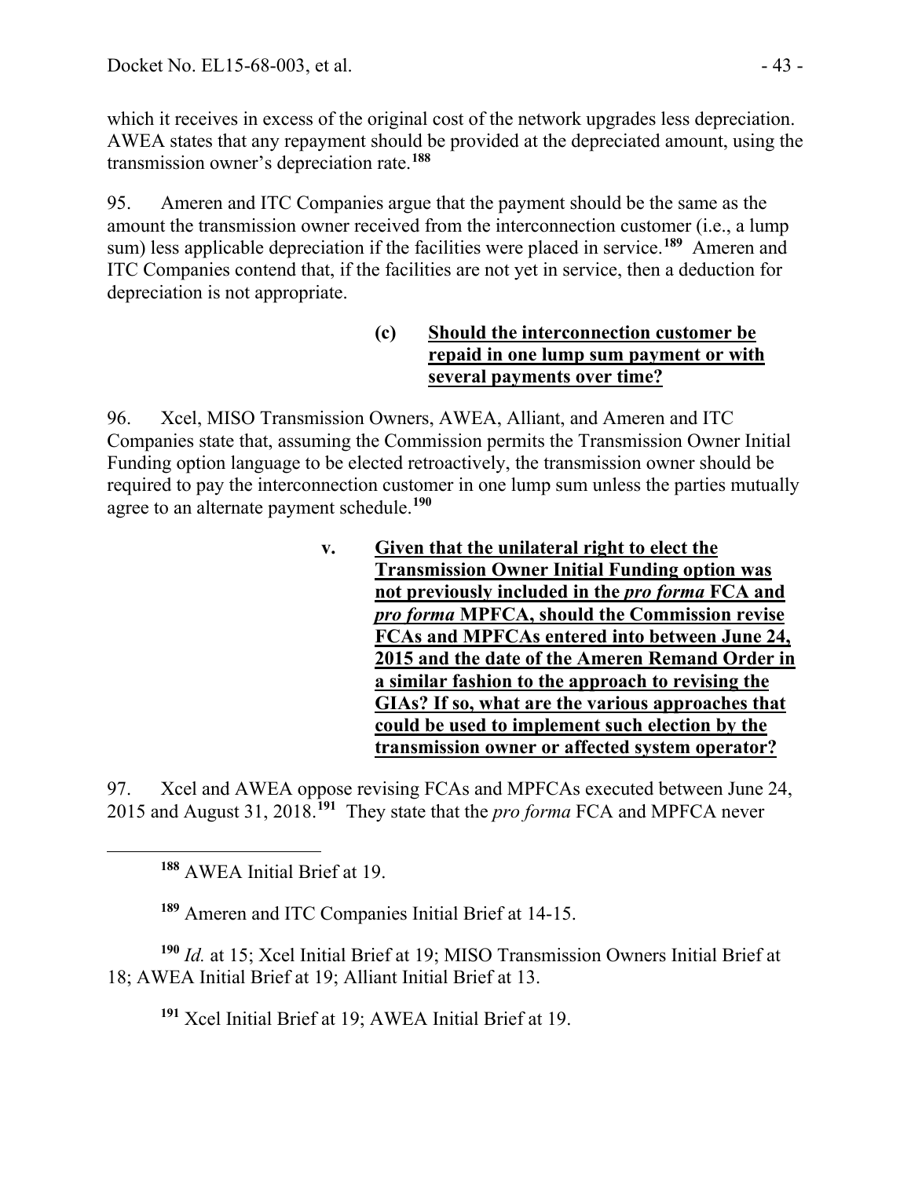which it receives in excess of the original cost of the network upgrades less depreciation. AWEA states that any repayment should be provided at the depreciated amount, using the transmission owner's depreciation rate.[188]

95. Ameren and ITC Companies argue that the payment should be the same as the amount the transmission owner received from the interconnection customer (i.e., a lump sum) less applicable depreciation if the facilities were placed in service.[189] Ameren and ITC Companies contend that, if the facilities are not yet in service, then a deduction for depreciation is not appropriate.

**(c) <u>Should the interconnection customer be repaid in one lump sum payment or with several payments over time?</u>**

96. Xcel, MISO Transmission Owners, AWEA, Alliant, and Ameren and ITC Companies state that, assuming the Commission permits the Transmission Owner Initial Funding option language to be elected retroactively, the transmission owner should be required to pay the interconnection customer in one lump sum unless the parties mutually agree to an alternate payment schedule.[190]

**v. <u>Given that the unilateral right to elect the Transmission Owner Initial Funding option was not previously included in the *pro forma* FCA and *pro forma* MPFCA, should the Commission revise FCAs and MPFCAs entered into between June 24, 2015 and the date of the Ameren Remand Order in a similar fashion to the approach to revising the GIAs? If so, what are the various approaches that could be used to implement such election by the transmission owner or affected system operator?</u>**

97. Xcel and AWEA oppose revising FCAs and MPFCAs executed between June 24, 2015 and August 31, 2018.[191] They state that the *pro forma* FCA and MPFCA never

---

[188] AWEA Initial Brief at 19.

[189] Ameren and ITC Companies Initial Brief at 14-15.

[190] *Id.* at 15; Xcel Initial Brief at 19; MISO Transmission Owners Initial Brief at 18; AWEA Initial Brief at 19; Alliant Initial Brief at 13.

[191] Xcel Initial Brief at 19; AWEA Initial Brief at 19.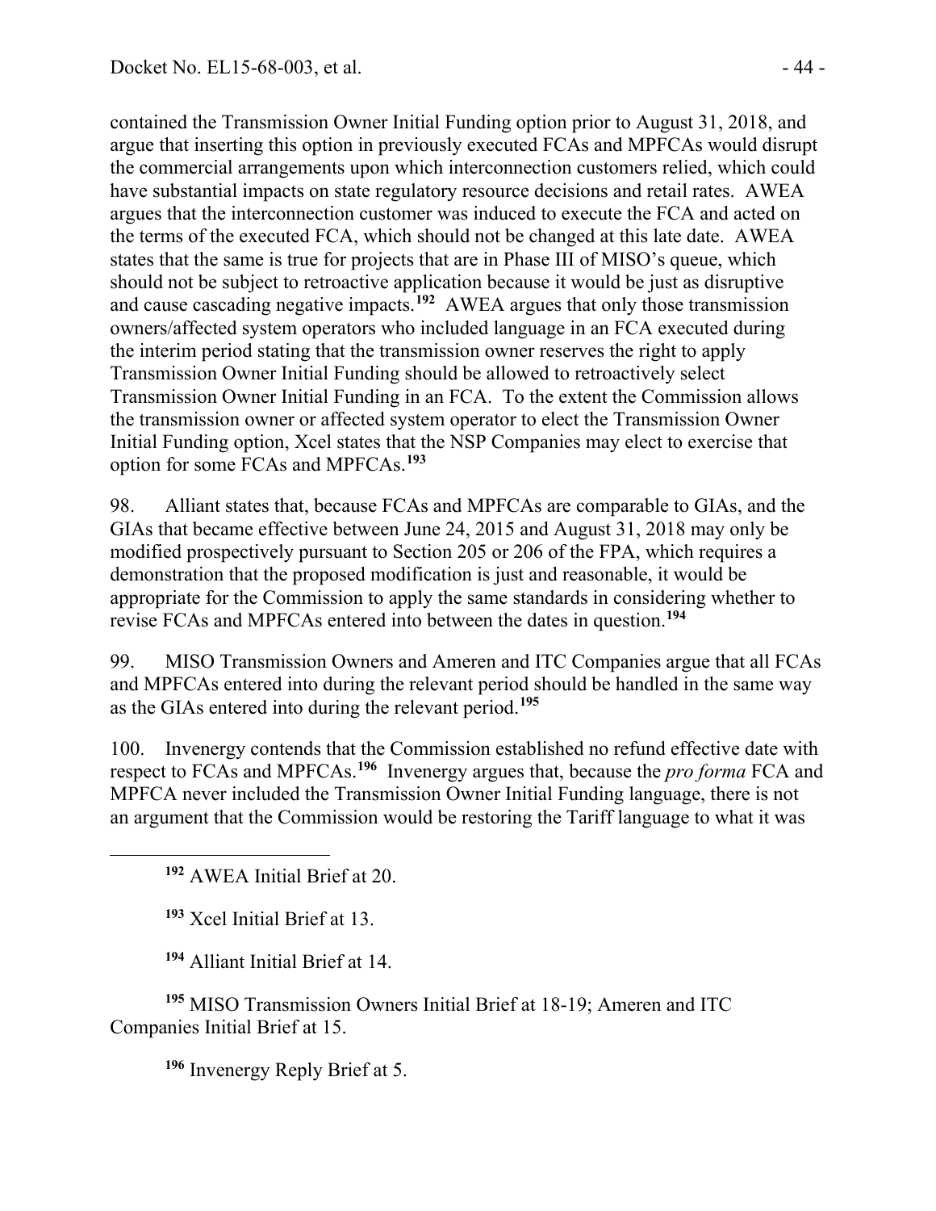contained the Transmission Owner Initial Funding option prior to August 31, 2018, and argue that inserting this option in previously executed FCAs and MPFCAs would disrupt the commercial arrangements upon which interconnection customers relied, which could have substantial impacts on state regulatory resource decisions and retail rates. AWEA argues that the interconnection customer was induced to execute the FCA and acted on the terms of the executed FCA, which should not be changed at this late date. AWEA states that the same is true for projects that are in Phase III of MISO's queue, which should not be subject to retroactive application because it would be just as disruptive and cause cascading negative impacts.[192] AWEA argues that only those transmission owners/affected system operators who included language in an FCA executed during the interim period stating that the transmission owner reserves the right to apply Transmission Owner Initial Funding should be allowed to retroactively select Transmission Owner Initial Funding in an FCA. To the extent the Commission allows the transmission owner or affected system operator to elect the Transmission Owner Initial Funding option, Xcel states that the NSP Companies may elect to exercise that option for some FCAs and MPFCAs.[193]

98. Alliant states that, because FCAs and MPFCAs are comparable to GIAs, and the GIAs that became effective between June 24, 2015 and August 31, 2018 may only be modified prospectively pursuant to Section 205 or 206 of the FPA, which requires a demonstration that the proposed modification is just and reasonable, it would be appropriate for the Commission to apply the same standards in considering whether to revise FCAs and MPFCAs entered into between the dates in question.[194]

99. MISO Transmission Owners and Ameren and ITC Companies argue that all FCAs and MPFCAs entered into during the relevant period should be handled in the same way as the GIAs entered into during the relevant period.[195]

100. Invenergy contends that the Commission established no refund effective date with respect to FCAs and MPFCAs.[196] Invenergy argues that, because the *pro forma* FCA and MPFCA never included the Transmission Owner Initial Funding language, there is not an argument that the Commission would be restoring the Tariff language to what it was

---

[192] AWEA Initial Brief at 20.

[193] Xcel Initial Brief at 13.

[194] Alliant Initial Brief at 14.

[195] MISO Transmission Owners Initial Brief at 18-19; Ameren and ITC Companies Initial Brief at 15.

[196] Invenergy Reply Brief at 5.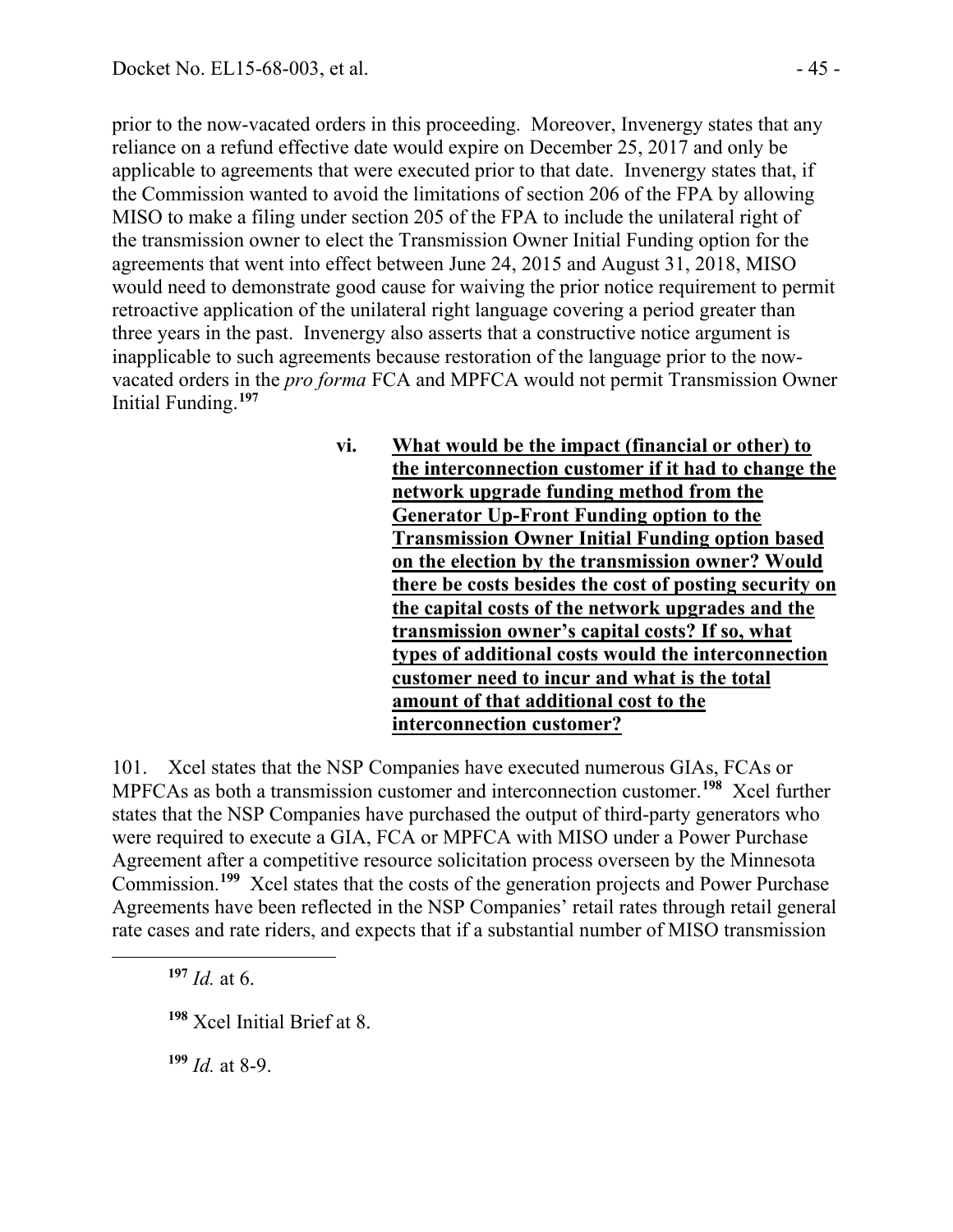prior to the now-vacated orders in this proceeding. Moreover, Invenergy states that any reliance on a refund effective date would expire on December 25, 2017 and only be applicable to agreements that were executed prior to that date. Invenergy states that, if the Commission wanted to avoid the limitations of section 206 of the FPA by allowing MISO to make a filing under section 205 of the FPA to include the unilateral right of the transmission owner to elect the Transmission Owner Initial Funding option for the agreements that went into effect between June 24, 2015 and August 31, 2018, MISO would need to demonstrate good cause for waiving the prior notice requirement to permit retroactive application of the unilateral right language covering a period greater than three years in the past. Invenergy also asserts that a constructive notice argument is inapplicable to such agreements because restoration of the language prior to the now-vacated orders in the *pro forma* FCA and MPFCA would not permit Transmission Owner Initial Funding.[197]

**vi. What would be the impact (financial or other) to the interconnection customer if it had to change the network upgrade funding method from the Generator Up-Front Funding option to the Transmission Owner Initial Funding option based on the election by the transmission owner? Would there be costs besides the cost of posting security on the capital costs of the network upgrades and the transmission owner's capital costs? If so, what types of additional costs would the interconnection customer need to incur and what is the total amount of that additional cost to the interconnection customer?**

101. Xcel states that the NSP Companies have executed numerous GIAs, FCAs or MPFCAs as both a transmission customer and interconnection customer.[198] Xcel further states that the NSP Companies have purchased the output of third-party generators who were required to execute a GIA, FCA or MPFCA with MISO under a Power Purchase Agreement after a competitive resource solicitation process overseen by the Minnesota Commission.[199] Xcel states that the costs of the generation projects and Power Purchase Agreements have been reflected in the NSP Companies' retail rates through retail general rate cases and rate riders, and expects that if a substantial number of MISO transmission

[197] *Id.* at 6.

[198] Xcel Initial Brief at 8.

[199] *Id.* at 8-9.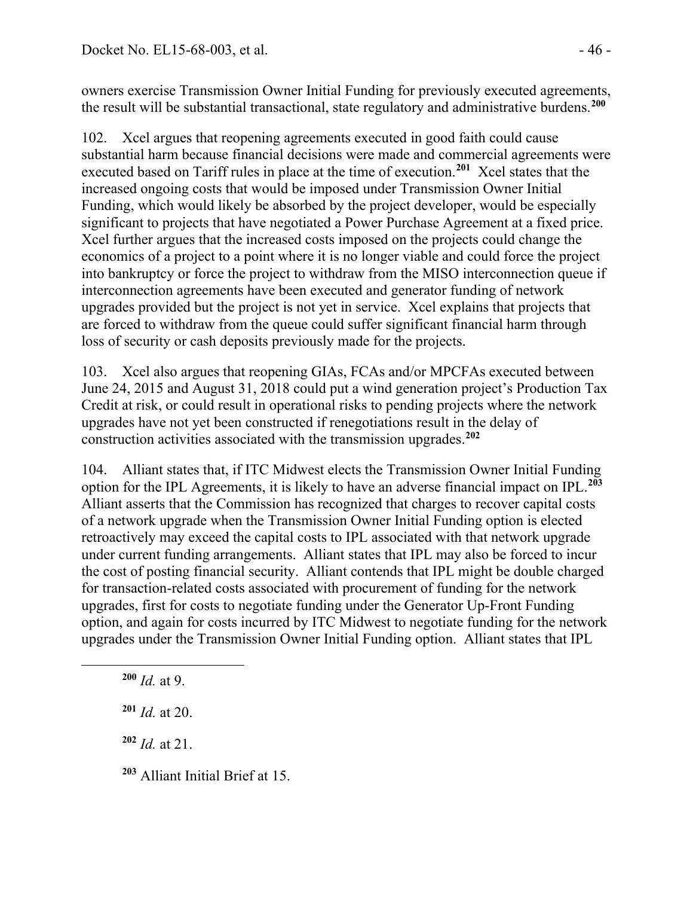owners exercise Transmission Owner Initial Funding for previously executed agreements, the result will be substantial transactional, state regulatory and administrative burdens.[200]

102. Xcel argues that reopening agreements executed in good faith could cause substantial harm because financial decisions were made and commercial agreements were executed based on Tariff rules in place at the time of execution.[201] Xcel states that the increased ongoing costs that would be imposed under Transmission Owner Initial Funding, which would likely be absorbed by the project developer, would be especially significant to projects that have negotiated a Power Purchase Agreement at a fixed price. Xcel further argues that the increased costs imposed on the projects could change the economics of a project to a point where it is no longer viable and could force the project into bankruptcy or force the project to withdraw from the MISO interconnection queue if interconnection agreements have been executed and generator funding of network upgrades provided but the project is not yet in service. Xcel explains that projects that are forced to withdraw from the queue could suffer significant financial harm through loss of security or cash deposits previously made for the projects.

103. Xcel also argues that reopening GIAs, FCAs and/or MPCFAs executed between June 24, 2015 and August 31, 2018 could put a wind generation project's Production Tax Credit at risk, or could result in operational risks to pending projects where the network upgrades have not yet been constructed if renegotiations result in the delay of construction activities associated with the transmission upgrades.[202]

104. Alliant states that, if ITC Midwest elects the Transmission Owner Initial Funding option for the IPL Agreements, it is likely to have an adverse financial impact on IPL.[203] Alliant asserts that the Commission has recognized that charges to recover capital costs of a network upgrade when the Transmission Owner Initial Funding option is elected retroactively may exceed the capital costs to IPL associated with that network upgrade under current funding arrangements. Alliant states that IPL may also be forced to incur the cost of posting financial security. Alliant contends that IPL might be double charged for transaction-related costs associated with procurement of funding for the network upgrades, first for costs to negotiate funding under the Generator Up-Front Funding option, and again for costs incurred by ITC Midwest to negotiate funding for the network upgrades under the Transmission Owner Initial Funding option. Alliant states that IPL

[200] *Id.* at 9.

[201] *Id.* at 20.

[202] *Id.* at 21.

[203] Alliant Initial Brief at 15.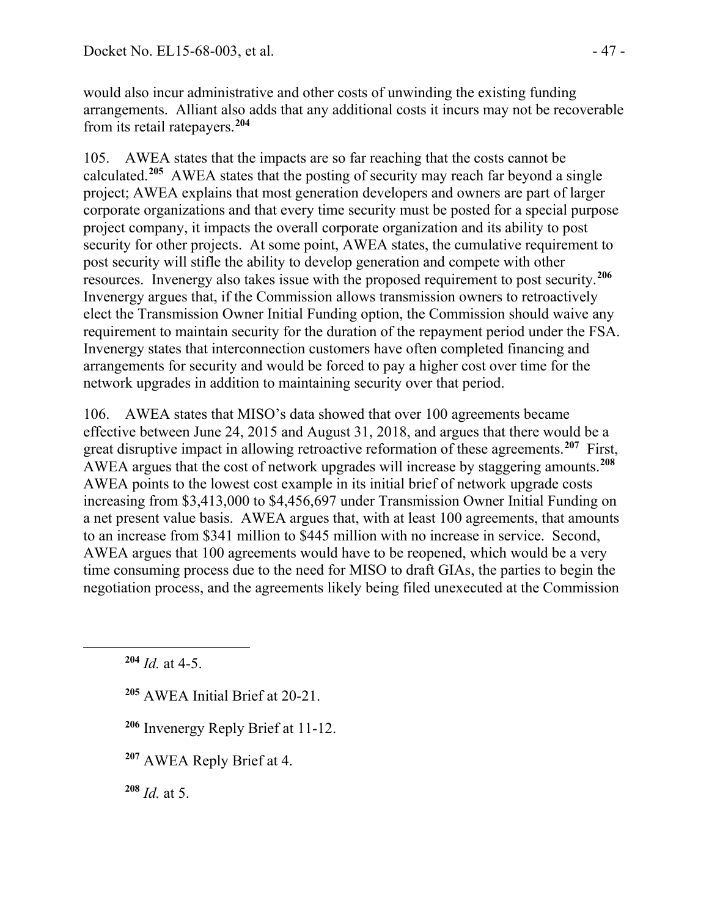would also incur administrative and other costs of unwinding the existing funding arrangements. Alliant also adds that any additional costs it incurs may not be recoverable from its retail ratepayers.[204]

105. AWEA states that the impacts are so far reaching that the costs cannot be calculated.[205] AWEA states that the posting of security may reach far beyond a single project; AWEA explains that most generation developers and owners are part of larger corporate organizations and that every time security must be posted for a special purpose project company, it impacts the overall corporate organization and its ability to post security for other projects. At some point, AWEA states, the cumulative requirement to post security will stifle the ability to develop generation and compete with other resources. Invenergy also takes issue with the proposed requirement to post security.[206] Invenergy argues that, if the Commission allows transmission owners to retroactively elect the Transmission Owner Initial Funding option, the Commission should waive any requirement to maintain security for the duration of the repayment period under the FSA. Invenergy states that interconnection customers have often completed financing and arrangements for security and would be forced to pay a higher cost over time for the network upgrades in addition to maintaining security over that period.

106. AWEA states that MISO's data showed that over 100 agreements became effective between June 24, 2015 and August 31, 2018, and argues that there would be a great disruptive impact in allowing retroactive reformation of these agreements.[207] First, AWEA argues that the cost of network upgrades will increase by staggering amounts.[208] AWEA points to the lowest cost example in its initial brief of network upgrade costs increasing from $3,413,000 to $4,456,697 under Transmission Owner Initial Funding on a net present value basis. AWEA argues that, with at least 100 agreements, that amounts to an increase from $341 million to $445 million with no increase in service. Second, AWEA argues that 100 agreements would have to be reopened, which would be a very time consuming process due to the need for MISO to draft GIAs, the parties to begin the negotiation process, and the agreements likely being filed unexecuted at the Commission

---

[204] *Id.* at 4-5.

[205] AWEA Initial Brief at 20-21.

[206] Invenergy Reply Brief at 11-12.

[207] AWEA Reply Brief at 4.

[208] *Id.* at 5.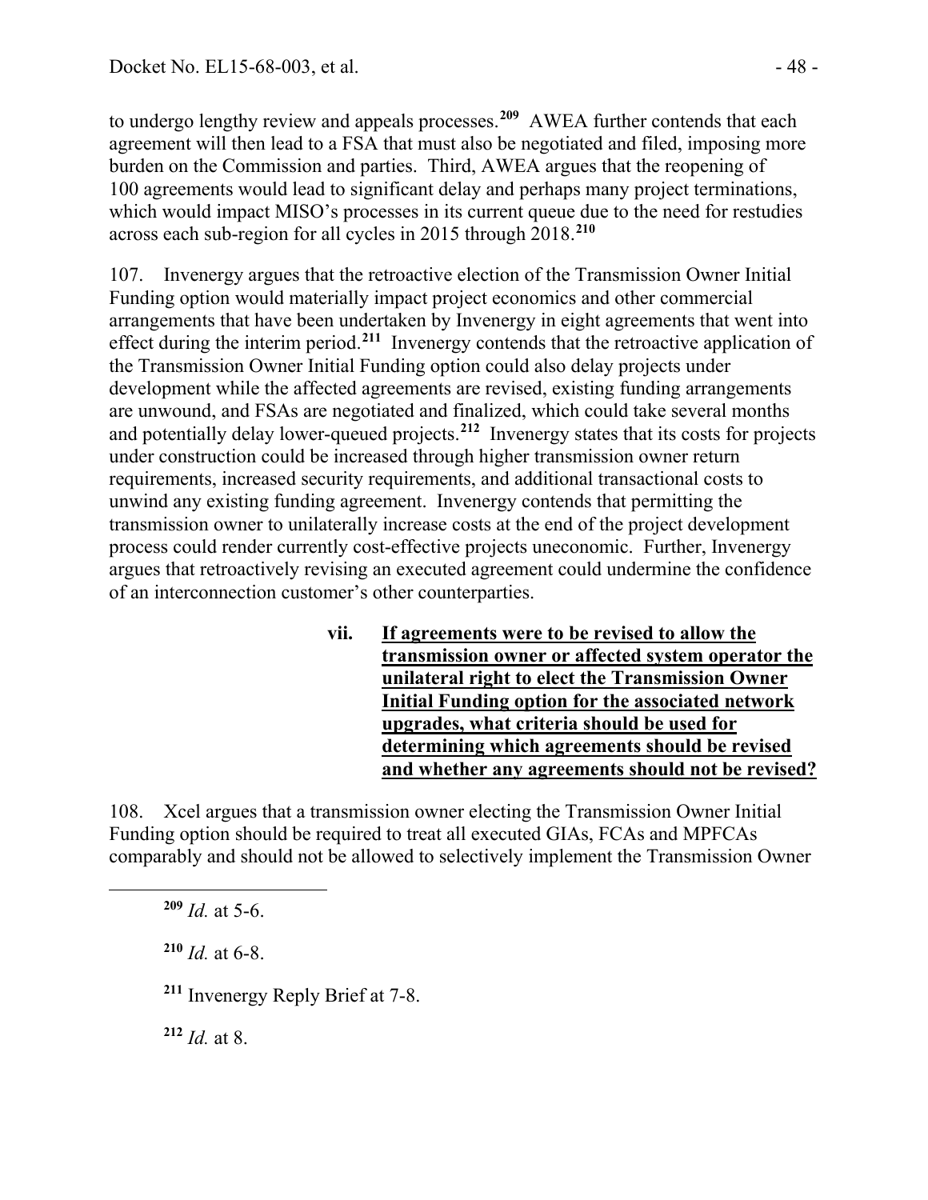to undergo lengthy review and appeals processes.[209] AWEA further contends that each agreement will then lead to a FSA that must also be negotiated and filed, imposing more burden on the Commission and parties. Third, AWEA argues that the reopening of 100 agreements would lead to significant delay and perhaps many project terminations, which would impact MISO's processes in its current queue due to the need for restudies across each sub-region for all cycles in 2015 through 2018.[210]

107. Invenergy argues that the retroactive election of the Transmission Owner Initial Funding option would materially impact project economics and other commercial arrangements that have been undertaken by Invenergy in eight agreements that went into effect during the interim period.[211] Invenergy contends that the retroactive application of the Transmission Owner Initial Funding option could also delay projects under development while the affected agreements are revised, existing funding arrangements are unwound, and FSAs are negotiated and finalized, which could take several months and potentially delay lower-queued projects.[212] Invenergy states that its costs for projects under construction could be increased through higher transmission owner return requirements, increased security requirements, and additional transactional costs to unwind any existing funding agreement. Invenergy contends that permitting the transmission owner to unilaterally increase costs at the end of the project development process could render currently cost-effective projects uneconomic. Further, Invenergy argues that retroactively revising an executed agreement could undermine the confidence of an interconnection customer's other counterparties.

**vii. <u>If agreements were to be revised to allow the transmission owner or affected system operator the unilateral right to elect the Transmission Owner Initial Funding option for the associated network upgrades, what criteria should be used for determining which agreements should be revised and whether any agreements should not be revised?</u>**

108. Xcel argues that a transmission owner electing the Transmission Owner Initial Funding option should be required to treat all executed GIAs, FCAs and MPFCAs comparably and should not be allowed to selectively implement the Transmission Owner

---

[209] *Id.* at 5-6.

[210] *Id.* at 6-8.

[211] Invenergy Reply Brief at 7-8.

[212] *Id.* at 8.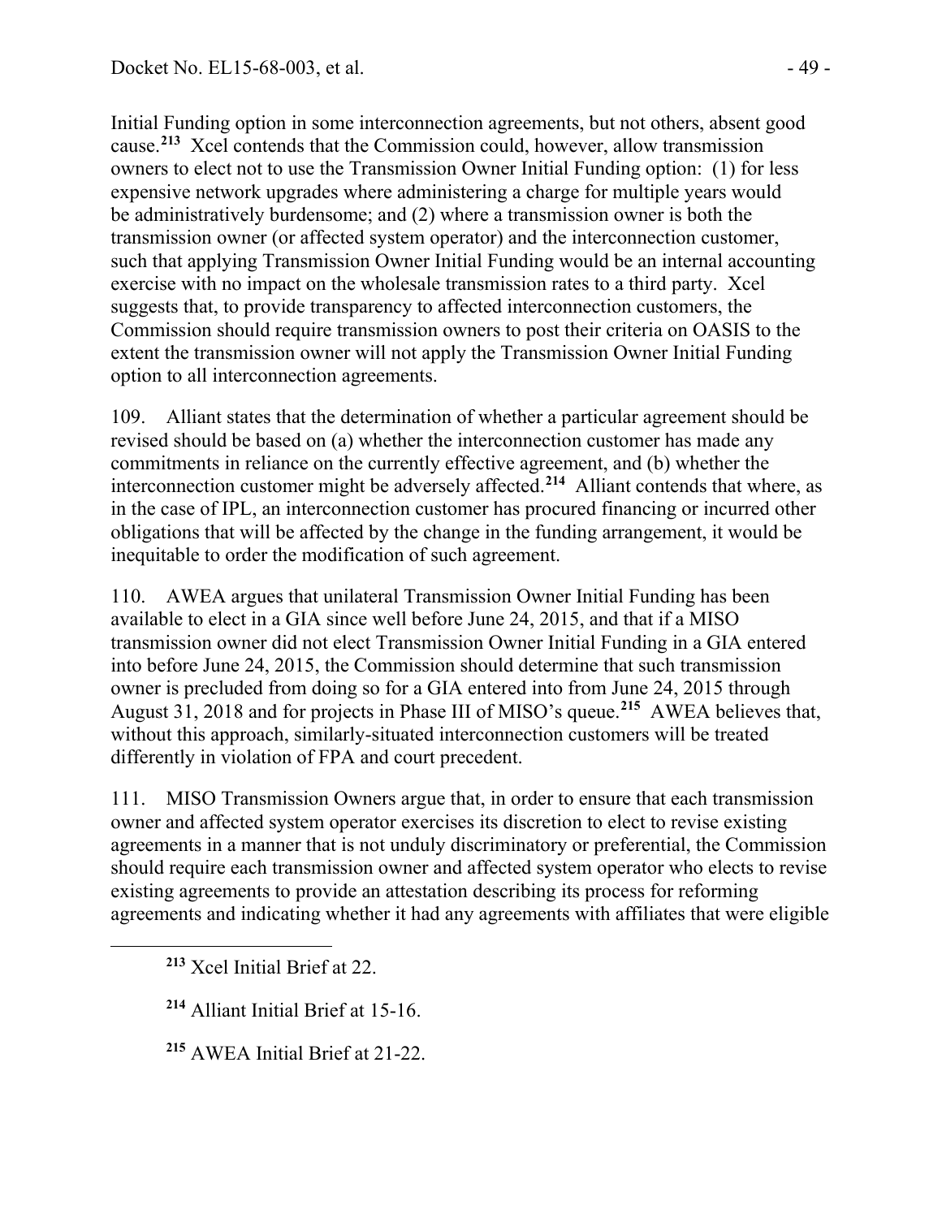Initial Funding option in some interconnection agreements, but not others, absent good cause.[213] Xcel contends that the Commission could, however, allow transmission owners to elect not to use the Transmission Owner Initial Funding option: (1) for less expensive network upgrades where administering a charge for multiple years would be administratively burdensome; and (2) where a transmission owner is both the transmission owner (or affected system operator) and the interconnection customer, such that applying Transmission Owner Initial Funding would be an internal accounting exercise with no impact on the wholesale transmission rates to a third party. Xcel suggests that, to provide transparency to affected interconnection customers, the Commission should require transmission owners to post their criteria on OASIS to the extent the transmission owner will not apply the Transmission Owner Initial Funding option to all interconnection agreements.

109. Alliant states that the determination of whether a particular agreement should be revised should be based on (a) whether the interconnection customer has made any commitments in reliance on the currently effective agreement, and (b) whether the interconnection customer might be adversely affected.[214] Alliant contends that where, as in the case of IPL, an interconnection customer has procured financing or incurred other obligations that will be affected by the change in the funding arrangement, it would be inequitable to order the modification of such agreement.

110. AWEA argues that unilateral Transmission Owner Initial Funding has been available to elect in a GIA since well before June 24, 2015, and that if a MISO transmission owner did not elect Transmission Owner Initial Funding in a GIA entered into before June 24, 2015, the Commission should determine that such transmission owner is precluded from doing so for a GIA entered into from June 24, 2015 through August 31, 2018 and for projects in Phase III of MISO's queue.[215] AWEA believes that, without this approach, similarly-situated interconnection customers will be treated differently in violation of FPA and court precedent.

111. MISO Transmission Owners argue that, in order to ensure that each transmission owner and affected system operator exercises its discretion to elect to revise existing agreements in a manner that is not unduly discriminatory or preferential, the Commission should require each transmission owner and affected system operator who elects to revise existing agreements to provide an attestation describing its process for reforming agreements and indicating whether it had any agreements with affiliates that were eligible

[213] Xcel Initial Brief at 22.

[214] Alliant Initial Brief at 15-16.

[215] AWEA Initial Brief at 21-22.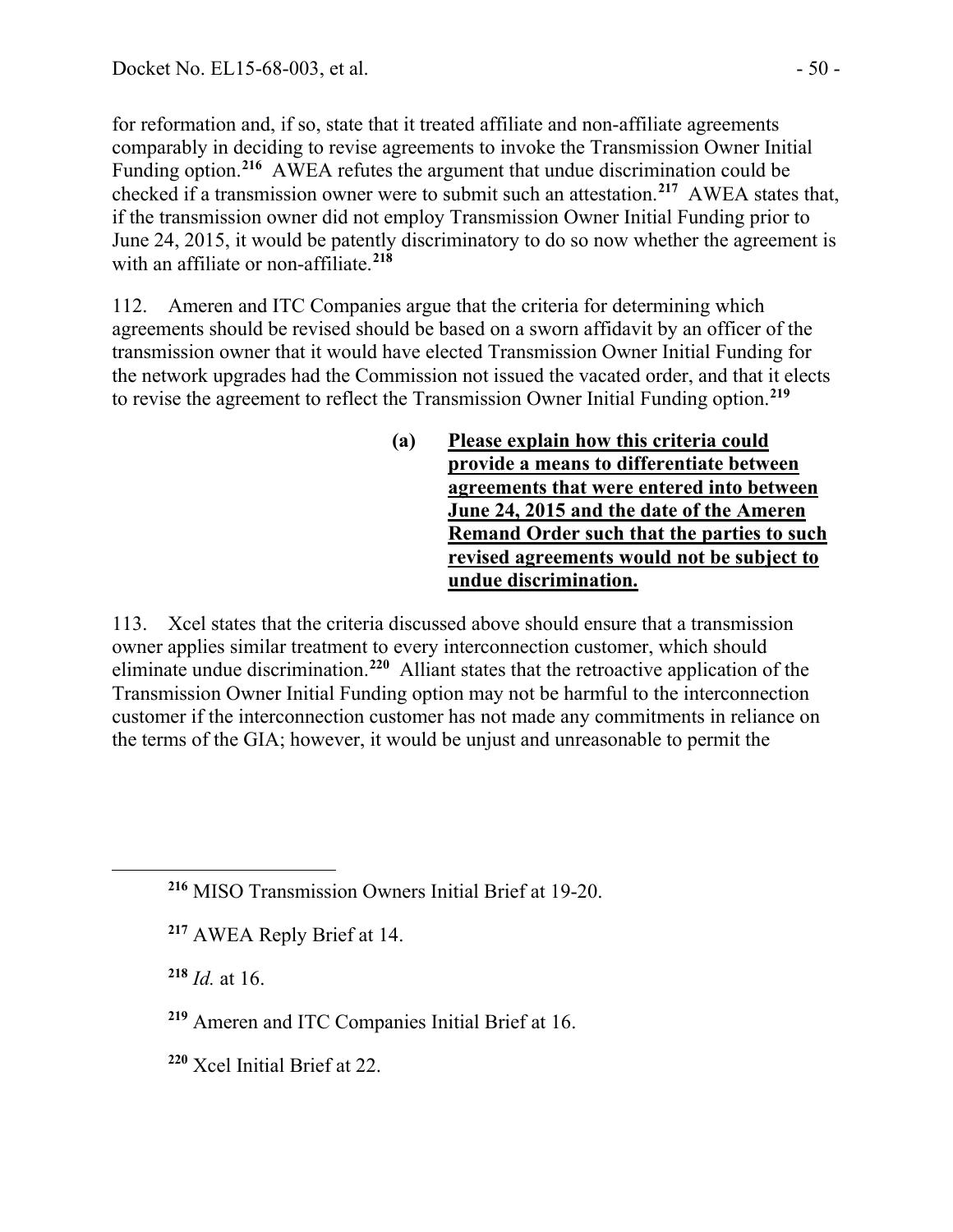for reformation and, if so, state that it treated affiliate and non-affiliate agreements comparably in deciding to revise agreements to invoke the Transmission Owner Initial Funding option.[216] AWEA refutes the argument that undue discrimination could be checked if a transmission owner were to submit such an attestation.[217] AWEA states that, if the transmission owner did not employ Transmission Owner Initial Funding prior to June 24, 2015, it would be patently discriminatory to do so now whether the agreement is with an affiliate or non-affiliate.[218]

112. Ameren and ITC Companies argue that the criteria for determining which agreements should be revised should be based on a sworn affidavit by an officer of the transmission owner that it would have elected Transmission Owner Initial Funding for the network upgrades had the Commission not issued the vacated order, and that it elects to revise the agreement to reflect the Transmission Owner Initial Funding option.[219]

**(a) Please explain how this criteria could provide a means to differentiate between agreements that were entered into between June 24, 2015 and the date of the Ameren Remand Order such that the parties to such revised agreements would not be subject to undue discrimination.**

113. Xcel states that the criteria discussed above should ensure that a transmission owner applies similar treatment to every interconnection customer, which should eliminate undue discrimination.[220] Alliant states that the retroactive application of the Transmission Owner Initial Funding option may not be harmful to the interconnection customer if the interconnection customer has not made any commitments in reliance on the terms of the GIA; however, it would be unjust and unreasonable to permit the

[216] MISO Transmission Owners Initial Brief at 19-20.

[217] AWEA Reply Brief at 14.

[218] *Id.* at 16.

[219] Ameren and ITC Companies Initial Brief at 16.

[220] Xcel Initial Brief at 22.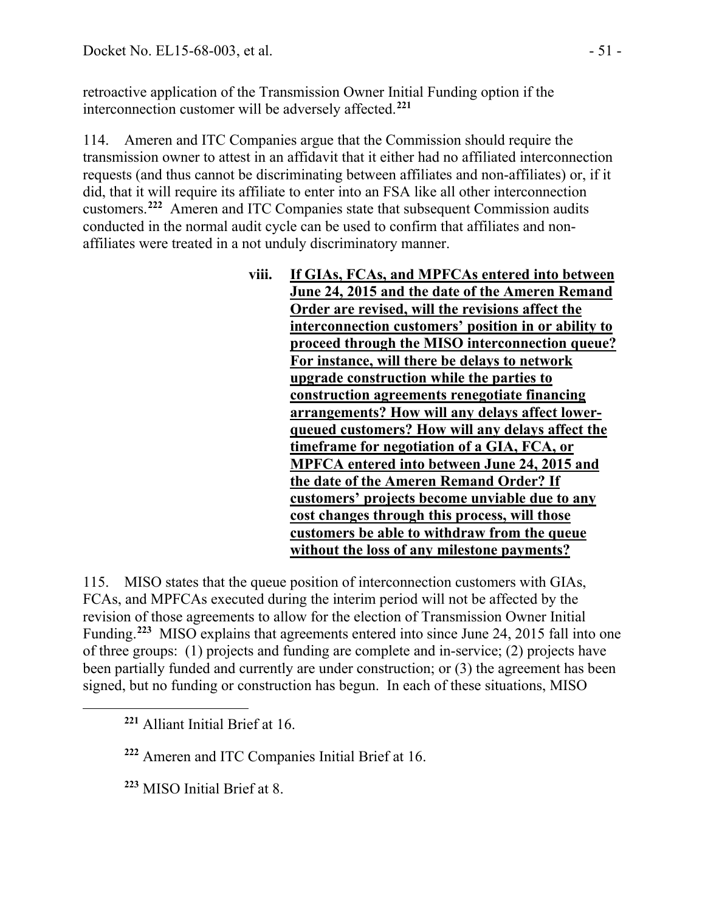retroactive application of the Transmission Owner Initial Funding option if the interconnection customer will be adversely affected.[221]

114. Ameren and ITC Companies argue that the Commission should require the transmission owner to attest in an affidavit that it either had no affiliated interconnection requests (and thus cannot be discriminating between affiliates and non-affiliates) or, if it did, that it will require its affiliate to enter into an FSA like all other interconnection customers.[222] Ameren and ITC Companies state that subsequent Commission audits conducted in the normal audit cycle can be used to confirm that affiliates and non-affiliates were treated in a not unduly discriminatory manner.

#### viii. If GIAs, FCAs, and MPFCAs entered into between June 24, 2015 and the date of the Ameren Remand Order are revised, will the revisions affect the interconnection customers' position in or ability to proceed through the MISO interconnection queue? For instance, will there be delays to network upgrade construction while the parties to construction agreements renegotiate financing arrangements? How will any delays affect lower-queued customers? How will any delays affect the timeframe for negotiation of a GIA, FCA, or MPFCA entered into between June 24, 2015 and the date of the Ameren Remand Order? If customers' projects become unviable due to any cost changes through this process, will those customers be able to withdraw from the queue without the loss of any milestone payments?

115. MISO states that the queue position of interconnection customers with GIAs, FCAs, and MPFCAs executed during the interim period will not be affected by the revision of those agreements to allow for the election of Transmission Owner Initial Funding.[223] MISO explains that agreements entered into since June 24, 2015 fall into one of three groups: (1) projects and funding are complete and in-service; (2) projects have been partially funded and currently are under construction; or (3) the agreement has been signed, but no funding or construction has begun. In each of these situations, MISO

[221] Alliant Initial Brief at 16.

[222] Ameren and ITC Companies Initial Brief at 16.

[223] MISO Initial Brief at 8.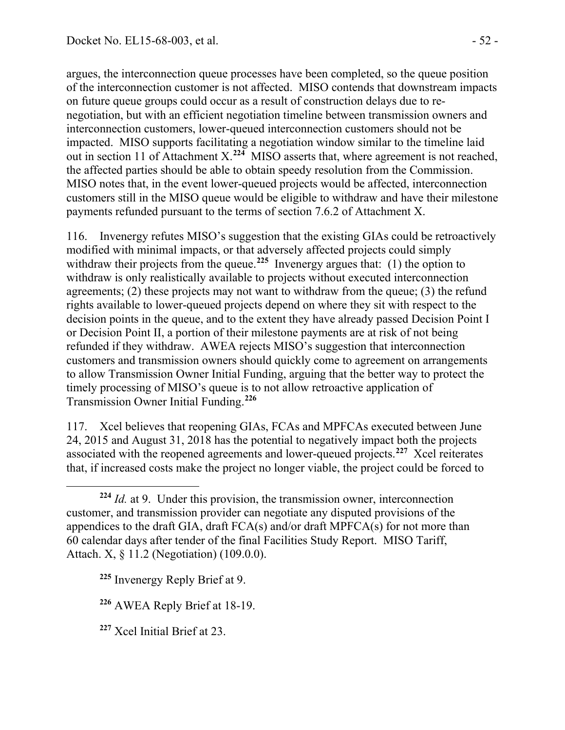argues, the interconnection queue processes have been completed, so the queue position of the interconnection customer is not affected. MISO contends that downstream impacts on future queue groups could occur as a result of construction delays due to re-negotiation, but with an efficient negotiation timeline between transmission owners and interconnection customers, lower-queued interconnection customers should not be impacted. MISO supports facilitating a negotiation window similar to the timeline laid out in section 11 of Attachment X.[224] MISO asserts that, where agreement is not reached, the affected parties should be able to obtain speedy resolution from the Commission. MISO notes that, in the event lower-queued projects would be affected, interconnection customers still in the MISO queue would be eligible to withdraw and have their milestone payments refunded pursuant to the terms of section 7.6.2 of Attachment X.

116. Invenergy refutes MISO's suggestion that the existing GIAs could be retroactively modified with minimal impacts, or that adversely affected projects could simply withdraw their projects from the queue.[225] Invenergy argues that: (1) the option to withdraw is only realistically available to projects without executed interconnection agreements; (2) these projects may not want to withdraw from the queue; (3) the refund rights available to lower-queued projects depend on where they sit with respect to the decision points in the queue, and to the extent they have already passed Decision Point I or Decision Point II, a portion of their milestone payments are at risk of not being refunded if they withdraw. AWEA rejects MISO's suggestion that interconnection customers and transmission owners should quickly come to agreement on arrangements to allow Transmission Owner Initial Funding, arguing that the better way to protect the timely processing of MISO's queue is to not allow retroactive application of Transmission Owner Initial Funding.[226]

117. Xcel believes that reopening GIAs, FCAs and MPFCAs executed between June 24, 2015 and August 31, 2018 has the potential to negatively impact both the projects associated with the reopened agreements and lower-queued projects.[227] Xcel reiterates that, if increased costs make the project no longer viable, the project could be forced to

---

[224] *Id.* at 9. Under this provision, the transmission owner, interconnection customer, and transmission provider can negotiate any disputed provisions of the appendices to the draft GIA, draft FCA(s) and/or draft MPFCA(s) for not more than 60 calendar days after tender of the final Facilities Study Report. MISO Tariff, Attach. X, § 11.2 (Negotiation) (109.0.0).

[225] Invenergy Reply Brief at 9.

[226] AWEA Reply Brief at 18-19.

[227] Xcel Initial Brief at 23.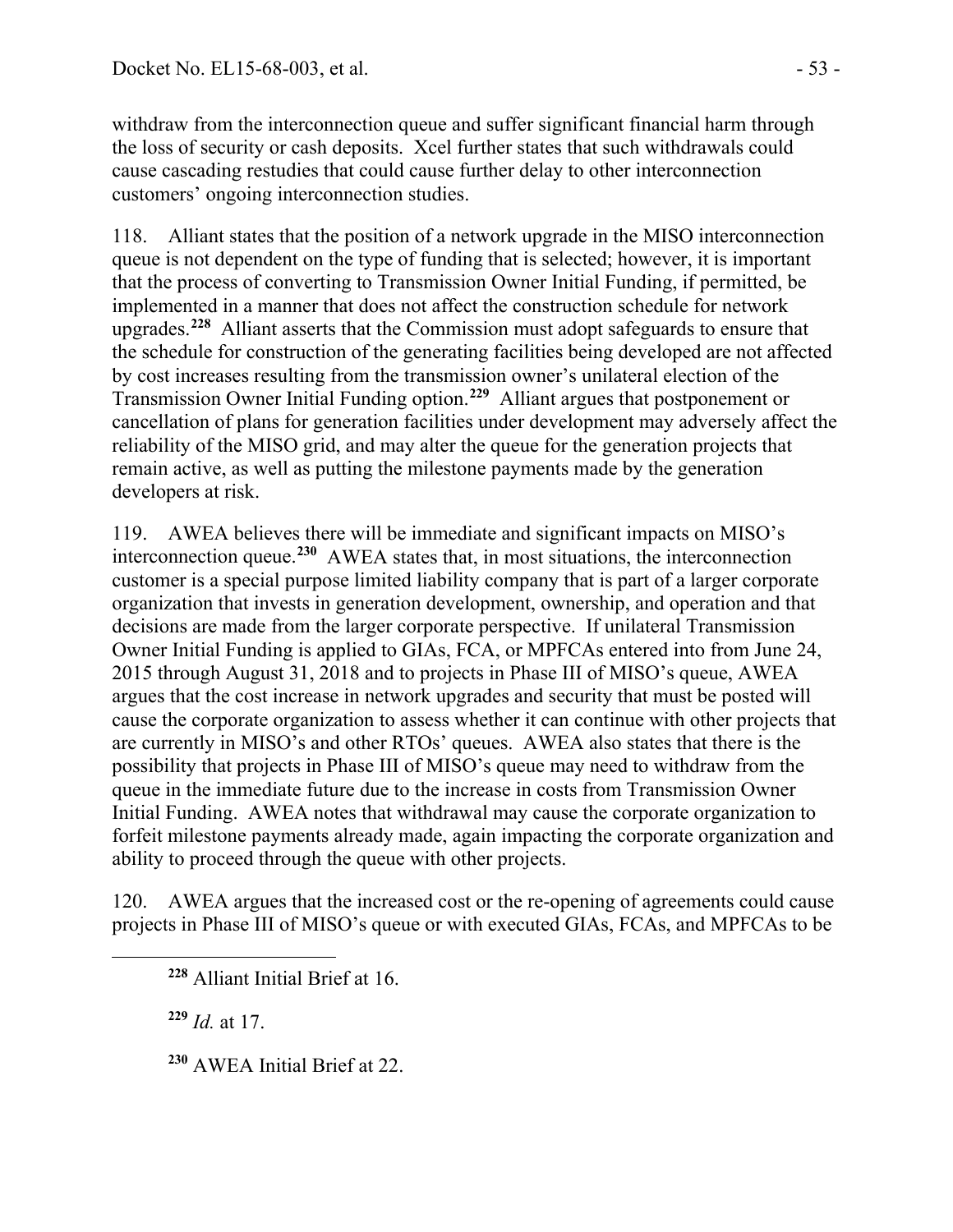withdraw from the interconnection queue and suffer significant financial harm through the loss of security or cash deposits. Xcel further states that such withdrawals could cause cascading restudies that could cause further delay to other interconnection customers' ongoing interconnection studies.

118. Alliant states that the position of a network upgrade in the MISO interconnection queue is not dependent on the type of funding that is selected; however, it is important that the process of converting to Transmission Owner Initial Funding, if permitted, be implemented in a manner that does not affect the construction schedule for network upgrades.[228] Alliant asserts that the Commission must adopt safeguards to ensure that the schedule for construction of the generating facilities being developed are not affected by cost increases resulting from the transmission owner's unilateral election of the Transmission Owner Initial Funding option.[229] Alliant argues that postponement or cancellation of plans for generation facilities under development may adversely affect the reliability of the MISO grid, and may alter the queue for the generation projects that remain active, as well as putting the milestone payments made by the generation developers at risk.

119. AWEA believes there will be immediate and significant impacts on MISO's interconnection queue.[230] AWEA states that, in most situations, the interconnection customer is a special purpose limited liability company that is part of a larger corporate organization that invests in generation development, ownership, and operation and that decisions are made from the larger corporate perspective. If unilateral Transmission Owner Initial Funding is applied to GIAs, FCA, or MPFCAs entered into from June 24, 2015 through August 31, 2018 and to projects in Phase III of MISO's queue, AWEA argues that the cost increase in network upgrades and security that must be posted will cause the corporate organization to assess whether it can continue with other projects that are currently in MISO's and other RTOs' queues. AWEA also states that there is the possibility that projects in Phase III of MISO's queue may need to withdraw from the queue in the immediate future due to the increase in costs from Transmission Owner Initial Funding. AWEA notes that withdrawal may cause the corporate organization to forfeit milestone payments already made, again impacting the corporate organization and ability to proceed through the queue with other projects.

120. AWEA argues that the increased cost or the re-opening of agreements could cause projects in Phase III of MISO's queue or with executed GIAs, FCAs, and MPFCAs to be

---

[228] Alliant Initial Brief at 16.

[229] *Id.* at 17.

[230] AWEA Initial Brief at 22.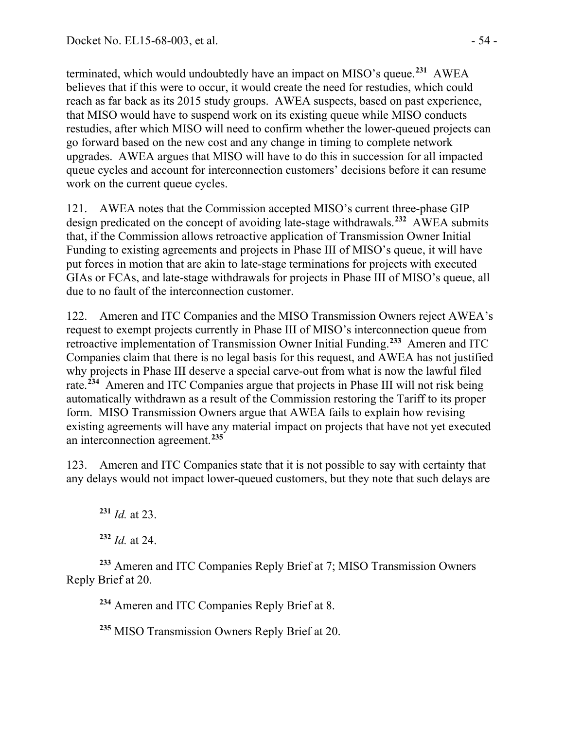terminated, which would undoubtedly have an impact on MISO's queue.[231] AWEA believes that if this were to occur, it would create the need for restudies, which could reach as far back as its 2015 study groups. AWEA suspects, based on past experience, that MISO would have to suspend work on its existing queue while MISO conducts restudies, after which MISO will need to confirm whether the lower-queued projects can go forward based on the new cost and any change in timing to complete network upgrades. AWEA argues that MISO will have to do this in succession for all impacted queue cycles and account for interconnection customers' decisions before it can resume work on the current queue cycles.

121. AWEA notes that the Commission accepted MISO's current three-phase GIP design predicated on the concept of avoiding late-stage withdrawals.[232] AWEA submits that, if the Commission allows retroactive application of Transmission Owner Initial Funding to existing agreements and projects in Phase III of MISO's queue, it will have put forces in motion that are akin to late-stage terminations for projects with executed GIAs or FCAs, and late-stage withdrawals for projects in Phase III of MISO's queue, all due to no fault of the interconnection customer.

122. Ameren and ITC Companies and the MISO Transmission Owners reject AWEA's request to exempt projects currently in Phase III of MISO's interconnection queue from retroactive implementation of Transmission Owner Initial Funding.[233] Ameren and ITC Companies claim that there is no legal basis for this request, and AWEA has not justified why projects in Phase III deserve a special carve-out from what is now the lawful filed rate.[234] Ameren and ITC Companies argue that projects in Phase III will not risk being automatically withdrawn as a result of the Commission restoring the Tariff to its proper form. MISO Transmission Owners argue that AWEA fails to explain how revising existing agreements will have any material impact on projects that have not yet executed an interconnection agreement.[235]

123. Ameren and ITC Companies state that it is not possible to say with certainty that any delays would not impact lower-queued customers, but they note that such delays are

---

[231] *Id.* at 23.

[232] *Id.* at 24.

[233] Ameren and ITC Companies Reply Brief at 7; MISO Transmission Owners Reply Brief at 20.

[234] Ameren and ITC Companies Reply Brief at 8.

[235] MISO Transmission Owners Reply Brief at 20.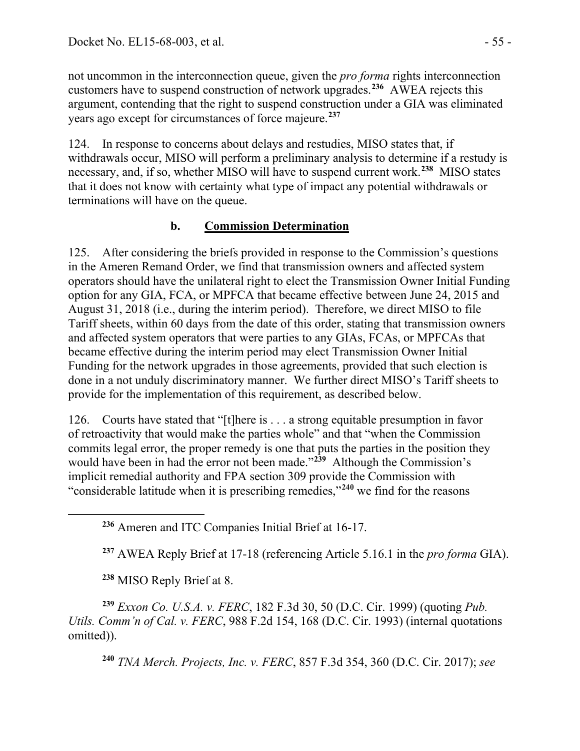not uncommon in the interconnection queue, given the *pro forma* rights interconnection customers have to suspend construction of network upgrades.[236] AWEA rejects this argument, contending that the right to suspend construction under a GIA was eliminated years ago except for circumstances of force majeure.[237]

124. In response to concerns about delays and restudies, MISO states that, if withdrawals occur, MISO will perform a preliminary analysis to determine if a restudy is necessary, and, if so, whether MISO will have to suspend current work.[238] MISO states that it does not know with certainty what type of impact any potential withdrawals or terminations will have on the queue.

### b. Commission Determination

125. After considering the briefs provided in response to the Commission's questions in the Ameren Remand Order, we find that transmission owners and affected system operators should have the unilateral right to elect the Transmission Owner Initial Funding option for any GIA, FCA, or MPFCA that became effective between June 24, 2015 and August 31, 2018 (i.e., during the interim period). Therefore, we direct MISO to file Tariff sheets, within 60 days from the date of this order, stating that transmission owners and affected system operators that were parties to any GIAs, FCAs, or MPFCAs that became effective during the interim period may elect Transmission Owner Initial Funding for the network upgrades in those agreements, provided that such election is done in a not unduly discriminatory manner. We further direct MISO's Tariff sheets to provide for the implementation of this requirement, as described below.

126. Courts have stated that "[t]here is . . . a strong equitable presumption in favor of retroactivity that would make the parties whole" and that "when the Commission commits legal error, the proper remedy is one that puts the parties in the position they would have been in had the error not been made."[239] Although the Commission's implicit remedial authority and FPA section 309 provide the Commission with "considerable latitude when it is prescribing remedies,"[240] we find for the reasons

---

[236] Ameren and ITC Companies Initial Brief at 16-17.

[237] AWEA Reply Brief at 17-18 (referencing Article 5.16.1 in the *pro forma* GIA).

[238] MISO Reply Brief at 8.

[239] *Exxon Co. U.S.A. v. FERC*, 182 F.3d 30, 50 (D.C. Cir. 1999) (quoting *Pub. Utils. Comm'n of Cal. v. FERC*, 988 F.2d 154, 168 (D.C. Cir. 1993) (internal quotations omitted)).

[240] *TNA Merch. Projects, Inc. v. FERC*, 857 F.3d 354, 360 (D.C. Cir. 2017); *see*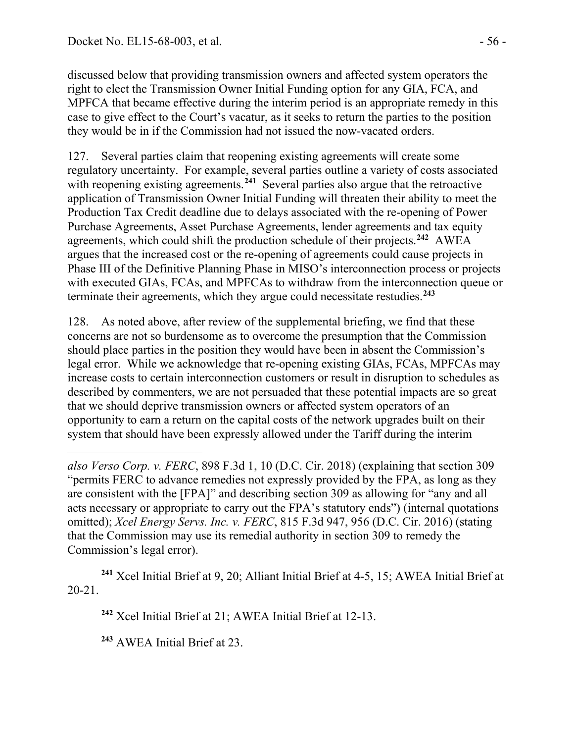discussed below that providing transmission owners and affected system operators the right to elect the Transmission Owner Initial Funding option for any GIA, FCA, and MPFCA that became effective during the interim period is an appropriate remedy in this case to give effect to the Court's vacatur, as it seeks to return the parties to the position they would be in if the Commission had not issued the now-vacated orders.

127. Several parties claim that reopening existing agreements will create some regulatory uncertainty. For example, several parties outline a variety of costs associated with reopening existing agreements.[241] Several parties also argue that the retroactive application of Transmission Owner Initial Funding will threaten their ability to meet the Production Tax Credit deadline due to delays associated with the re-opening of Power Purchase Agreements, Asset Purchase Agreements, lender agreements and tax equity agreements, which could shift the production schedule of their projects.[242] AWEA argues that the increased cost or the re-opening of agreements could cause projects in Phase III of the Definitive Planning Phase in MISO's interconnection process or projects with executed GIAs, FCAs, and MPFCAs to withdraw from the interconnection queue or terminate their agreements, which they argue could necessitate restudies.[243]

128. As noted above, after review of the supplemental briefing, we find that these concerns are not so burdensome as to overcome the presumption that the Commission should place parties in the position they would have been in absent the Commission's legal error. While we acknowledge that re-opening existing GIAs, FCAs, MPFCAs may increase costs to certain interconnection customers or result in disruption to schedules as described by commenters, we are not persuaded that these potential impacts are so great that we should deprive transmission owners or affected system operators of an opportunity to earn a return on the capital costs of the network upgrades built on their system that should have been expressly allowed under the Tariff during the interim

---

*also Verso Corp. v. FERC*, 898 F.3d 1, 10 (D.C. Cir. 2018) (explaining that section 309 "permits FERC to advance remedies not expressly provided by the FPA, as long as they are consistent with the [FPA]" and describing section 309 as allowing for "any and all acts necessary or appropriate to carry out the FPA's statutory ends") (internal quotations omitted); *Xcel Energy Servs. Inc. v. FERC*, 815 F.3d 947, 956 (D.C. Cir. 2016) (stating that the Commission may use its remedial authority in section 309 to remedy the Commission's legal error).

[241] Xcel Initial Brief at 9, 20; Alliant Initial Brief at 4-5, 15; AWEA Initial Brief at 20-21.

[242] Xcel Initial Brief at 21; AWEA Initial Brief at 12-13.

[243] AWEA Initial Brief at 23.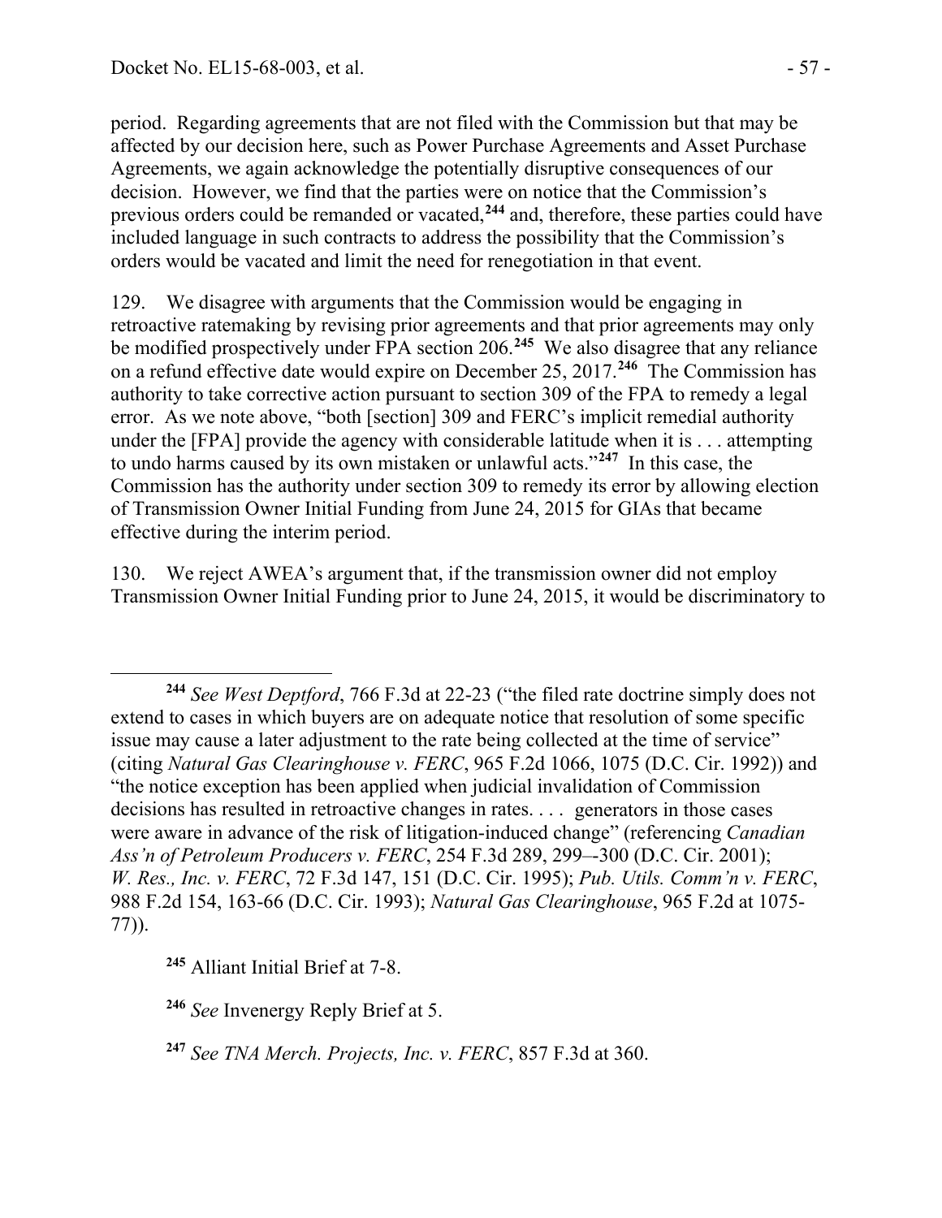period. Regarding agreements that are not filed with the Commission but that may be affected by our decision here, such as Power Purchase Agreements and Asset Purchase Agreements, we again acknowledge the potentially disruptive consequences of our decision. However, we find that the parties were on notice that the Commission's previous orders could be remanded or vacated,[244] and, therefore, these parties could have included language in such contracts to address the possibility that the Commission's orders would be vacated and limit the need for renegotiation in that event.

129. We disagree with arguments that the Commission would be engaging in retroactive ratemaking by revising prior agreements and that prior agreements may only be modified prospectively under FPA section 206.[245] We also disagree that any reliance on a refund effective date would expire on December 25, 2017.[246] The Commission has authority to take corrective action pursuant to section 309 of the FPA to remedy a legal error. As we note above, "both [section] 309 and FERC's implicit remedial authority under the [FPA] provide the agency with considerable latitude when it is . . . attempting to undo harms caused by its own mistaken or unlawful acts."[247] In this case, the Commission has the authority under section 309 to remedy its error by allowing election of Transmission Owner Initial Funding from June 24, 2015 for GIAs that became effective during the interim period.

130. We reject AWEA's argument that, if the transmission owner did not employ Transmission Owner Initial Funding prior to June 24, 2015, it would be discriminatory to

---

[244] *See West Deptford*, 766 F.3d at 22-23 ("the filed rate doctrine simply does not extend to cases in which buyers are on adequate notice that resolution of some specific issue may cause a later adjustment to the rate being collected at the time of service" (citing *Natural Gas Clearinghouse v. FERC*, 965 F.2d 1066, 1075 (D.C. Cir. 1992)) and "the notice exception has been applied when judicial invalidation of Commission decisions has resulted in retroactive changes in rates. . . . generators in those cases were aware in advance of the risk of litigation-induced change" (referencing *Canadian Ass'n of Petroleum Producers v. FERC*, 254 F.3d 289, 299–-300 (D.C. Cir. 2001); *W. Res., Inc. v. FERC*, 72 F.3d 147, 151 (D.C. Cir. 1995); *Pub. Utils. Comm'n v. FERC*, 988 F.2d 154, 163-66 (D.C. Cir. 1993); *Natural Gas Clearinghouse*, 965 F.2d at 1075-77)).

[245] Alliant Initial Brief at 7-8.

[246] *See* Invenergy Reply Brief at 5.

[247] *See TNA Merch. Projects, Inc. v. FERC*, 857 F.3d at 360.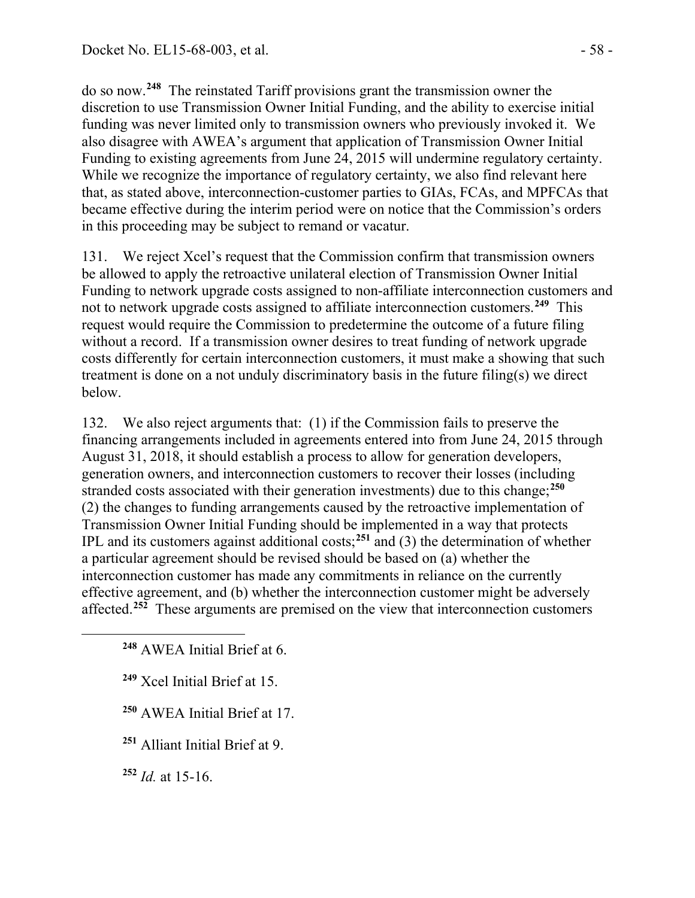do so now.[248] The reinstated Tariff provisions grant the transmission owner the discretion to use Transmission Owner Initial Funding, and the ability to exercise initial funding was never limited only to transmission owners who previously invoked it. We also disagree with AWEA's argument that application of Transmission Owner Initial Funding to existing agreements from June 24, 2015 will undermine regulatory certainty. While we recognize the importance of regulatory certainty, we also find relevant here that, as stated above, interconnection-customer parties to GIAs, FCAs, and MPFCAs that became effective during the interim period were on notice that the Commission's orders in this proceeding may be subject to remand or vacatur.

131. We reject Xcel's request that the Commission confirm that transmission owners be allowed to apply the retroactive unilateral election of Transmission Owner Initial Funding to network upgrade costs assigned to non-affiliate interconnection customers and not to network upgrade costs assigned to affiliate interconnection customers.[249] This request would require the Commission to predetermine the outcome of a future filing without a record. If a transmission owner desires to treat funding of network upgrade costs differently for certain interconnection customers, it must make a showing that such treatment is done on a not unduly discriminatory basis in the future filing(s) we direct below.

132. We also reject arguments that: (1) if the Commission fails to preserve the financing arrangements included in agreements entered into from June 24, 2015 through August 31, 2018, it should establish a process to allow for generation developers, generation owners, and interconnection customers to recover their losses (including stranded costs associated with their generation investments) due to this change;[250] (2) the changes to funding arrangements caused by the retroactive implementation of Transmission Owner Initial Funding should be implemented in a way that protects IPL and its customers against additional costs;[251] and (3) the determination of whether a particular agreement should be revised should be based on (a) whether the interconnection customer has made any commitments in reliance on the currently effective agreement, and (b) whether the interconnection customer might be adversely affected.[252] These arguments are premised on the view that interconnection customers

[248] AWEA Initial Brief at 6.

[249] Xcel Initial Brief at 15.

[250] AWEA Initial Brief at 17.

[251] Alliant Initial Brief at 9.

[252] *Id.* at 15-16.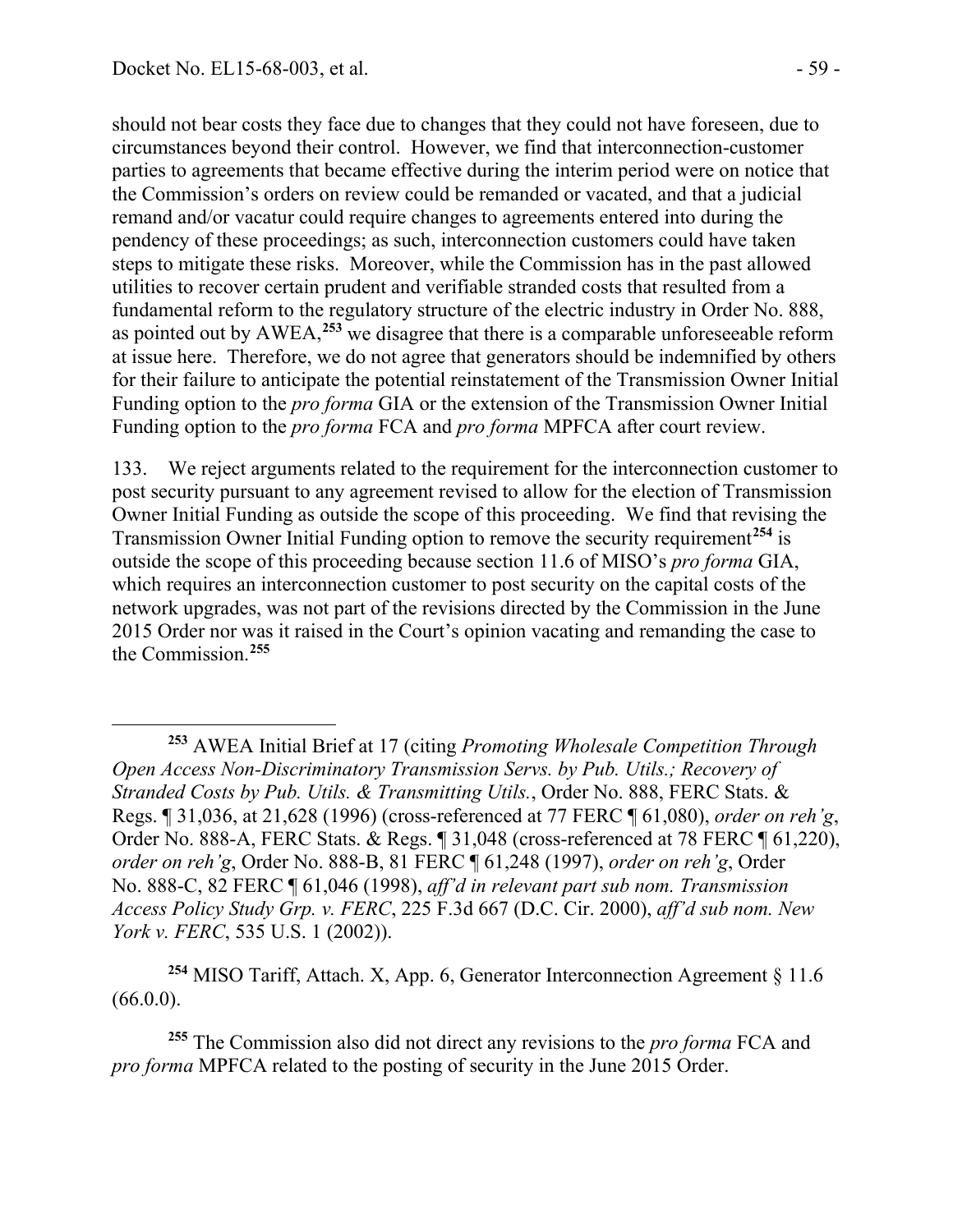should not bear costs they face due to changes that they could not have foreseen, due to circumstances beyond their control. However, we find that interconnection-customer parties to agreements that became effective during the interim period were on notice that the Commission's orders on review could be remanded or vacated, and that a judicial remand and/or vacatur could require changes to agreements entered into during the pendency of these proceedings; as such, interconnection customers could have taken steps to mitigate these risks. Moreover, while the Commission has in the past allowed utilities to recover certain prudent and verifiable stranded costs that resulted from a fundamental reform to the regulatory structure of the electric industry in Order No. 888, as pointed out by AWEA,[253] we disagree that there is a comparable unforeseeable reform at issue here. Therefore, we do not agree that generators should be indemnified by others for their failure to anticipate the potential reinstatement of the Transmission Owner Initial Funding option to the *pro forma* GIA or the extension of the Transmission Owner Initial Funding option to the *pro forma* FCA and *pro forma* MPFCA after court review.

133. We reject arguments related to the requirement for the interconnection customer to post security pursuant to any agreement revised to allow for the election of Transmission Owner Initial Funding as outside the scope of this proceeding. We find that revising the Transmission Owner Initial Funding option to remove the security requirement[254] is outside the scope of this proceeding because section 11.6 of MISO's *pro forma* GIA, which requires an interconnection customer to post security on the capital costs of the network upgrades, was not part of the revisions directed by the Commission in the June 2015 Order nor was it raised in the Court's opinion vacating and remanding the case to the Commission.[255]

---

[253] AWEA Initial Brief at 17 (citing *Promoting Wholesale Competition Through Open Access Non-Discriminatory Transmission Servs. by Pub. Utils.; Recovery of Stranded Costs by Pub. Utils. & Transmitting Utils.*, Order No. 888, FERC Stats. & Regs. ¶ 31,036, at 21,628 (1996) (cross-referenced at 77 FERC ¶ 61,080), *order on reh'g*, Order No. 888-A, FERC Stats. & Regs. ¶ 31,048 (cross-referenced at 78 FERC ¶ 61,220), *order on reh'g*, Order No. 888-B, 81 FERC ¶ 61,248 (1997), *order on reh'g*, Order No. 888-C, 82 FERC ¶ 61,046 (1998), *aff'd in relevant part sub nom. Transmission Access Policy Study Grp. v. FERC*, 225 F.3d 667 (D.C. Cir. 2000), *aff'd sub nom. New York v. FERC*, 535 U.S. 1 (2002)).

[254] MISO Tariff, Attach. X, App. 6, Generator Interconnection Agreement § 11.6 (66.0.0).

[255] The Commission also did not direct any revisions to the *pro forma* FCA and *pro forma* MPFCA related to the posting of security in the June 2015 Order.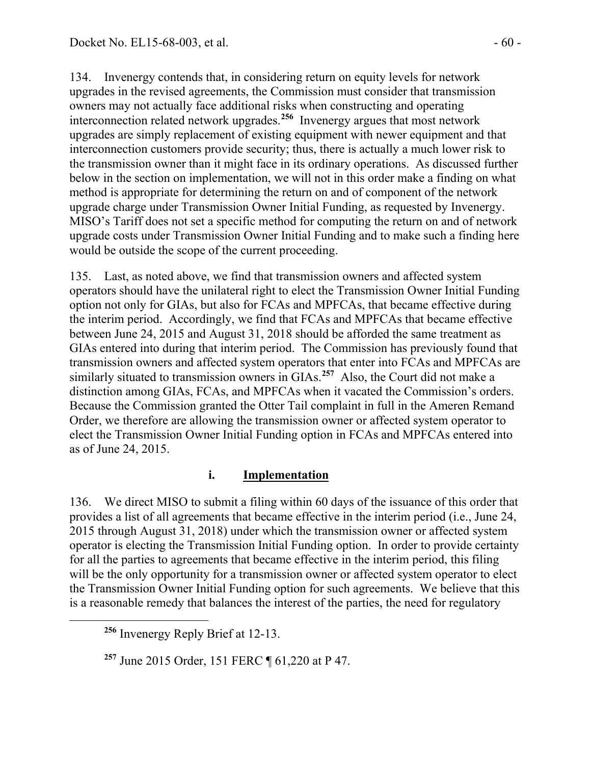134. Invenergy contends that, in considering return on equity levels for network upgrades in the revised agreements, the Commission must consider that transmission owners may not actually face additional risks when constructing and operating interconnection related network upgrades.[256] Invenergy argues that most network upgrades are simply replacement of existing equipment with newer equipment and that interconnection customers provide security; thus, there is actually a much lower risk to the transmission owner than it might face in its ordinary operations. As discussed further below in the section on implementation, we will not in this order make a finding on what method is appropriate for determining the return on and of component of the network upgrade charge under Transmission Owner Initial Funding, as requested by Invenergy. MISO's Tariff does not set a specific method for computing the return on and of network upgrade costs under Transmission Owner Initial Funding and to make such a finding here would be outside the scope of the current proceeding.

135. Last, as noted above, we find that transmission owners and affected system operators should have the unilateral right to elect the Transmission Owner Initial Funding option not only for GIAs, but also for FCAs and MPFCAs, that became effective during the interim period. Accordingly, we find that FCAs and MPFCAs that became effective between June 24, 2015 and August 31, 2018 should be afforded the same treatment as GIAs entered into during that interim period. The Commission has previously found that transmission owners and affected system operators that enter into FCAs and MPFCAs are similarly situated to transmission owners in GIAs.[257] Also, the Court did not make a distinction among GIAs, FCAs, and MPFCAs when it vacated the Commission's orders. Because the Commission granted the Otter Tail complaint in full in the Ameren Remand Order, we therefore are allowing the transmission owner or affected system operator to elect the Transmission Owner Initial Funding option in FCAs and MPFCAs entered into as of June 24, 2015.

### i. Implementation

136. We direct MISO to submit a filing within 60 days of the issuance of this order that provides a list of all agreements that became effective in the interim period (i.e., June 24, 2015 through August 31, 2018) under which the transmission owner or affected system operator is electing the Transmission Initial Funding option. In order to provide certainty for all the parties to agreements that became effective in the interim period, this filing will be the only opportunity for a transmission owner or affected system operator to elect the Transmission Owner Initial Funding option for such agreements. We believe that this is a reasonable remedy that balances the interest of the parties, the need for regulatory

---

[256] Invenergy Reply Brief at 12-13.

[257] June 2015 Order, 151 FERC ¶ 61,220 at P 47.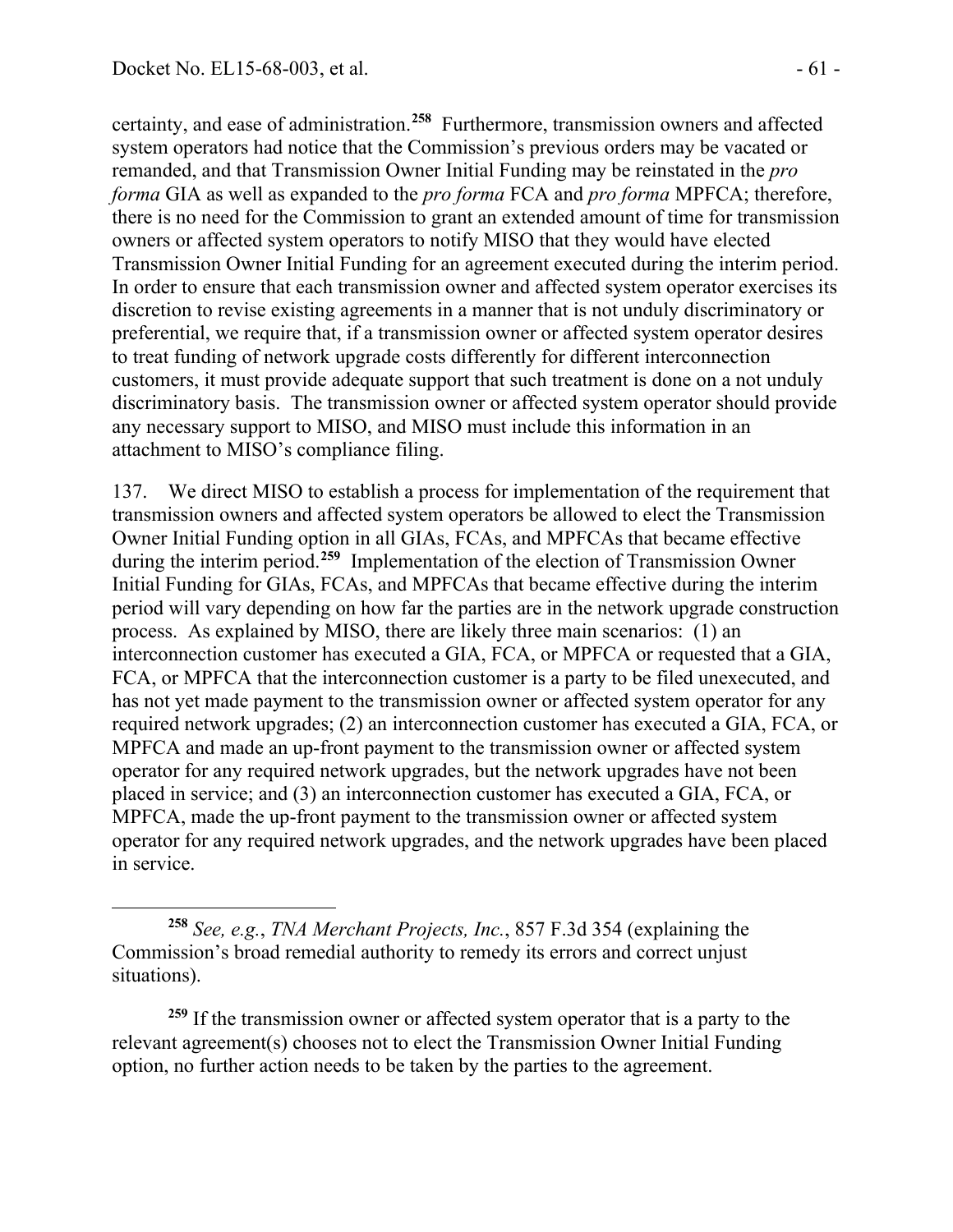certainty, and ease of administration.[258] Furthermore, transmission owners and affected system operators had notice that the Commission's previous orders may be vacated or remanded, and that Transmission Owner Initial Funding may be reinstated in the *pro forma* GIA as well as expanded to the *pro forma* FCA and *pro forma* MPFCA; therefore, there is no need for the Commission to grant an extended amount of time for transmission owners or affected system operators to notify MISO that they would have elected Transmission Owner Initial Funding for an agreement executed during the interim period. In order to ensure that each transmission owner and affected system operator exercises its discretion to revise existing agreements in a manner that is not unduly discriminatory or preferential, we require that, if a transmission owner or affected system operator desires to treat funding of network upgrade costs differently for different interconnection customers, it must provide adequate support that such treatment is done on a not unduly discriminatory basis. The transmission owner or affected system operator should provide any necessary support to MISO, and MISO must include this information in an attachment to MISO's compliance filing.

137. We direct MISO to establish a process for implementation of the requirement that transmission owners and affected system operators be allowed to elect the Transmission Owner Initial Funding option in all GIAs, FCAs, and MPFCAs that became effective during the interim period.[259] Implementation of the election of Transmission Owner Initial Funding for GIAs, FCAs, and MPFCAs that became effective during the interim period will vary depending on how far the parties are in the network upgrade construction process. As explained by MISO, there are likely three main scenarios: (1) an interconnection customer has executed a GIA, FCA, or MPFCA or requested that a GIA, FCA, or MPFCA that the interconnection customer is a party to be filed unexecuted, and has not yet made payment to the transmission owner or affected system operator for any required network upgrades; (2) an interconnection customer has executed a GIA, FCA, or MPFCA and made an up-front payment to the transmission owner or affected system operator for any required network upgrades, but the network upgrades have not been placed in service; and (3) an interconnection customer has executed a GIA, FCA, or MPFCA, made the up-front payment to the transmission owner or affected system operator for any required network upgrades, and the network upgrades have been placed in service.

[258] *See, e.g.*, *TNA Merchant Projects, Inc.*, 857 F.3d 354 (explaining the Commission's broad remedial authority to remedy its errors and correct unjust situations).

[259] If the transmission owner or affected system operator that is a party to the relevant agreement(s) chooses not to elect the Transmission Owner Initial Funding option, no further action needs to be taken by the parties to the agreement.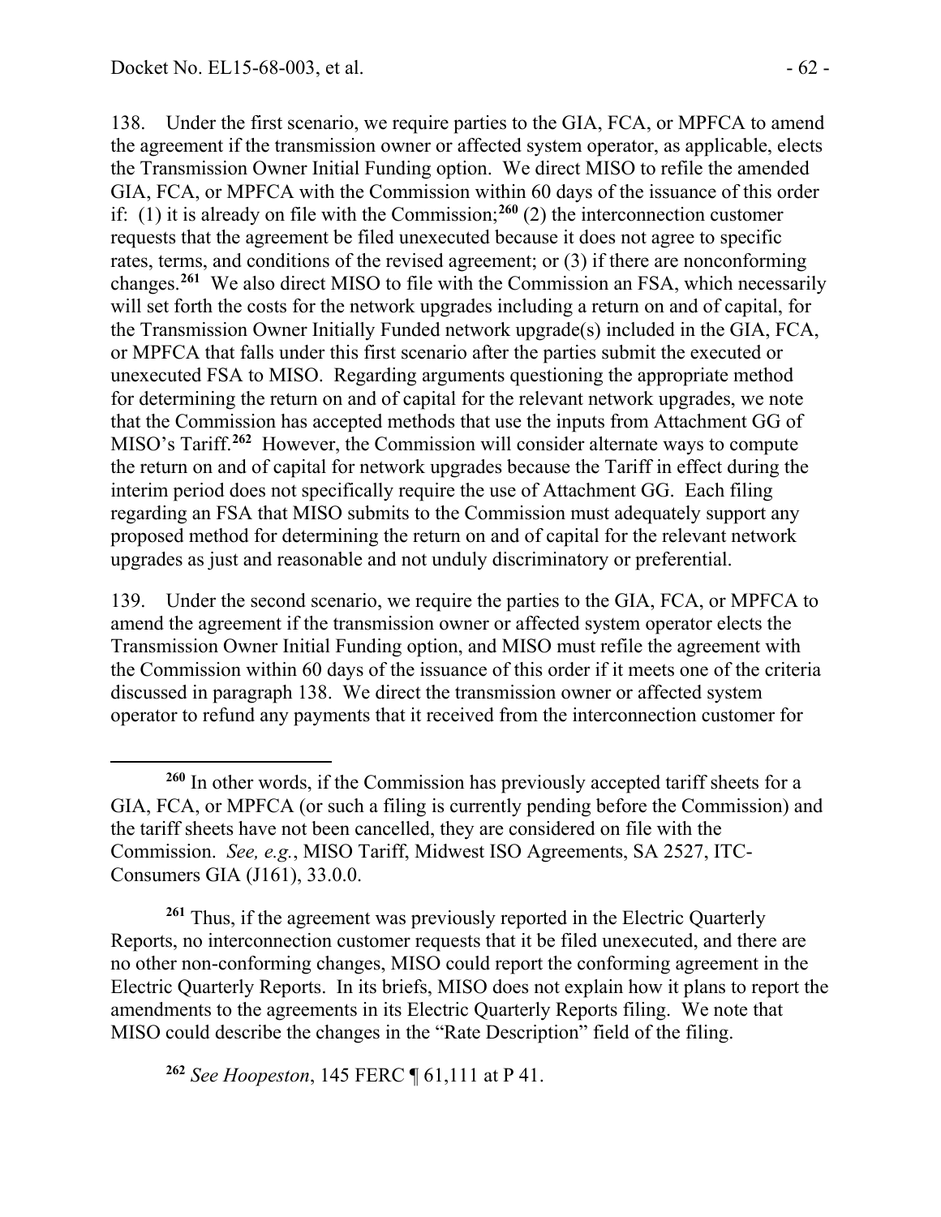138. Under the first scenario, we require parties to the GIA, FCA, or MPFCA to amend the agreement if the transmission owner or affected system operator, as applicable, elects the Transmission Owner Initial Funding option. We direct MISO to refile the amended GIA, FCA, or MPFCA with the Commission within 60 days of the issuance of this order if: (1) it is already on file with the Commission;[260] (2) the interconnection customer requests that the agreement be filed unexecuted because it does not agree to specific rates, terms, and conditions of the revised agreement; or (3) if there are nonconforming changes.[261] We also direct MISO to file with the Commission an FSA, which necessarily will set forth the costs for the network upgrades including a return on and of capital, for the Transmission Owner Initially Funded network upgrade(s) included in the GIA, FCA, or MPFCA that falls under this first scenario after the parties submit the executed or unexecuted FSA to MISO. Regarding arguments questioning the appropriate method for determining the return on and of capital for the relevant network upgrades, we note that the Commission has accepted methods that use the inputs from Attachment GG of MISO's Tariff.[262] However, the Commission will consider alternate ways to compute the return on and of capital for network upgrades because the Tariff in effect during the interim period does not specifically require the use of Attachment GG. Each filing regarding an FSA that MISO submits to the Commission must adequately support any proposed method for determining the return on and of capital for the relevant network upgrades as just and reasonable and not unduly discriminatory or preferential.

139. Under the second scenario, we require the parties to the GIA, FCA, or MPFCA to amend the agreement if the transmission owner or affected system operator elects the Transmission Owner Initial Funding option, and MISO must refile the agreement with the Commission within 60 days of the issuance of this order if it meets one of the criteria discussed in paragraph 138. We direct the transmission owner or affected system operator to refund any payments that it received from the interconnection customer for

---

[260] In other words, if the Commission has previously accepted tariff sheets for a GIA, FCA, or MPFCA (or such a filing is currently pending before the Commission) and the tariff sheets have not been cancelled, they are considered on file with the Commission. *See, e.g.*, MISO Tariff, Midwest ISO Agreements, SA 2527, ITC-Consumers GIA (J161), 33.0.0.

[261] Thus, if the agreement was previously reported in the Electric Quarterly Reports, no interconnection customer requests that it be filed unexecuted, and there are no other non-conforming changes, MISO could report the conforming agreement in the Electric Quarterly Reports. In its briefs, MISO does not explain how it plans to report the amendments to the agreements in its Electric Quarterly Reports filing. We note that MISO could describe the changes in the "Rate Description" field of the filing.

[262] *See Hoopeston*, 145 FERC ¶ 61,111 at P 41.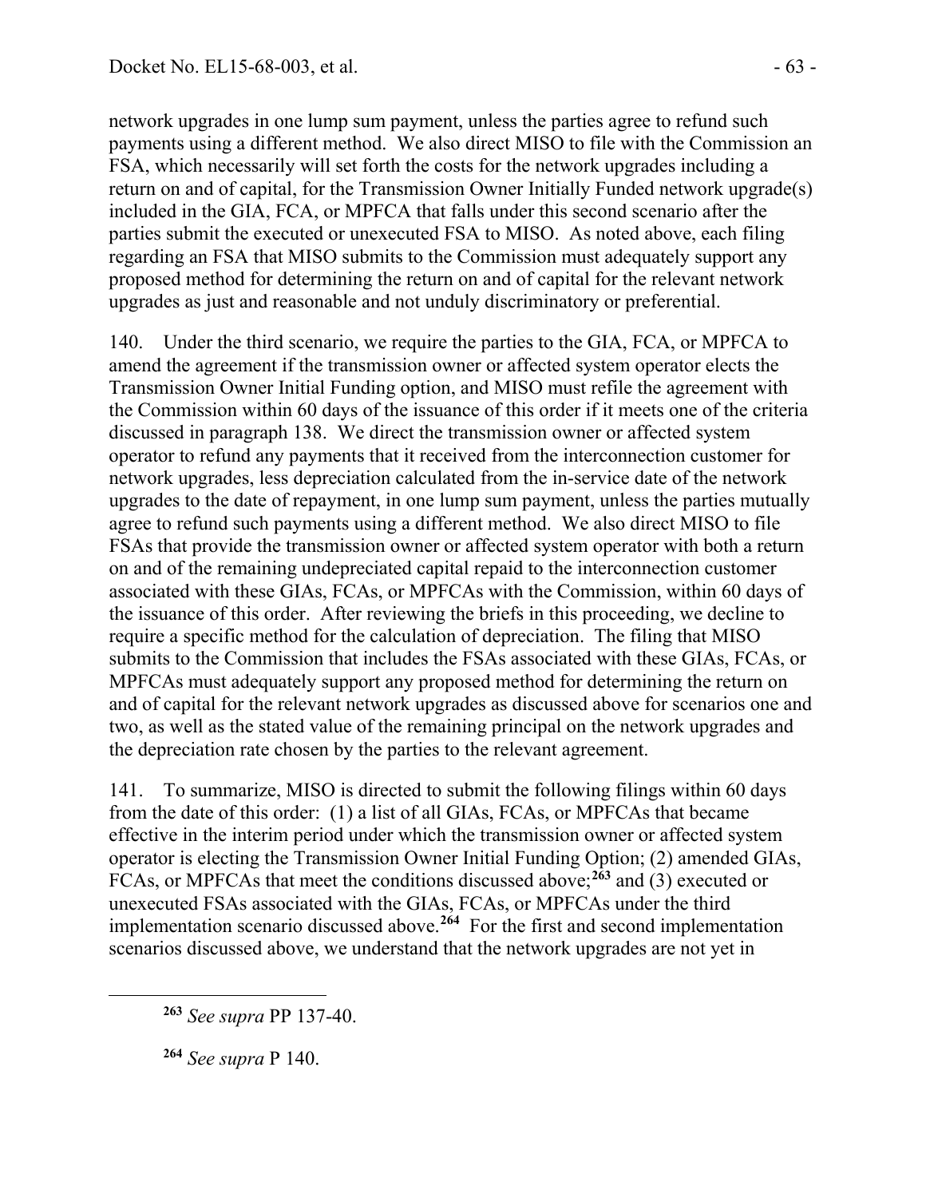network upgrades in one lump sum payment, unless the parties agree to refund such payments using a different method. We also direct MISO to file with the Commission an FSA, which necessarily will set forth the costs for the network upgrades including a return on and of capital, for the Transmission Owner Initially Funded network upgrade(s) included in the GIA, FCA, or MPFCA that falls under this second scenario after the parties submit the executed or unexecuted FSA to MISO. As noted above, each filing regarding an FSA that MISO submits to the Commission must adequately support any proposed method for determining the return on and of capital for the relevant network upgrades as just and reasonable and not unduly discriminatory or preferential.

140. Under the third scenario, we require the parties to the GIA, FCA, or MPFCA to amend the agreement if the transmission owner or affected system operator elects the Transmission Owner Initial Funding option, and MISO must refile the agreement with the Commission within 60 days of the issuance of this order if it meets one of the criteria discussed in paragraph 138. We direct the transmission owner or affected system operator to refund any payments that it received from the interconnection customer for network upgrades, less depreciation calculated from the in-service date of the network upgrades to the date of repayment, in one lump sum payment, unless the parties mutually agree to refund such payments using a different method. We also direct MISO to file FSAs that provide the transmission owner or affected system operator with both a return on and of the remaining undepreciated capital repaid to the interconnection customer associated with these GIAs, FCAs, or MPFCAs with the Commission, within 60 days of the issuance of this order. After reviewing the briefs in this proceeding, we decline to require a specific method for the calculation of depreciation. The filing that MISO submits to the Commission that includes the FSAs associated with these GIAs, FCAs, or MPFCAs must adequately support any proposed method for determining the return on and of capital for the relevant network upgrades as discussed above for scenarios one and two, as well as the stated value of the remaining principal on the network upgrades and the depreciation rate chosen by the parties to the relevant agreement.

141. To summarize, MISO is directed to submit the following filings within 60 days from the date of this order: (1) a list of all GIAs, FCAs, or MPFCAs that became effective in the interim period under which the transmission owner or affected system operator is electing the Transmission Owner Initial Funding Option; (2) amended GIAs, FCAs, or MPFCAs that meet the conditions discussed above;[263] and (3) executed or unexecuted FSAs associated with the GIAs, FCAs, or MPFCAs under the third implementation scenario discussed above.[264] For the first and second implementation scenarios discussed above, we understand that the network upgrades are not yet in

[263] *See supra* PP 137-40.

[264] *See supra* P 140.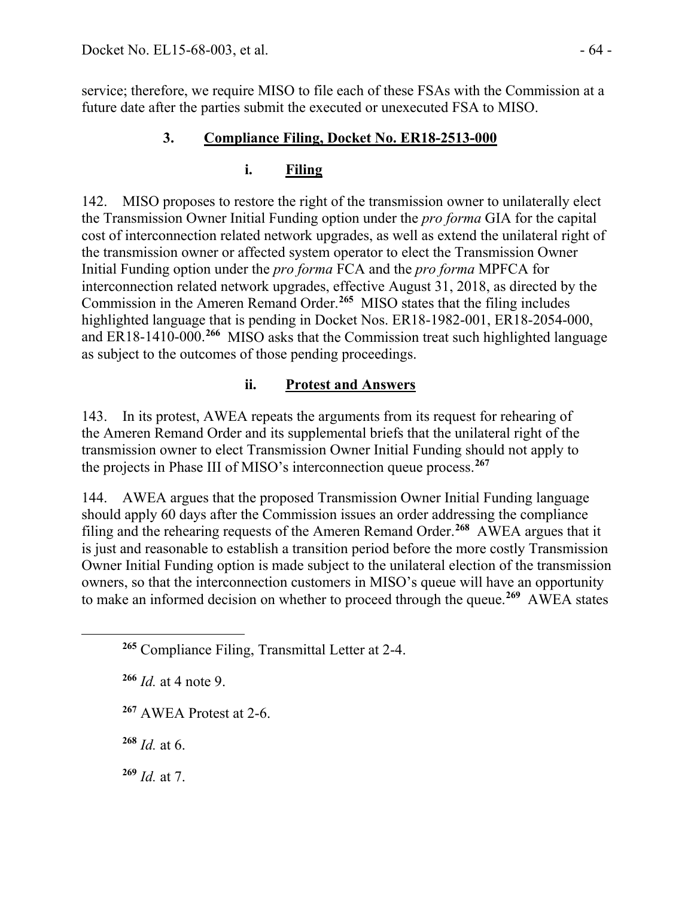service; therefore, we require MISO to file each of these FSAs with the Commission at a future date after the parties submit the executed or unexecuted FSA to MISO.

### 3. Compliance Filing, Docket No. ER18-2513-000

#### i. Filing

142. MISO proposes to restore the right of the transmission owner to unilaterally elect the Transmission Owner Initial Funding option under the *pro forma* GIA for the capital cost of interconnection related network upgrades, as well as extend the unilateral right of the transmission owner or affected system operator to elect the Transmission Owner Initial Funding option under the *pro forma* FCA and the *pro forma* MPFCA for interconnection related network upgrades, effective August 31, 2018, as directed by the Commission in the Ameren Remand Order.[265] MISO states that the filing includes highlighted language that is pending in Docket Nos. ER18-1982-001, ER18-2054-000, and ER18-1410-000.[266] MISO asks that the Commission treat such highlighted language as subject to the outcomes of those pending proceedings.

#### ii. Protest and Answers

143. In its protest, AWEA repeats the arguments from its request for rehearing of the Ameren Remand Order and its supplemental briefs that the unilateral right of the transmission owner to elect Transmission Owner Initial Funding should not apply to the projects in Phase III of MISO's interconnection queue process.[267]

144. AWEA argues that the proposed Transmission Owner Initial Funding language should apply 60 days after the Commission issues an order addressing the compliance filing and the rehearing requests of the Ameren Remand Order.[268] AWEA argues that it is just and reasonable to establish a transition period before the more costly Transmission Owner Initial Funding option is made subject to the unilateral election of the transmission owners, so that the interconnection customers in MISO's queue will have an opportunity to make an informed decision on whether to proceed through the queue.[269] AWEA states

---

[265] Compliance Filing, Transmittal Letter at 2-4.

[266] *Id.* at 4 note 9.

[267] AWEA Protest at 2-6.

[268] *Id.* at 6.

[269] *Id.* at 7.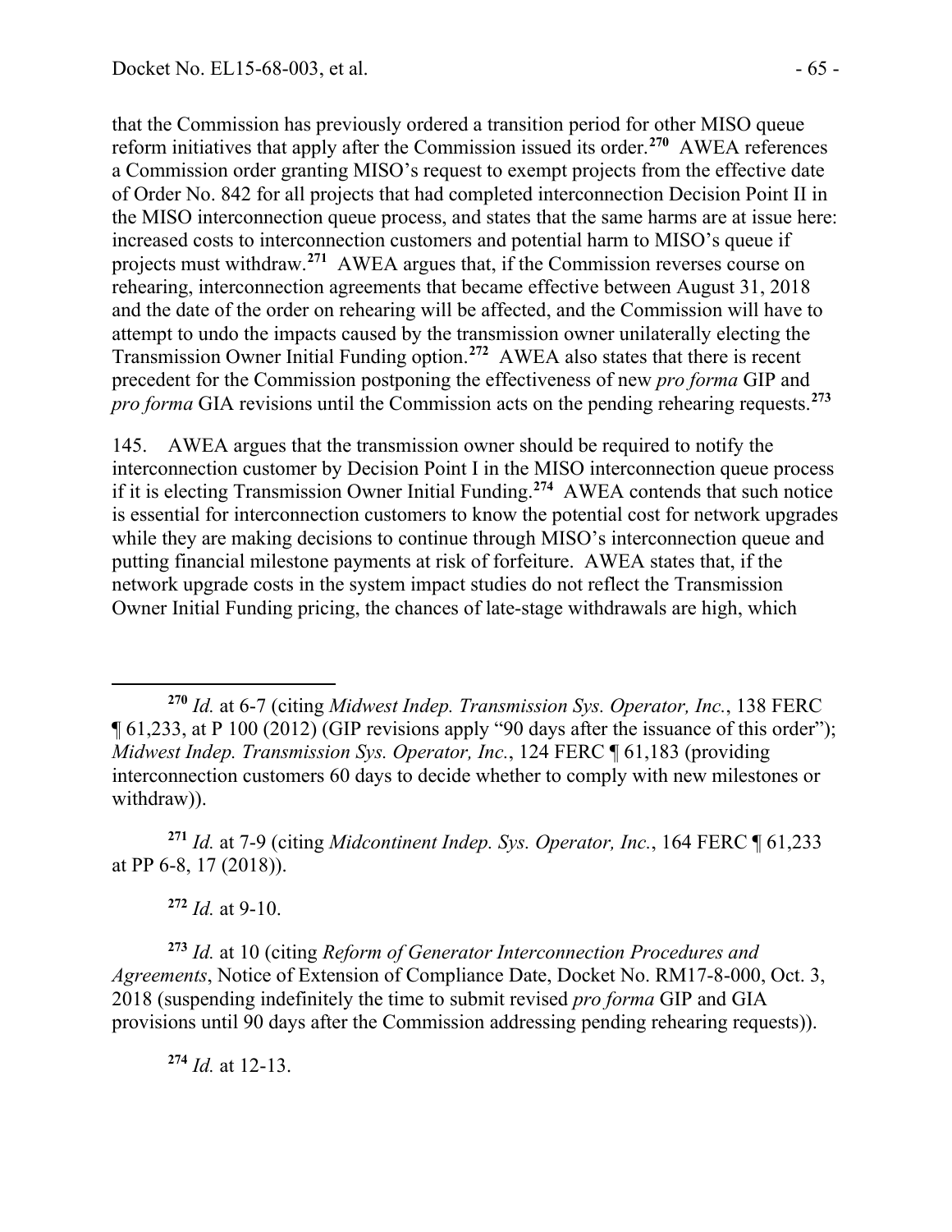that the Commission has previously ordered a transition period for other MISO queue reform initiatives that apply after the Commission issued its order.[270] AWEA references a Commission order granting MISO's request to exempt projects from the effective date of Order No. 842 for all projects that had completed interconnection Decision Point II in the MISO interconnection queue process, and states that the same harms are at issue here: increased costs to interconnection customers and potential harm to MISO's queue if projects must withdraw.[271] AWEA argues that, if the Commission reverses course on rehearing, interconnection agreements that became effective between August 31, 2018 and the date of the order on rehearing will be affected, and the Commission will have to attempt to undo the impacts caused by the transmission owner unilaterally electing the Transmission Owner Initial Funding option.[272] AWEA also states that there is recent precedent for the Commission postponing the effectiveness of new *pro forma* GIP and *pro forma* GIA revisions until the Commission acts on the pending rehearing requests.[273]

145. AWEA argues that the transmission owner should be required to notify the interconnection customer by Decision Point I in the MISO interconnection queue process if it is electing Transmission Owner Initial Funding.[274] AWEA contends that such notice is essential for interconnection customers to know the potential cost for network upgrades while they are making decisions to continue through MISO's interconnection queue and putting financial milestone payments at risk of forfeiture. AWEA states that, if the network upgrade costs in the system impact studies do not reflect the Transmission Owner Initial Funding pricing, the chances of late-stage withdrawals are high, which

---

[270] *Id.* at 6-7 (citing *Midwest Indep. Transmission Sys. Operator, Inc.*, 138 FERC ¶ 61,233, at P 100 (2012) (GIP revisions apply "90 days after the issuance of this order"); *Midwest Indep. Transmission Sys. Operator, Inc.*, 124 FERC ¶ 61,183 (providing interconnection customers 60 days to decide whether to comply with new milestones or withdraw)).

[271] *Id.* at 7-9 (citing *Midcontinent Indep. Sys. Operator, Inc.*, 164 FERC ¶ 61,233 at PP 6-8, 17 (2018)).

[272] *Id.* at 9-10.

[273] *Id.* at 10 (citing *Reform of Generator Interconnection Procedures and Agreements*, Notice of Extension of Compliance Date, Docket No. RM17-8-000, Oct. 3, 2018 (suspending indefinitely the time to submit revised *pro forma* GIP and GIA provisions until 90 days after the Commission addressing pending rehearing requests)).

[274] *Id.* at 12-13.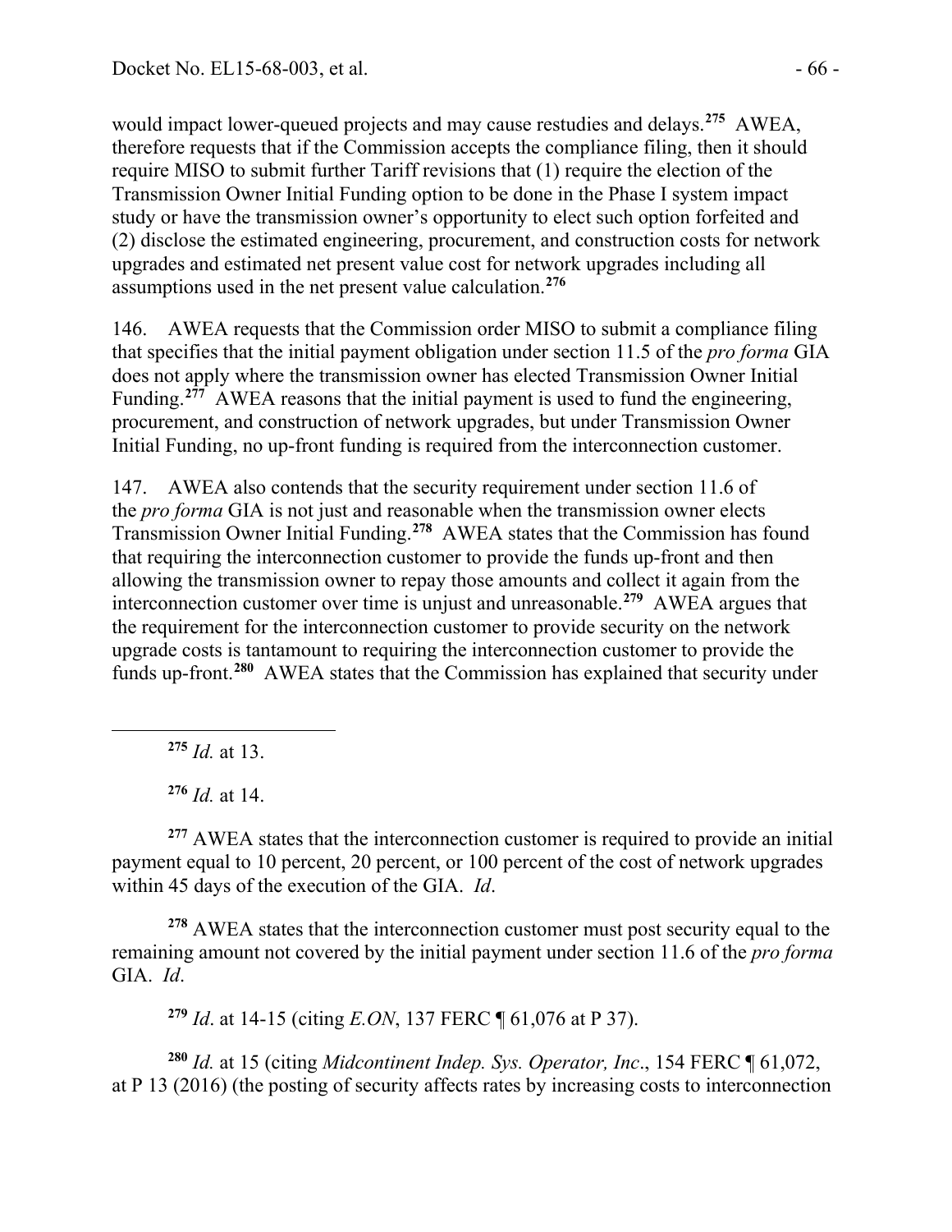would impact lower-queued projects and may cause restudies and delays.[275] AWEA, therefore requests that if the Commission accepts the compliance filing, then it should require MISO to submit further Tariff revisions that (1) require the election of the Transmission Owner Initial Funding option to be done in the Phase I system impact study or have the transmission owner's opportunity to elect such option forfeited and (2) disclose the estimated engineering, procurement, and construction costs for network upgrades and estimated net present value cost for network upgrades including all assumptions used in the net present value calculation.[276]

146. AWEA requests that the Commission order MISO to submit a compliance filing that specifies that the initial payment obligation under section 11.5 of the *pro forma* GIA does not apply where the transmission owner has elected Transmission Owner Initial Funding.[277] AWEA reasons that the initial payment is used to fund the engineering, procurement, and construction of network upgrades, but under Transmission Owner Initial Funding, no up-front funding is required from the interconnection customer.

147. AWEA also contends that the security requirement under section 11.6 of the *pro forma* GIA is not just and reasonable when the transmission owner elects Transmission Owner Initial Funding.[278] AWEA states that the Commission has found that requiring the interconnection customer to provide the funds up-front and then allowing the transmission owner to repay those amounts and collect it again from the interconnection customer over time is unjust and unreasonable.[279] AWEA argues that the requirement for the interconnection customer to provide security on the network upgrade costs is tantamount to requiring the interconnection customer to provide the funds up-front.[280] AWEA states that the Commission has explained that security under

---

[275] *Id.* at 13.

[276] *Id.* at 14.

[277] AWEA states that the interconnection customer is required to provide an initial payment equal to 10 percent, 20 percent, or 100 percent of the cost of network upgrades within 45 days of the execution of the GIA. *Id*.

[278] AWEA states that the interconnection customer must post security equal to the remaining amount not covered by the initial payment under section 11.6 of the *pro forma* GIA. *Id*.

[279] *Id*. at 14-15 (citing *E.ON*, 137 FERC ¶ 61,076 at P 37).

[280] *Id.* at 15 (citing *Midcontinent Indep. Sys. Operator, Inc*., 154 FERC ¶ 61,072, at P 13 (2016) (the posting of security affects rates by increasing costs to interconnection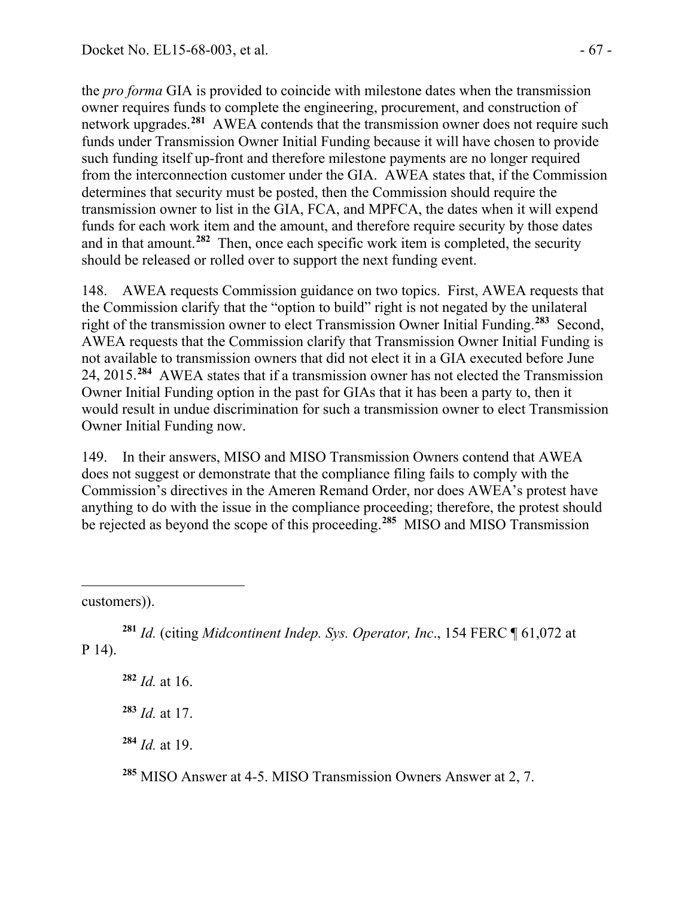the *pro forma* GIA is provided to coincide with milestone dates when the transmission owner requires funds to complete the engineering, procurement, and construction of network upgrades.[281] AWEA contends that the transmission owner does not require such funds under Transmission Owner Initial Funding because it will have chosen to provide such funding itself up-front and therefore milestone payments are no longer required from the interconnection customer under the GIA. AWEA states that, if the Commission determines that security must be posted, then the Commission should require the transmission owner to list in the GIA, FCA, and MPFCA, the dates when it will expend funds for each work item and the amount, and therefore require security by those dates and in that amount.[282] Then, once each specific work item is completed, the security should be released or rolled over to support the next funding event.

148. AWEA requests Commission guidance on two topics. First, AWEA requests that the Commission clarify that the "option to build" right is not negated by the unilateral right of the transmission owner to elect Transmission Owner Initial Funding.[283] Second, AWEA requests that the Commission clarify that Transmission Owner Initial Funding is not available to transmission owners that did not elect it in a GIA executed before June 24, 2015.[284] AWEA states that if a transmission owner has not elected the Transmission Owner Initial Funding option in the past for GIAs that it has been a party to, then it would result in undue discrimination for such a transmission owner to elect Transmission Owner Initial Funding now.

149. In their answers, MISO and MISO Transmission Owners contend that AWEA does not suggest or demonstrate that the compliance filing fails to comply with the Commission's directives in the Ameren Remand Order, nor does AWEA's protest have anything to do with the issue in the compliance proceeding; therefore, the protest should be rejected as beyond the scope of this proceeding.[285] MISO and MISO Transmission

---

customers)).

[281] *Id.* (citing *Midcontinent Indep. Sys. Operator, Inc*., 154 FERC ¶ 61,072 at P 14).

[282] *Id.* at 16.

[283] *Id.* at 17.

[284] *Id.* at 19.

[285] MISO Answer at 4-5. MISO Transmission Owners Answer at 2, 7.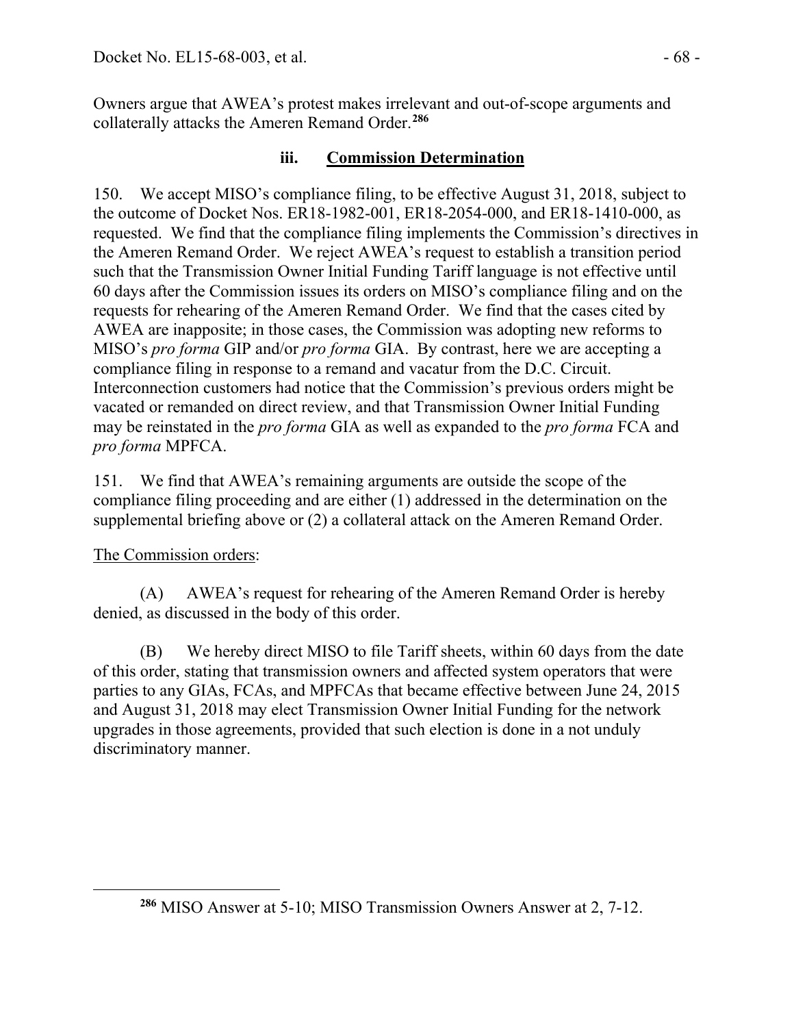Owners argue that AWEA's protest makes irrelevant and out-of-scope arguments and collaterally attacks the Ameren Remand Order.[286]

### iii. Commission Determination

150. We accept MISO's compliance filing, to be effective August 31, 2018, subject to the outcome of Docket Nos. ER18-1982-001, ER18-2054-000, and ER18-1410-000, as requested. We find that the compliance filing implements the Commission's directives in the Ameren Remand Order. We reject AWEA's request to establish a transition period such that the Transmission Owner Initial Funding Tariff language is not effective until 60 days after the Commission issues its orders on MISO's compliance filing and on the requests for rehearing of the Ameren Remand Order. We find that the cases cited by AWEA are inapposite; in those cases, the Commission was adopting new reforms to MISO's *pro forma* GIP and/or *pro forma* GIA. By contrast, here we are accepting a compliance filing in response to a remand and vacatur from the D.C. Circuit. Interconnection customers had notice that the Commission's previous orders might be vacated or remanded on direct review, and that Transmission Owner Initial Funding may be reinstated in the *pro forma* GIA as well as expanded to the *pro forma* FCA and *pro forma* MPFCA.

151. We find that AWEA's remaining arguments are outside the scope of the compliance filing proceeding and are either (1) addressed in the determination on the supplemental briefing above or (2) a collateral attack on the Ameren Remand Order.

The Commission orders:

(A) AWEA's request for rehearing of the Ameren Remand Order is hereby denied, as discussed in the body of this order.

(B) We hereby direct MISO to file Tariff sheets, within 60 days from the date of this order, stating that transmission owners and affected system operators that were parties to any GIAs, FCAs, and MPFCAs that became effective between June 24, 2015 and August 31, 2018 may elect Transmission Owner Initial Funding for the network upgrades in those agreements, provided that such election is done in a not unduly discriminatory manner.

---

[286] MISO Answer at 5-10; MISO Transmission Owners Answer at 2, 7-12.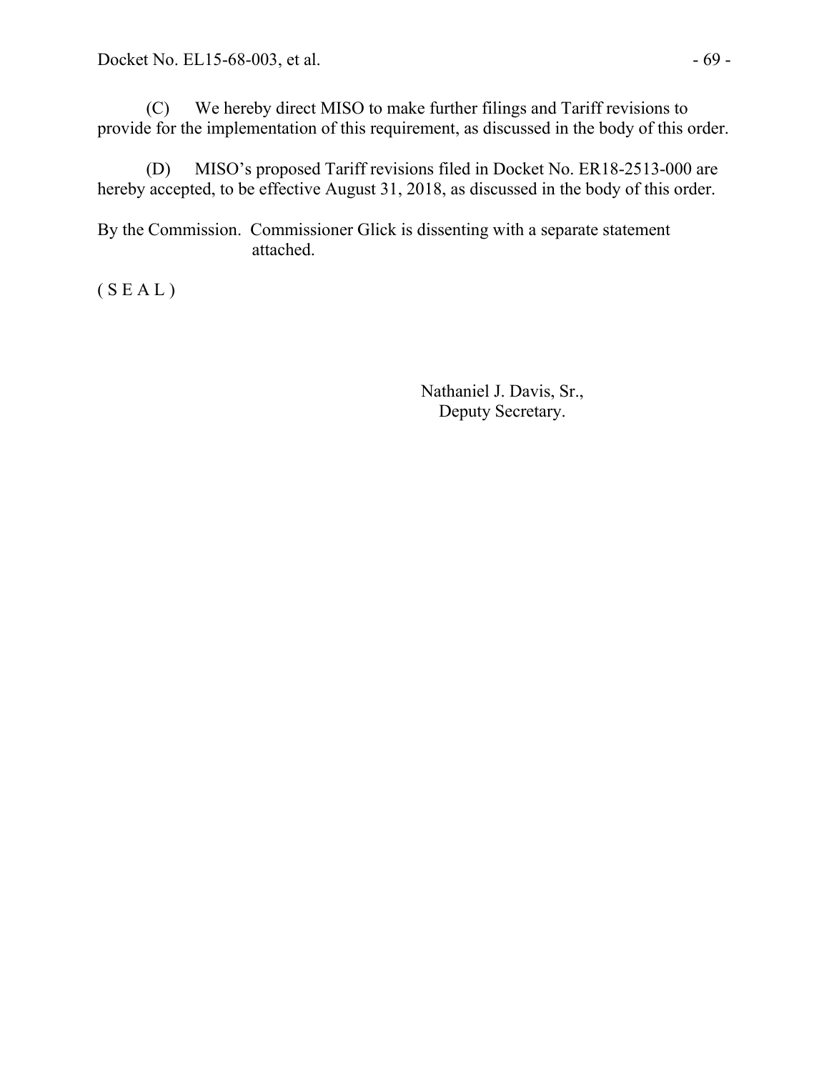(C) We hereby direct MISO to make further filings and Tariff revisions to provide for the implementation of this requirement, as discussed in the body of this order.

(D) MISO's proposed Tariff revisions filed in Docket No. ER18-2513-000 are hereby accepted, to be effective August 31, 2018, as discussed in the body of this order.

By the Commission. Commissioner Glick is dissenting with a separate statement attached.

( S E A L )

Nathaniel J. Davis, Sr.,
Deputy Secretary.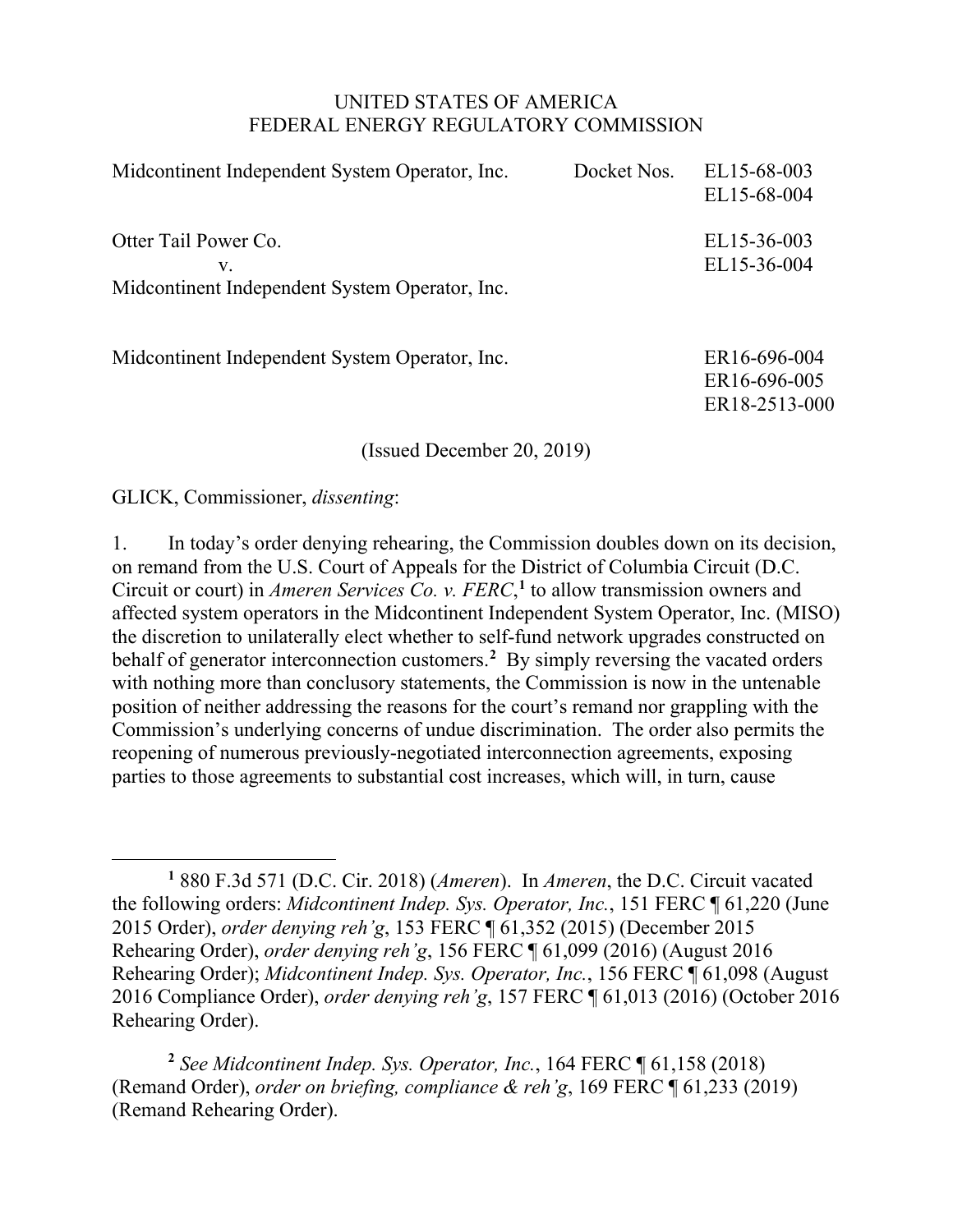UNITED STATES OF AMERICA
FEDERAL ENERGY REGULATORY COMMISSION

| | Docket Nos. |
|---|---|
| Midcontinent Independent System Operator, Inc. | EL15-68-003<br>EL15-68-004 |
| Otter Tail Power Co.<br>v.<br>Midcontinent Independent System Operator, Inc. | EL15-36-003<br>EL15-36-004 |
| Midcontinent Independent System Operator, Inc. | ER16-696-004<br>ER16-696-005<br>ER18-2513-000 |

(Issued December 20, 2019)

GLICK, Commissioner, *dissenting*:

1. In today's order denying rehearing, the Commission doubles down on its decision, on remand from the U.S. Court of Appeals for the District of Columbia Circuit (D.C. Circuit or court) in *Ameren Services Co. v. FERC*,[1] to allow transmission owners and affected system operators in the Midcontinent Independent System Operator, Inc. (MISO) the discretion to unilaterally elect whether to self-fund network upgrades constructed on behalf of generator interconnection customers.[2] By simply reversing the vacated orders with nothing more than conclusory statements, the Commission is now in the untenable position of neither addressing the reasons for the court's remand nor grappling with the Commission's underlying concerns of undue discrimination. The order also permits the reopening of numerous previously-negotiated interconnection agreements, exposing parties to those agreements to substantial cost increases, which will, in turn, cause

---

[1] 880 F.3d 571 (D.C. Cir. 2018) (*Ameren*). In *Ameren*, the D.C. Circuit vacated the following orders: *Midcontinent Indep. Sys. Operator, Inc.*, 151 FERC ¶ 61,220 (June 2015 Order), *order denying reh'g*, 153 FERC ¶ 61,352 (2015) (December 2015 Rehearing Order), *order denying reh'g*, 156 FERC ¶ 61,099 (2016) (August 2016 Rehearing Order); *Midcontinent Indep. Sys. Operator, Inc.*, 156 FERC ¶ 61,098 (August 2016 Compliance Order), *order denying reh'g*, 157 FERC ¶ 61,013 (2016) (October 2016 Rehearing Order).

[2] *See Midcontinent Indep. Sys. Operator, Inc.*, 164 FERC ¶ 61,158 (2018) (Remand Order), *order on briefing, compliance & reh'g*, 169 FERC ¶ 61,233 (2019) (Remand Rehearing Order).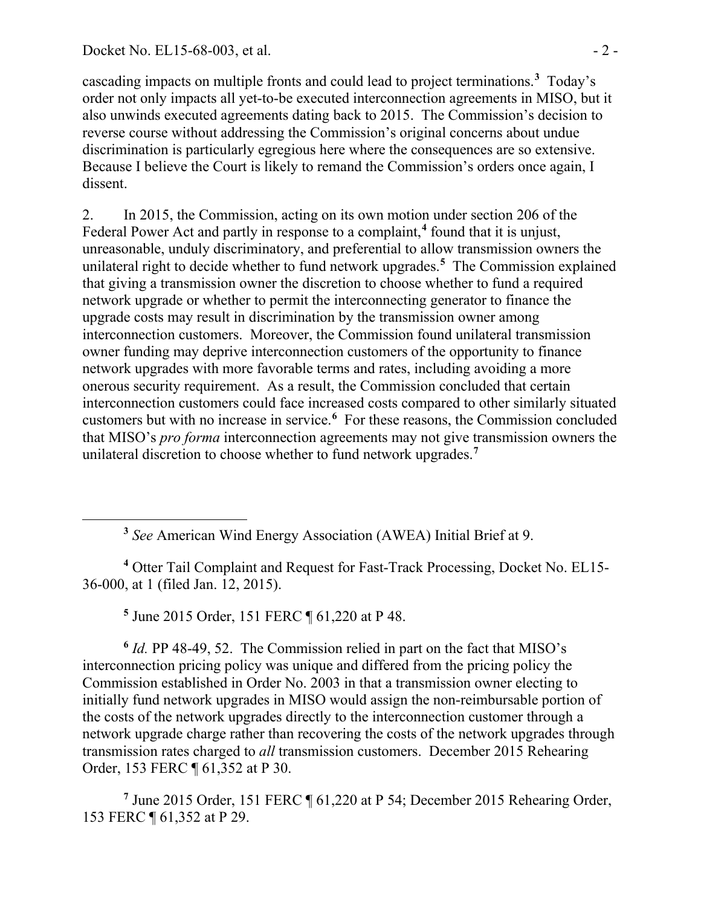cascading impacts on multiple fronts and could lead to project terminations.[3] Today's order not only impacts all yet-to-be executed interconnection agreements in MISO, but it also unwinds executed agreements dating back to 2015. The Commission's decision to reverse course without addressing the Commission's original concerns about undue discrimination is particularly egregious here where the consequences are so extensive. Because I believe the Court is likely to remand the Commission's orders once again, I dissent.

2. In 2015, the Commission, acting on its own motion under section 206 of the Federal Power Act and partly in response to a complaint,[4] found that it is unjust, unreasonable, unduly discriminatory, and preferential to allow transmission owners the unilateral right to decide whether to fund network upgrades.[5] The Commission explained that giving a transmission owner the discretion to choose whether to fund a required network upgrade or whether to permit the interconnecting generator to finance the upgrade costs may result in discrimination by the transmission owner among interconnection customers. Moreover, the Commission found unilateral transmission owner funding may deprive interconnection customers of the opportunity to finance network upgrades with more favorable terms and rates, including avoiding a more onerous security requirement. As a result, the Commission concluded that certain interconnection customers could face increased costs compared to other similarly situated customers but with no increase in service.[6] For these reasons, the Commission concluded that MISO's *pro forma* interconnection agreements may not give transmission owners the unilateral discretion to choose whether to fund network upgrades.[7]

---

[3] *See* American Wind Energy Association (AWEA) Initial Brief at 9.

[4] Otter Tail Complaint and Request for Fast-Track Processing, Docket No. EL15-36-000, at 1 (filed Jan. 12, 2015).

[5] June 2015 Order, 151 FERC ¶ 61,220 at P 48.

[6] *Id.* PP 48-49, 52. The Commission relied in part on the fact that MISO's interconnection pricing policy was unique and differed from the pricing policy the Commission established in Order No. 2003 in that a transmission owner electing to initially fund network upgrades in MISO would assign the non-reimbursable portion of the costs of the network upgrades directly to the interconnection customer through a network upgrade charge rather than recovering the costs of the network upgrades through transmission rates charged to *all* transmission customers. December 2015 Rehearing Order, 153 FERC ¶ 61,352 at P 30.

[7] June 2015 Order, 151 FERC ¶ 61,220 at P 54; December 2015 Rehearing Order, 153 FERC ¶ 61,352 at P 29.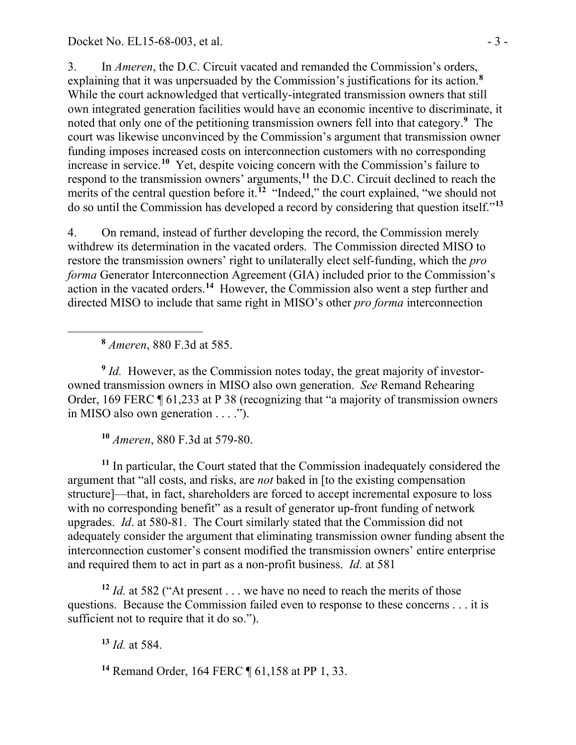3. In *Ameren*, the D.C. Circuit vacated and remanded the Commission's orders, explaining that it was unpersuaded by the Commission's justifications for its action.[8] While the court acknowledged that vertically-integrated transmission owners that still own integrated generation facilities would have an economic incentive to discriminate, it noted that only one of the petitioning transmission owners fell into that category.[9] The court was likewise unconvinced by the Commission's argument that transmission owner funding imposes increased costs on interconnection customers with no corresponding increase in service.[10] Yet, despite voicing concern with the Commission's failure to respond to the transmission owners' arguments,[11] the D.C. Circuit declined to reach the merits of the central question before it.[12] "Indeed," the court explained, "we should not do so until the Commission has developed a record by considering that question itself."[13]

4. On remand, instead of further developing the record, the Commission merely withdrew its determination in the vacated orders. The Commission directed MISO to restore the transmission owners' right to unilaterally elect self-funding, which the *pro forma* Generator Interconnection Agreement (GIA) included prior to the Commission's action in the vacated orders.[14] However, the Commission also went a step further and directed MISO to include that same right in MISO's other *pro forma* interconnection

---

[8] *Ameren*, 880 F.3d at 585.

[9] *Id.* However, as the Commission notes today, the great majority of investor-owned transmission owners in MISO also own generation. *See* Remand Rehearing Order, 169 FERC ¶ 61,233 at P 38 (recognizing that "a majority of transmission owners in MISO also own generation . . . .").

[10] *Ameren*, 880 F.3d at 579-80.

[11] In particular, the Court stated that the Commission inadequately considered the argument that "all costs, and risks, are *not* baked in [to the existing compensation structure]—that, in fact, shareholders are forced to accept incremental exposure to loss with no corresponding benefit" as a result of generator up-front funding of network upgrades. *Id*. at 580-81. The Court similarly stated that the Commission did not adequately consider the argument that eliminating transmission owner funding absent the interconnection customer's consent modified the transmission owners' entire enterprise and required them to act in part as a non-profit business. *Id.* at 581

[12] *Id.* at 582 ("At present . . . we have no need to reach the merits of those questions. Because the Commission failed even to response to these concerns . . . it is sufficient not to require that it do so.").

[13] *Id.* at 584.

[14] Remand Order, 164 FERC ¶ 61,158 at PP 1, 33.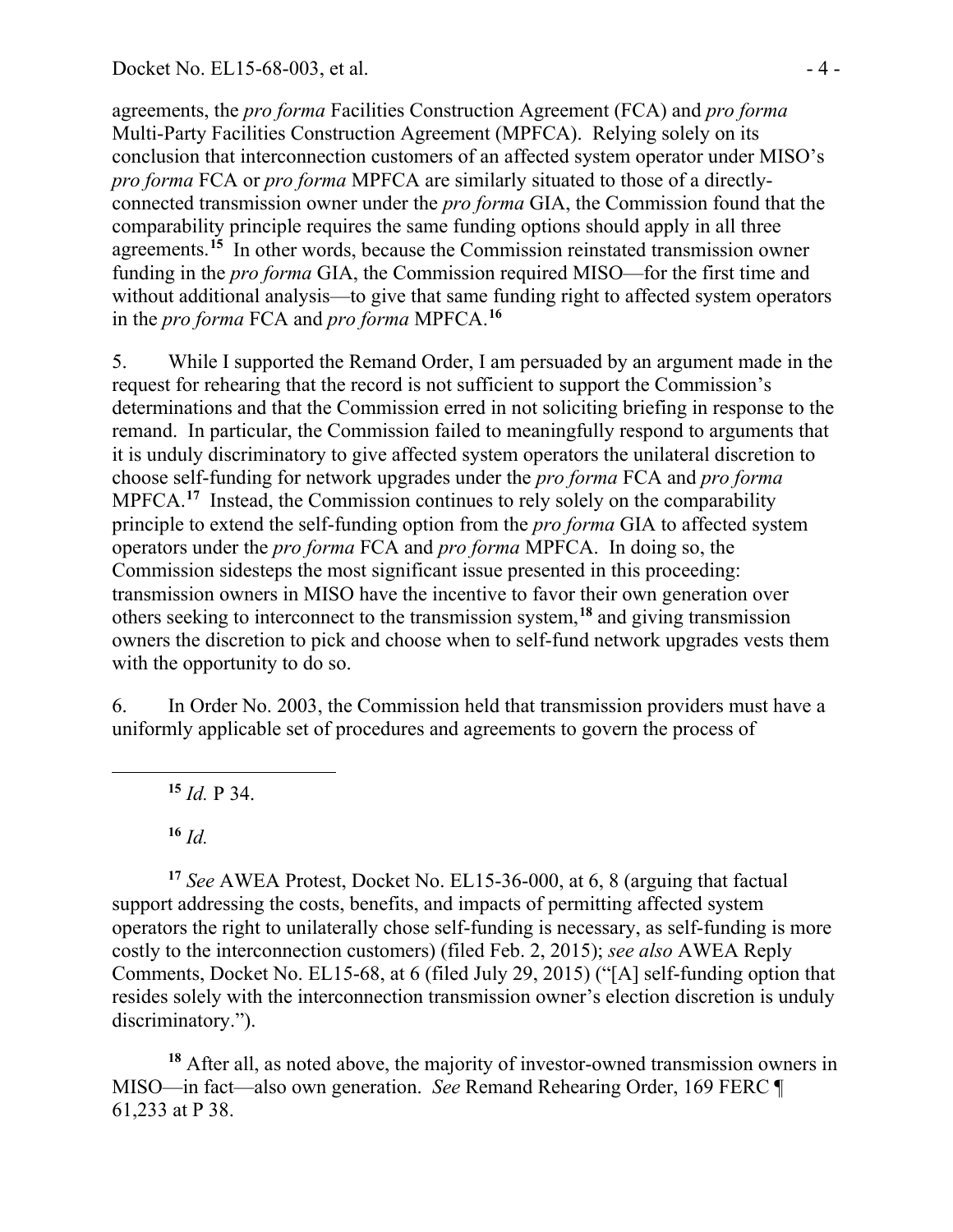agreements, the *pro forma* Facilities Construction Agreement (FCA) and *pro forma* Multi-Party Facilities Construction Agreement (MPFCA). Relying solely on its conclusion that interconnection customers of an affected system operator under MISO's *pro forma* FCA or *pro forma* MPFCA are similarly situated to those of a directly-connected transmission owner under the *pro forma* GIA, the Commission found that the comparability principle requires the same funding options should apply in all three agreements.[15] In other words, because the Commission reinstated transmission owner funding in the *pro forma* GIA, the Commission required MISO—for the first time and without additional analysis—to give that same funding right to affected system operators in the *pro forma* FCA and *pro forma* MPFCA.[16]

5. While I supported the Remand Order, I am persuaded by an argument made in the request for rehearing that the record is not sufficient to support the Commission's determinations and that the Commission erred in not soliciting briefing in response to the remand. In particular, the Commission failed to meaningfully respond to arguments that it is unduly discriminatory to give affected system operators the unilateral discretion to choose self-funding for network upgrades under the *pro forma* FCA and *pro forma* MPFCA.[17] Instead, the Commission continues to rely solely on the comparability principle to extend the self-funding option from the *pro forma* GIA to affected system operators under the *pro forma* FCA and *pro forma* MPFCA. In doing so, the Commission sidesteps the most significant issue presented in this proceeding: transmission owners in MISO have the incentive to favor their own generation over others seeking to interconnect to the transmission system,[18] and giving transmission owners the discretion to pick and choose when to self-fund network upgrades vests them with the opportunity to do so.

6. In Order No. 2003, the Commission held that transmission providers must have a uniformly applicable set of procedures and agreements to govern the process of

---

[15] *Id.* P 34.

[16] *Id.*

[17] *See* AWEA Protest, Docket No. EL15-36-000, at 6, 8 (arguing that factual support addressing the costs, benefits, and impacts of permitting affected system operators the right to unilaterally chose self-funding is necessary, as self-funding is more costly to the interconnection customers) (filed Feb. 2, 2015); *see also* AWEA Reply Comments, Docket No. EL15-68, at 6 (filed July 29, 2015) ("[A] self-funding option that resides solely with the interconnection transmission owner's election discretion is unduly discriminatory.").

[18] After all, as noted above, the majority of investor-owned transmission owners in MISO—in fact—also own generation. *See* Remand Rehearing Order, 169 FERC ¶ 61,233 at P 38.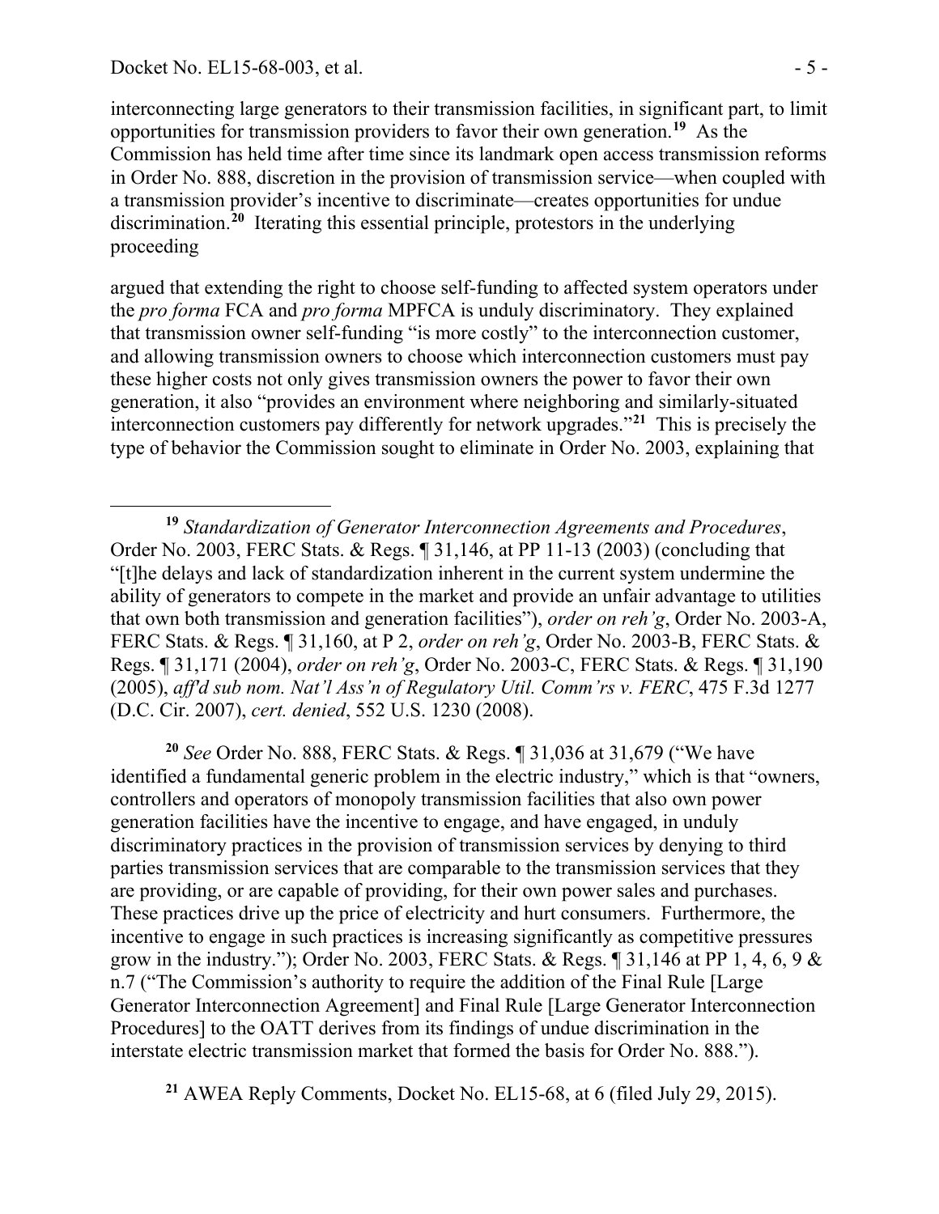interconnecting large generators to their transmission facilities, in significant part, to limit opportunities for transmission providers to favor their own generation.[19] As the Commission has held time after time since its landmark open access transmission reforms in Order No. 888, discretion in the provision of transmission service—when coupled with a transmission provider's incentive to discriminate—creates opportunities for undue discrimination.[20] Iterating this essential principle, protestors in the underlying proceeding

argued that extending the right to choose self-funding to affected system operators under the *pro forma* FCA and *pro forma* MPFCA is unduly discriminatory. They explained that transmission owner self-funding "is more costly" to the interconnection customer, and allowing transmission owners to choose which interconnection customers must pay these higher costs not only gives transmission owners the power to favor their own generation, it also "provides an environment where neighboring and similarly-situated interconnection customers pay differently for network upgrades."[21] This is precisely the type of behavior the Commission sought to eliminate in Order No. 2003, explaining that

---

[19] *Standardization of Generator Interconnection Agreements and Procedures*, Order No. 2003, FERC Stats. & Regs. ¶ 31,146, at PP 11-13 (2003) (concluding that "[t]he delays and lack of standardization inherent in the current system undermine the ability of generators to compete in the market and provide an unfair advantage to utilities that own both transmission and generation facilities"), *order on reh'g*, Order No. 2003-A, FERC Stats. & Regs. ¶ 31,160, at P 2, *order on reh'g*, Order No. 2003-B, FERC Stats. & Regs. ¶ 31,171 (2004), *order on reh'g*, Order No. 2003-C, FERC Stats. & Regs. ¶ 31,190 (2005), *aff'd sub nom. Nat'l Ass'n of Regulatory Util. Comm'rs v. FERC*, 475 F.3d 1277 (D.C. Cir. 2007), *cert. denied*, 552 U.S. 1230 (2008).

[20] *See* Order No. 888, FERC Stats. & Regs. ¶ 31,036 at 31,679 ("We have identified a fundamental generic problem in the electric industry," which is that "owners, controllers and operators of monopoly transmission facilities that also own power generation facilities have the incentive to engage, and have engaged, in unduly discriminatory practices in the provision of transmission services by denying to third parties transmission services that are comparable to the transmission services that they are providing, or are capable of providing, for their own power sales and purchases. These practices drive up the price of electricity and hurt consumers. Furthermore, the incentive to engage in such practices is increasing significantly as competitive pressures grow in the industry."); Order No. 2003, FERC Stats. & Regs. ¶ 31,146 at PP 1, 4, 6, 9 & n.7 ("The Commission's authority to require the addition of the Final Rule [Large Generator Interconnection Agreement] and Final Rule [Large Generator Interconnection Procedures] to the OATT derives from its findings of undue discrimination in the interstate electric transmission market that formed the basis for Order No. 888.").

[21] AWEA Reply Comments, Docket No. EL15-68, at 6 (filed July 29, 2015).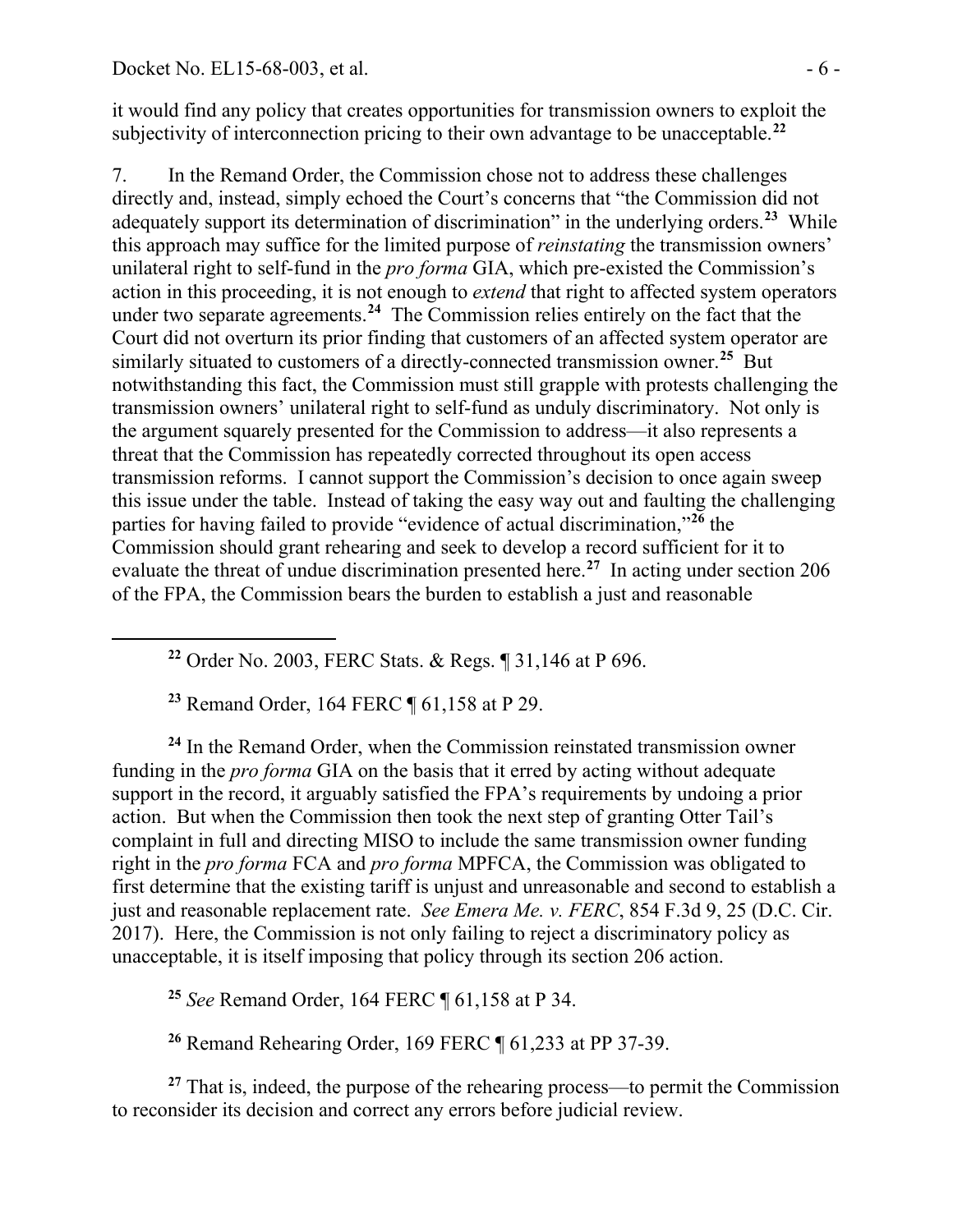it would find any policy that creates opportunities for transmission owners to exploit the subjectivity of interconnection pricing to their own advantage to be unacceptable.[22]

7. In the Remand Order, the Commission chose not to address these challenges directly and, instead, simply echoed the Court's concerns that "the Commission did not adequately support its determination of discrimination" in the underlying orders.[23] While this approach may suffice for the limited purpose of *reinstating* the transmission owners' unilateral right to self-fund in the *pro forma* GIA, which pre-existed the Commission's action in this proceeding, it is not enough to *extend* that right to affected system operators under two separate agreements.[24] The Commission relies entirely on the fact that the Court did not overturn its prior finding that customers of an affected system operator are similarly situated to customers of a directly-connected transmission owner.[25] But notwithstanding this fact, the Commission must still grapple with protests challenging the transmission owners' unilateral right to self-fund as unduly discriminatory. Not only is the argument squarely presented for the Commission to address—it also represents a threat that the Commission has repeatedly corrected throughout its open access transmission reforms. I cannot support the Commission's decision to once again sweep this issue under the table. Instead of taking the easy way out and faulting the challenging parties for having failed to provide "evidence of actual discrimination,"[26] the Commission should grant rehearing and seek to develop a record sufficient for it to evaluate the threat of undue discrimination presented here.[27] In acting under section 206 of the FPA, the Commission bears the burden to establish a just and reasonable

---

[22] Order No. 2003, FERC Stats. & Regs. ¶ 31,146 at P 696.

[23] Remand Order, 164 FERC ¶ 61,158 at P 29.

[24] In the Remand Order, when the Commission reinstated transmission owner funding in the *pro forma* GIA on the basis that it erred by acting without adequate support in the record, it arguably satisfied the FPA's requirements by undoing a prior action. But when the Commission then took the next step of granting Otter Tail's complaint in full and directing MISO to include the same transmission owner funding right in the *pro forma* FCA and *pro forma* MPFCA, the Commission was obligated to first determine that the existing tariff is unjust and unreasonable and second to establish a just and reasonable replacement rate. *See Emera Me. v. FERC*, 854 F.3d 9, 25 (D.C. Cir. 2017). Here, the Commission is not only failing to reject a discriminatory policy as unacceptable, it is itself imposing that policy through its section 206 action.

[25] *See* Remand Order, 164 FERC ¶ 61,158 at P 34.

[26] Remand Rehearing Order, 169 FERC ¶ 61,233 at PP 37-39.

[27] That is, indeed, the purpose of the rehearing process—to permit the Commission to reconsider its decision and correct any errors before judicial review.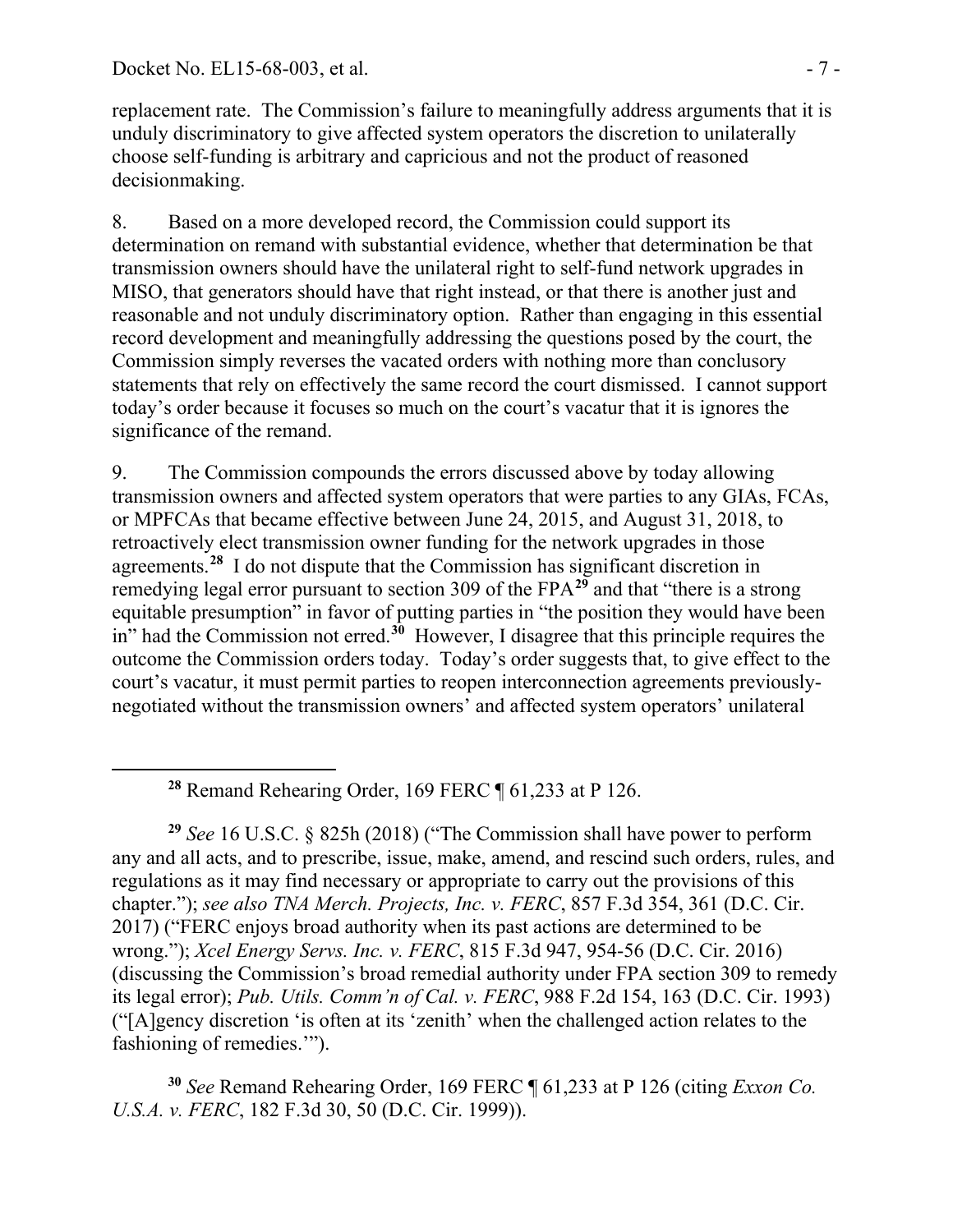replacement rate. The Commission's failure to meaningfully address arguments that it is unduly discriminatory to give affected system operators the discretion to unilaterally choose self-funding is arbitrary and capricious and not the product of reasoned decisionmaking.

8. Based on a more developed record, the Commission could support its determination on remand with substantial evidence, whether that determination be that transmission owners should have the unilateral right to self-fund network upgrades in MISO, that generators should have that right instead, or that there is another just and reasonable and not unduly discriminatory option. Rather than engaging in this essential record development and meaningfully addressing the questions posed by the court, the Commission simply reverses the vacated orders with nothing more than conclusory statements that rely on effectively the same record the court dismissed. I cannot support today's order because it focuses so much on the court's vacatur that it is ignores the significance of the remand.

9. The Commission compounds the errors discussed above by today allowing transmission owners and affected system operators that were parties to any GIAs, FCAs, or MPFCAs that became effective between June 24, 2015, and August 31, 2018, to retroactively elect transmission owner funding for the network upgrades in those agreements.[28] I do not dispute that the Commission has significant discretion in remedying legal error pursuant to section 309 of the FPA[29] and that "there is a strong equitable presumption" in favor of putting parties in "the position they would have been in" had the Commission not erred.[30] However, I disagree that this principle requires the outcome the Commission orders today. Today's order suggests that, to give effect to the court's vacatur, it must permit parties to reopen interconnection agreements previously-negotiated without the transmission owners' and affected system operators' unilateral

---

[28] Remand Rehearing Order, 169 FERC ¶ 61,233 at P 126.

[29] *See* 16 U.S.C. § 825h (2018) ("The Commission shall have power to perform any and all acts, and to prescribe, issue, make, amend, and rescind such orders, rules, and regulations as it may find necessary or appropriate to carry out the provisions of this chapter."); *see also TNA Merch. Projects, Inc. v. FERC*, 857 F.3d 354, 361 (D.C. Cir. 2017) ("FERC enjoys broad authority when its past actions are determined to be wrong."); *Xcel Energy Servs. Inc. v. FERC*, 815 F.3d 947, 954-56 (D.C. Cir. 2016) (discussing the Commission's broad remedial authority under FPA section 309 to remedy its legal error); *Pub. Utils. Comm'n of Cal. v. FERC*, 988 F.2d 154, 163 (D.C. Cir. 1993) ("[A]gency discretion 'is often at its 'zenith' when the challenged action relates to the fashioning of remedies.'").

[30] *See* Remand Rehearing Order, 169 FERC ¶ 61,233 at P 126 (citing *Exxon Co. U.S.A. v. FERC*, 182 F.3d 30, 50 (D.C. Cir. 1999)).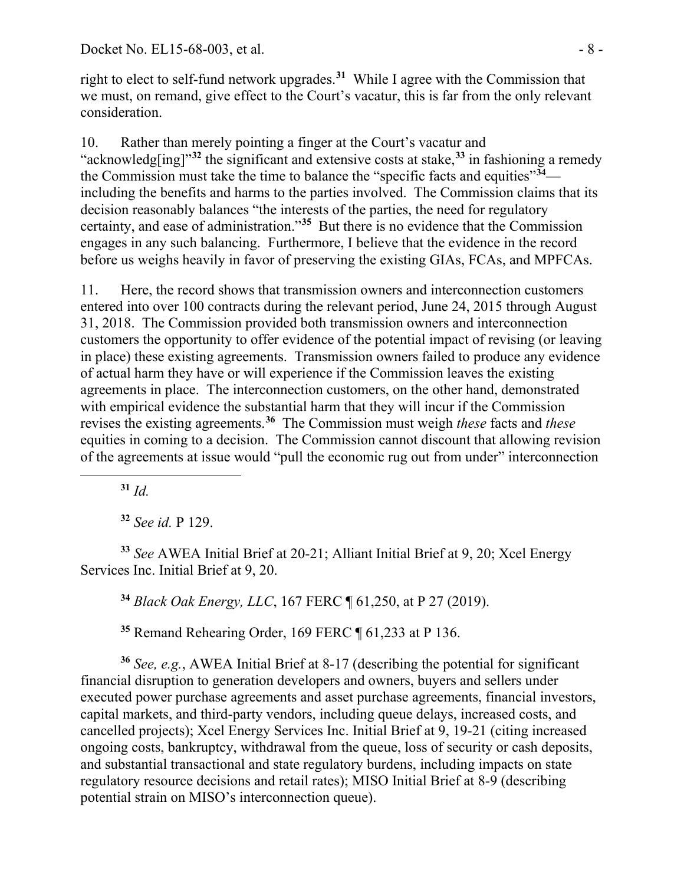right to elect to self-fund network upgrades.[31] While I agree with the Commission that we must, on remand, give effect to the Court's vacatur, this is far from the only relevant consideration.

10. Rather than merely pointing a finger at the Court's vacatur and "acknowledg[ing]"[32] the significant and extensive costs at stake,[33] in fashioning a remedy the Commission must take the time to balance the "specific facts and equities"[34]—including the benefits and harms to the parties involved. The Commission claims that its decision reasonably balances "the interests of the parties, the need for regulatory certainty, and ease of administration."[35] But there is no evidence that the Commission engages in any such balancing. Furthermore, I believe that the evidence in the record before us weighs heavily in favor of preserving the existing GIAs, FCAs, and MPFCAs.

11. Here, the record shows that transmission owners and interconnection customers entered into over 100 contracts during the relevant period, June 24, 2015 through August 31, 2018. The Commission provided both transmission owners and interconnection customers the opportunity to offer evidence of the potential impact of revising (or leaving in place) these existing agreements. Transmission owners failed to produce any evidence of actual harm they have or will experience if the Commission leaves the existing agreements in place. The interconnection customers, on the other hand, demonstrated with empirical evidence the substantial harm that they will incur if the Commission revises the existing agreements.[36] The Commission must weigh *these* facts and *these* equities in coming to a decision. The Commission cannot discount that allowing revision of the agreements at issue would "pull the economic rug out from under" interconnection

---

[31] *Id.*

[32] *See id.* P 129.

[33] *See* AWEA Initial Brief at 20-21; Alliant Initial Brief at 9, 20; Xcel Energy Services Inc. Initial Brief at 9, 20.

[34] *Black Oak Energy, LLC*, 167 FERC ¶ 61,250, at P 27 (2019).

[35] Remand Rehearing Order, 169 FERC ¶ 61,233 at P 136.

[36] *See, e.g.*, AWEA Initial Brief at 8-17 (describing the potential for significant financial disruption to generation developers and owners, buyers and sellers under executed power purchase agreements and asset purchase agreements, financial investors, capital markets, and third-party vendors, including queue delays, increased costs, and cancelled projects); Xcel Energy Services Inc. Initial Brief at 9, 19-21 (citing increased ongoing costs, bankruptcy, withdrawal from the queue, loss of security or cash deposits, and substantial transactional and state regulatory burdens, including impacts on state regulatory resource decisions and retail rates); MISO Initial Brief at 8-9 (describing potential strain on MISO's interconnection queue).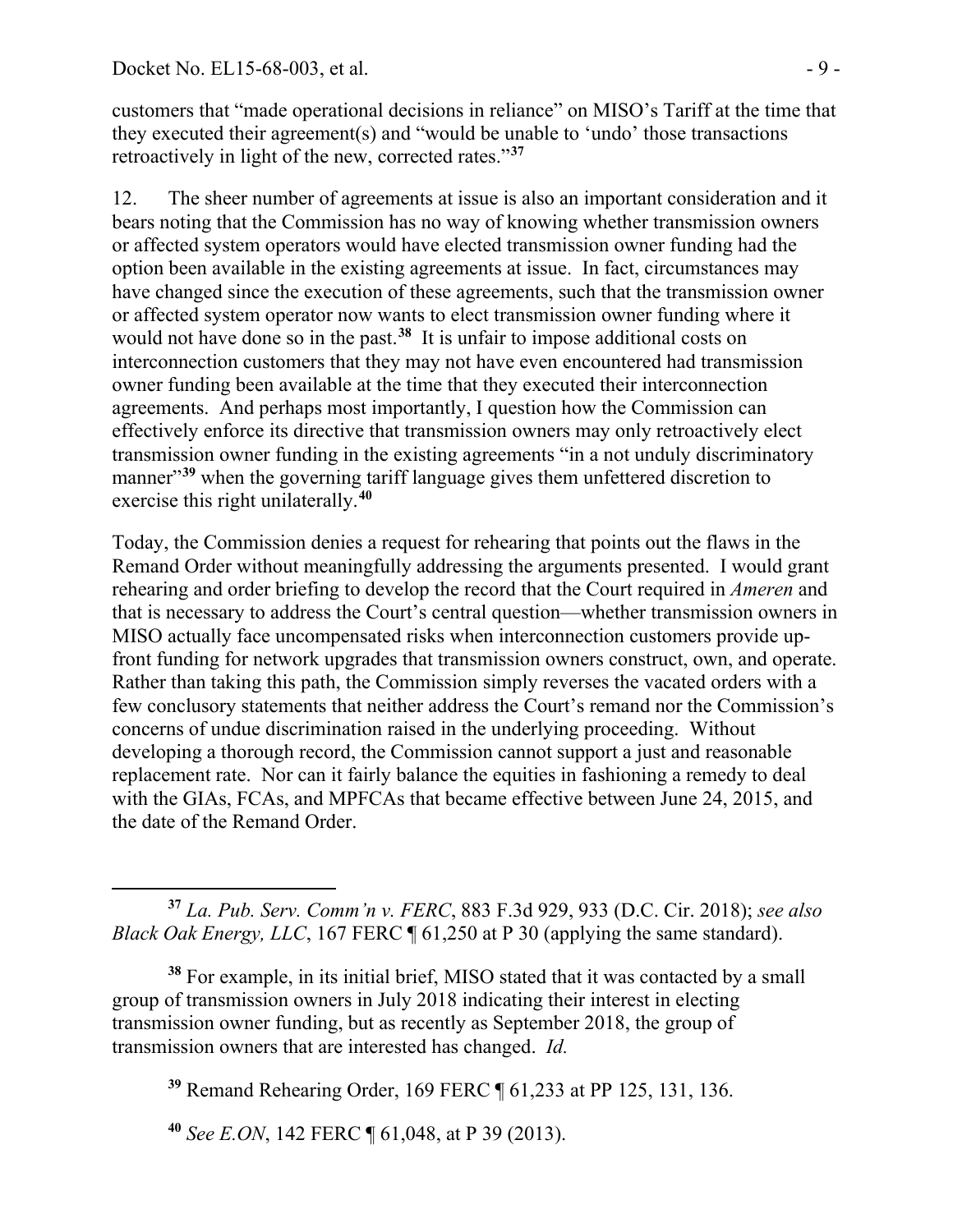customers that "made operational decisions in reliance" on MISO's Tariff at the time that they executed their agreement(s) and "would be unable to 'undo' those transactions retroactively in light of the new, corrected rates."[37]

12. The sheer number of agreements at issue is also an important consideration and it bears noting that the Commission has no way of knowing whether transmission owners or affected system operators would have elected transmission owner funding had the option been available in the existing agreements at issue. In fact, circumstances may have changed since the execution of these agreements, such that the transmission owner or affected system operator now wants to elect transmission owner funding where it would not have done so in the past.[38] It is unfair to impose additional costs on interconnection customers that they may not have even encountered had transmission owner funding been available at the time that they executed their interconnection agreements. And perhaps most importantly, I question how the Commission can effectively enforce its directive that transmission owners may only retroactively elect transmission owner funding in the existing agreements "in a not unduly discriminatory manner"[39] when the governing tariff language gives them unfettered discretion to exercise this right unilaterally.[40]

Today, the Commission denies a request for rehearing that points out the flaws in the Remand Order without meaningfully addressing the arguments presented. I would grant rehearing and order briefing to develop the record that the Court required in *Ameren* and that is necessary to address the Court's central question—whether transmission owners in MISO actually face uncompensated risks when interconnection customers provide up-front funding for network upgrades that transmission owners construct, own, and operate. Rather than taking this path, the Commission simply reverses the vacated orders with a few conclusory statements that neither address the Court's remand nor the Commission's concerns of undue discrimination raised in the underlying proceeding. Without developing a thorough record, the Commission cannot support a just and reasonable replacement rate. Nor can it fairly balance the equities in fashioning a remedy to deal with the GIAs, FCAs, and MPFCAs that became effective between June 24, 2015, and the date of the Remand Order.

---

[37] *La. Pub. Serv. Comm'n v. FERC*, 883 F.3d 929, 933 (D.C. Cir. 2018); *see also Black Oak Energy, LLC*, 167 FERC ¶ 61,250 at P 30 (applying the same standard).

[38] For example, in its initial brief, MISO stated that it was contacted by a small group of transmission owners in July 2018 indicating their interest in electing transmission owner funding, but as recently as September 2018, the group of transmission owners that are interested has changed. *Id.*

[39] Remand Rehearing Order, 169 FERC ¶ 61,233 at PP 125, 131, 136.

[40] *See E.ON*, 142 FERC ¶ 61,048, at P 39 (2013).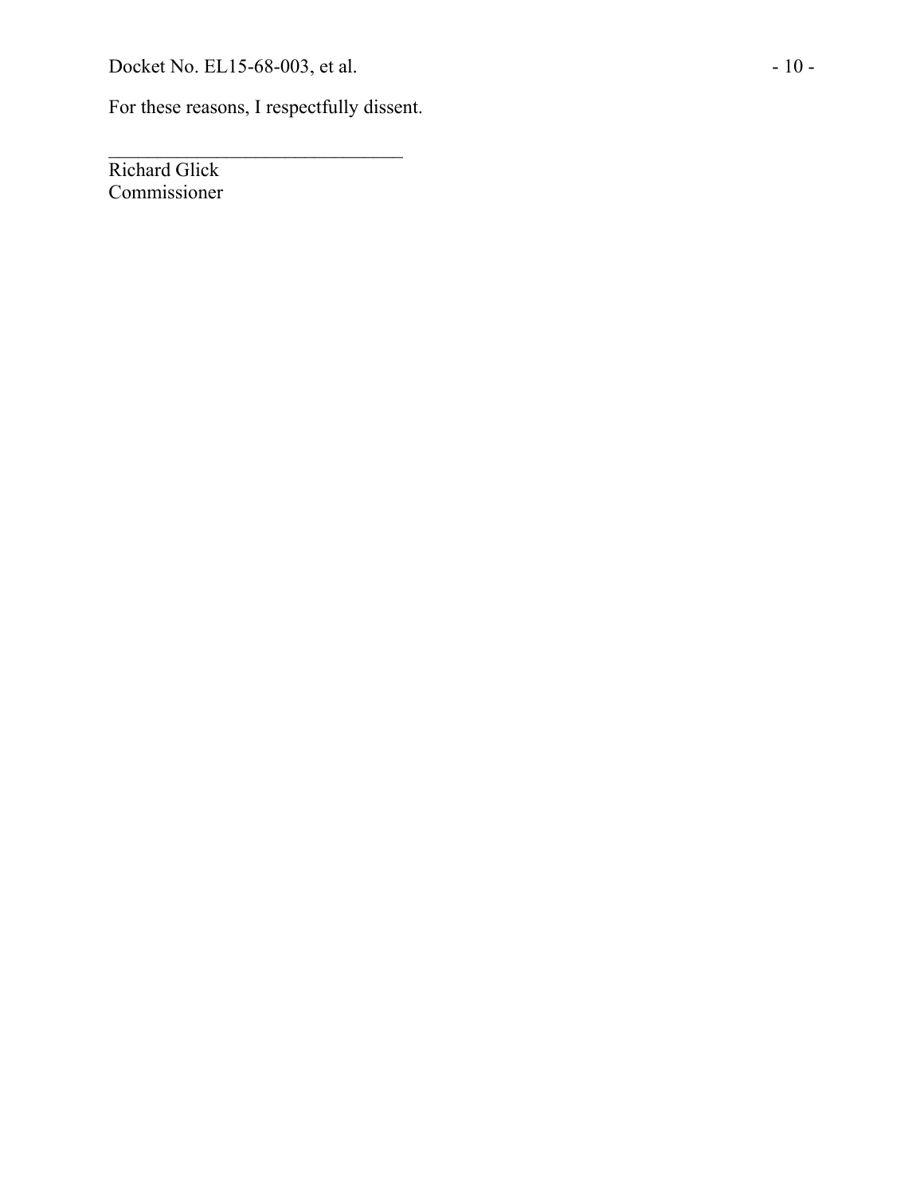For these reasons, I respectfully dissent.

______________________________
Richard Glick
Commissioner